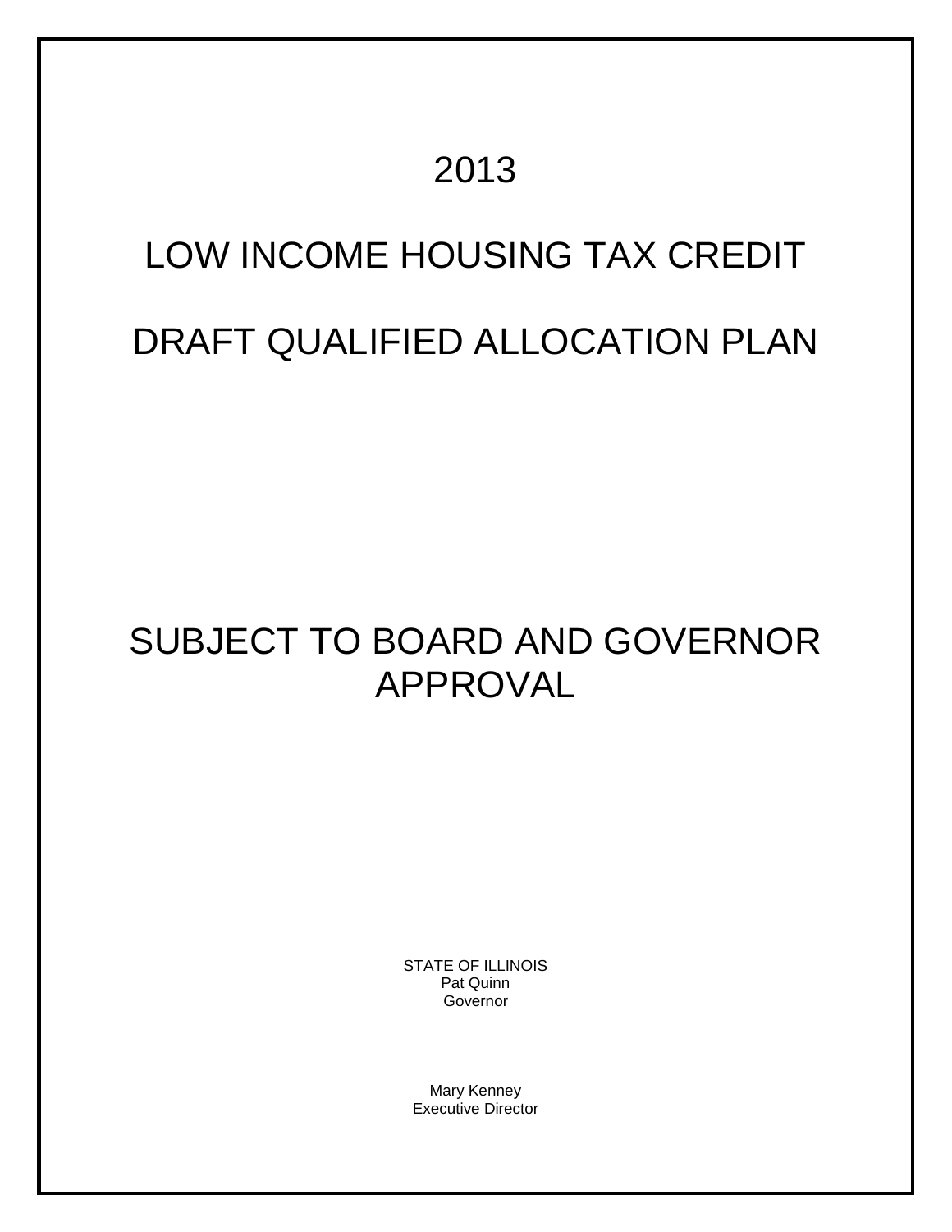# 2013

# LOW INCOME HOUSING TAX CREDIT

# DRAFT QUALIFIED ALLOCATION PLAN

# SUBJECT TO BOARD AND GOVERNOR APPROVAL

STATE OF ILLINOIS
Pat Quinn
Governor

Mary Kenney
Executive Director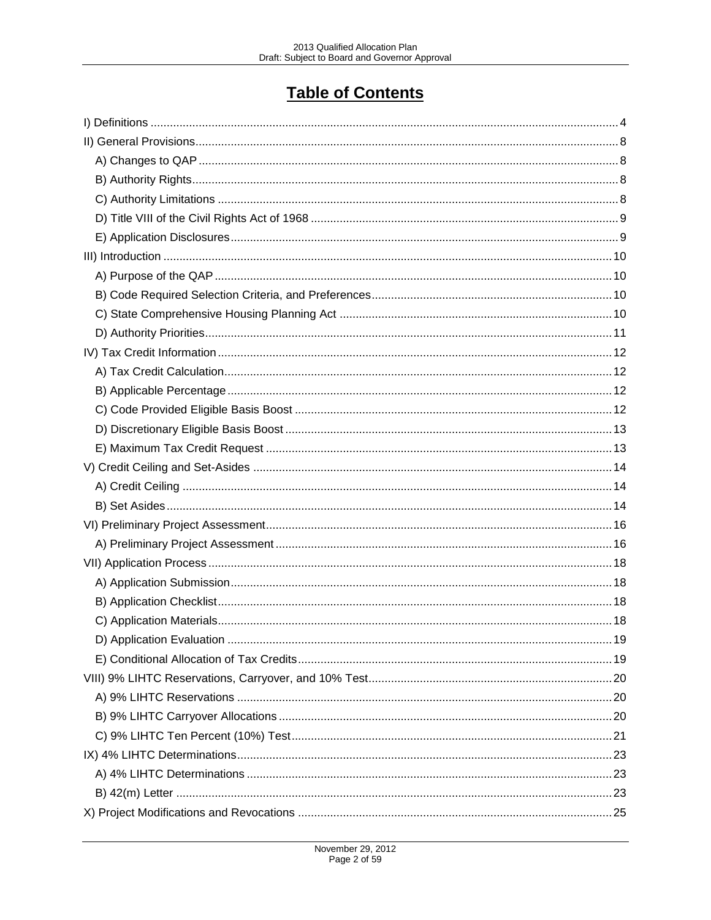# Table of Contents

I) Definitions ..... 4

II) General Provisions ..... 8

- A) Changes to QAP ..... 8
- B) Authority Rights ..... 8
- C) Authority Limitations ..... 8
- D) Title VIII of the Civil Rights Act of 1968 ..... 9
- E) Application Disclosures ..... 9

III) Introduction ..... 10

- A) Purpose of the QAP ..... 10
- B) Code Required Selection Criteria, and Preferences ..... 10
- C) State Comprehensive Housing Planning Act ..... 10
- D) Authority Priorities ..... 11

IV) Tax Credit Information ..... 12

- A) Tax Credit Calculation ..... 12
- B) Applicable Percentage ..... 12
- C) Code Provided Eligible Basis Boost ..... 12
- D) Discretionary Eligible Basis Boost ..... 13
- E) Maximum Tax Credit Request ..... 13

V) Credit Ceiling and Set-Asides ..... 14

- A) Credit Ceiling ..... 14
- B) Set Asides ..... 14

VI) Preliminary Project Assessment ..... 16

- A) Preliminary Project Assessment ..... 16

VII) Application Process ..... 18

- A) Application Submission ..... 18
- B) Application Checklist ..... 18
- C) Application Materials ..... 18
- D) Application Evaluation ..... 19
- E) Conditional Allocation of Tax Credits ..... 19

VIII) 9% LIHTC Reservations, Carryover, and 10% Test ..... 20

- A) 9% LIHTC Reservations ..... 20
- B) 9% LIHTC Carryover Allocations ..... 20
- C) 9% LIHTC Ten Percent (10%) Test ..... 21

IX) 4% LIHTC Determinations ..... 23

- A) 4% LIHTC Determinations ..... 23
- B) 42(m) Letter ..... 23

X) Project Modifications and Revocations ..... 25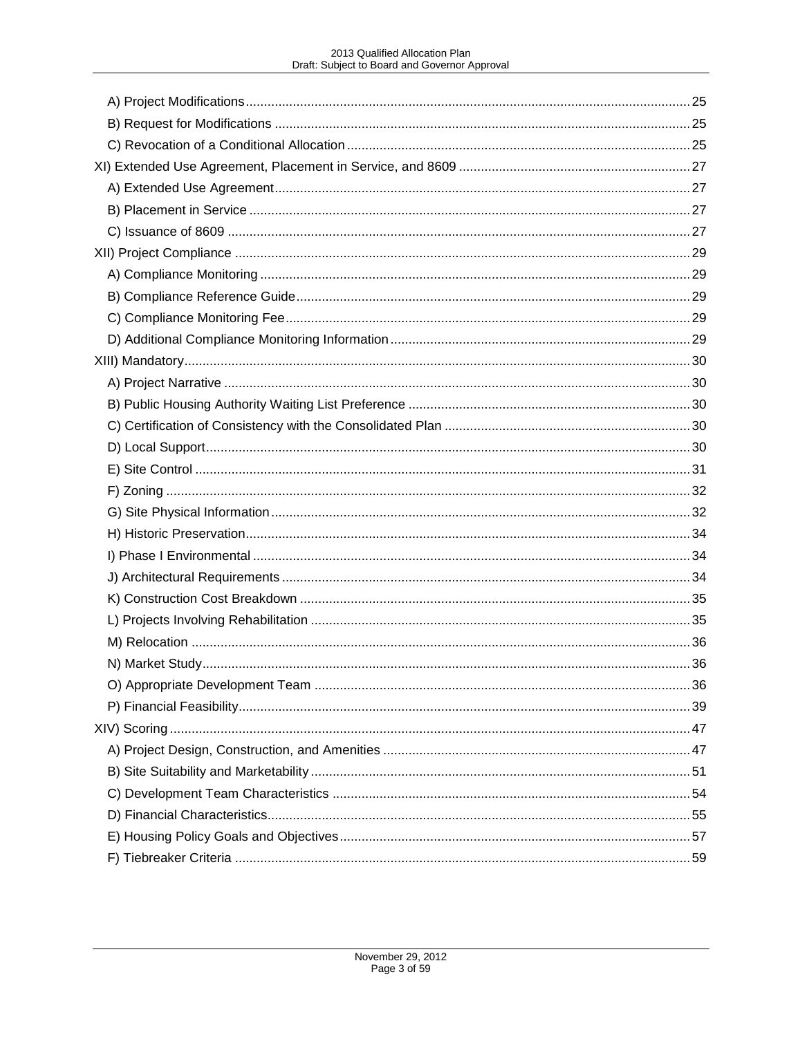A) Project Modifications .......... 25
B) Request for Modifications .......... 25
C) Revocation of a Conditional Allocation .......... 25
XI) Extended Use Agreement, Placement in Service, and 8609 .......... 27
A) Extended Use Agreement .......... 27
B) Placement in Service .......... 27
C) Issuance of 8609 .......... 27
XII) Project Compliance .......... 29
A) Compliance Monitoring .......... 29
B) Compliance Reference Guide .......... 29
C) Compliance Monitoring Fee .......... 29
D) Additional Compliance Monitoring Information .......... 29
XIII) Mandatory .......... 30
A) Project Narrative .......... 30
B) Public Housing Authority Waiting List Preference .......... 30
C) Certification of Consistency with the Consolidated Plan .......... 30
D) Local Support .......... 30
E) Site Control .......... 31
F) Zoning .......... 32
G) Site Physical Information .......... 32
H) Historic Preservation .......... 34
I) Phase I Environmental .......... 34
J) Architectural Requirements .......... 34
K) Construction Cost Breakdown .......... 35
L) Projects Involving Rehabilitation .......... 35
M) Relocation .......... 36
N) Market Study .......... 36
O) Appropriate Development Team .......... 36
P) Financial Feasibility .......... 39
XIV) Scoring .......... 47
A) Project Design, Construction, and Amenities .......... 47
B) Site Suitability and Marketability .......... 51
C) Development Team Characteristics .......... 54
D) Financial Characteristics .......... 55
E) Housing Policy Goals and Objectives .......... 57
F) Tiebreaker Criteria .......... 59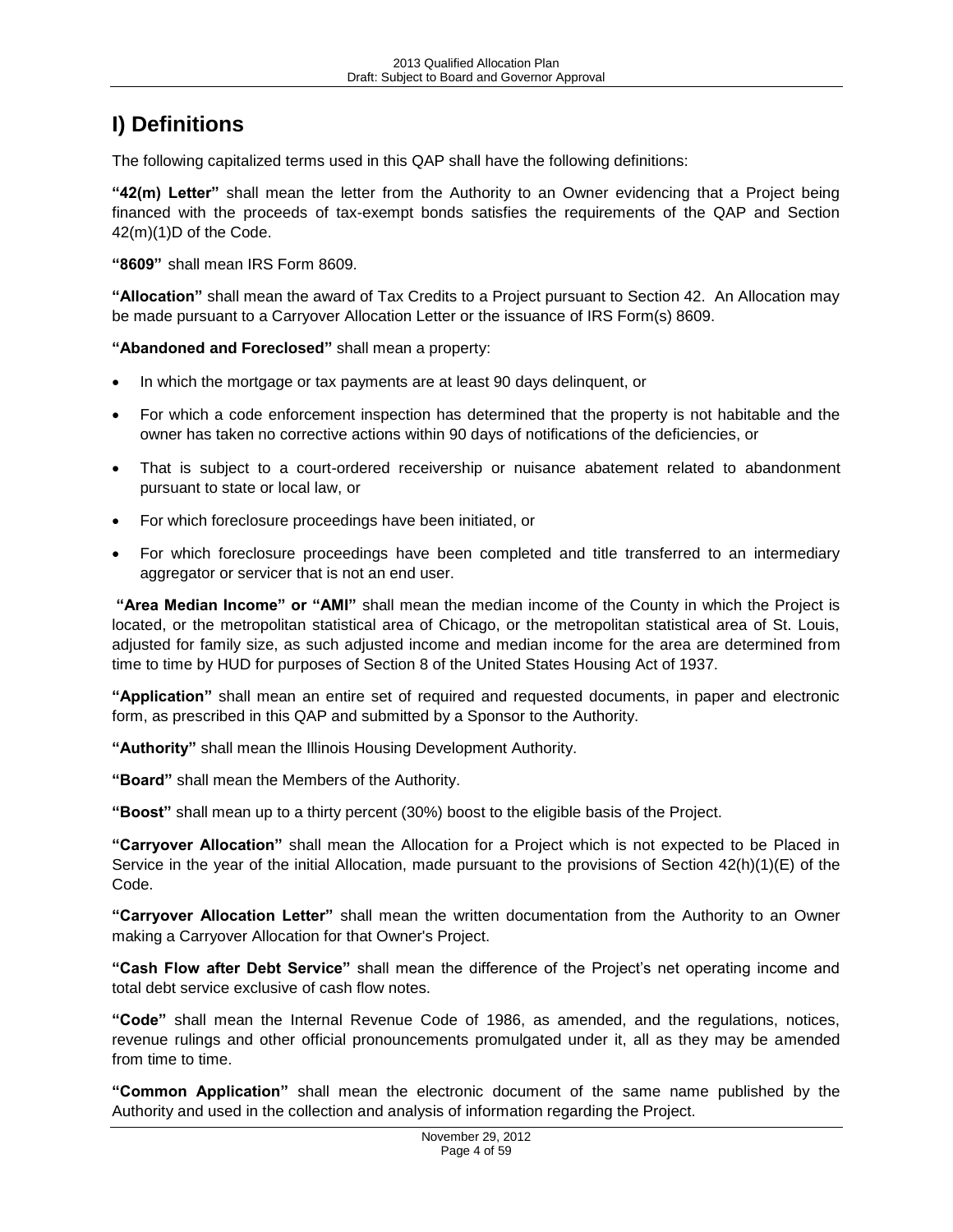# I) Definitions

The following capitalized terms used in this QAP shall have the following definitions:

**"42(m) Letter"** shall mean the letter from the Authority to an Owner evidencing that a Project being financed with the proceeds of tax-exempt bonds satisfies the requirements of the QAP and Section 42(m)(1)D of the Code.

**"8609"** shall mean IRS Form 8609.

**"Allocation"** shall mean the award of Tax Credits to a Project pursuant to Section 42. An Allocation may be made pursuant to a Carryover Allocation Letter or the issuance of IRS Form(s) 8609.

**"Abandoned and Foreclosed"** shall mean a property:

- In which the mortgage or tax payments are at least 90 days delinquent, or
- For which a code enforcement inspection has determined that the property is not habitable and the owner has taken no corrective actions within 90 days of notifications of the deficiencies, or
- That is subject to a court-ordered receivership or nuisance abatement related to abandonment pursuant to state or local law, or
- For which foreclosure proceedings have been initiated, or
- For which foreclosure proceedings have been completed and title transferred to an intermediary aggregator or servicer that is not an end user.

**"Area Median Income" or "AMI"** shall mean the median income of the County in which the Project is located, or the metropolitan statistical area of Chicago, or the metropolitan statistical area of St. Louis, adjusted for family size, as such adjusted income and median income for the area are determined from time to time by HUD for purposes of Section 8 of the United States Housing Act of 1937.

**"Application"** shall mean an entire set of required and requested documents, in paper and electronic form, as prescribed in this QAP and submitted by a Sponsor to the Authority.

**"Authority"** shall mean the Illinois Housing Development Authority.

**"Board"** shall mean the Members of the Authority.

**"Boost"** shall mean up to a thirty percent (30%) boost to the eligible basis of the Project.

**"Carryover Allocation"** shall mean the Allocation for a Project which is not expected to be Placed in Service in the year of the initial Allocation, made pursuant to the provisions of Section 42(h)(1)(E) of the Code.

**"Carryover Allocation Letter"** shall mean the written documentation from the Authority to an Owner making a Carryover Allocation for that Owner's Project.

**"Cash Flow after Debt Service"** shall mean the difference of the Project's net operating income and total debt service exclusive of cash flow notes.

**"Code"** shall mean the Internal Revenue Code of 1986, as amended, and the regulations, notices, revenue rulings and other official pronouncements promulgated under it, all as they may be amended from time to time.

**"Common Application"** shall mean the electronic document of the same name published by the Authority and used in the collection and analysis of information regarding the Project.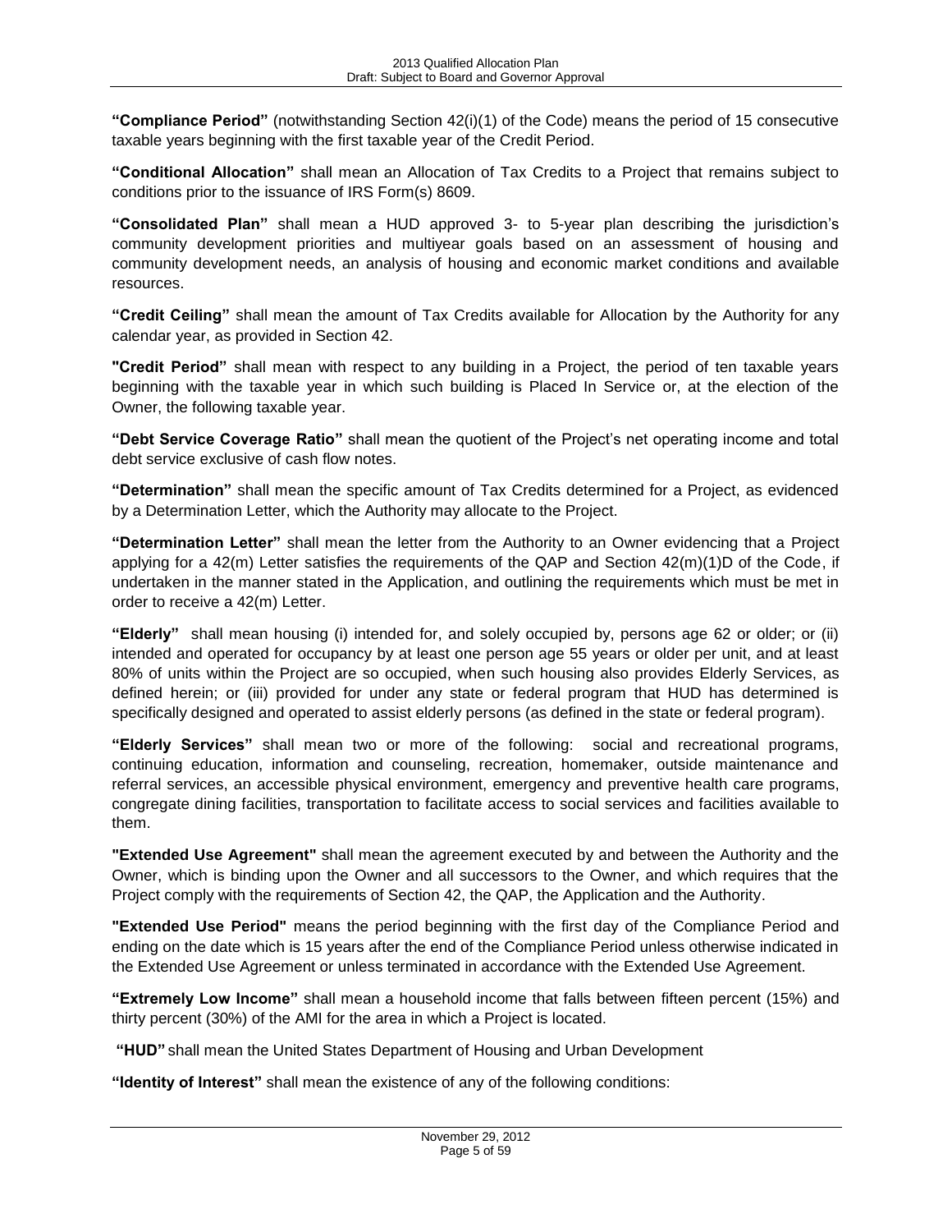**"Compliance Period"** (notwithstanding Section 42(i)(1) of the Code) means the period of 15 consecutive taxable years beginning with the first taxable year of the Credit Period.

**"Conditional Allocation"** shall mean an Allocation of Tax Credits to a Project that remains subject to conditions prior to the issuance of IRS Form(s) 8609.

**"Consolidated Plan"** shall mean a HUD approved 3- to 5-year plan describing the jurisdiction's community development priorities and multiyear goals based on an assessment of housing and community development needs, an analysis of housing and economic market conditions and available resources.

**"Credit Ceiling"** shall mean the amount of Tax Credits available for Allocation by the Authority for any calendar year, as provided in Section 42.

**"Credit Period"** shall mean with respect to any building in a Project, the period of ten taxable years beginning with the taxable year in which such building is Placed In Service or, at the election of the Owner, the following taxable year.

**"Debt Service Coverage Ratio"** shall mean the quotient of the Project's net operating income and total debt service exclusive of cash flow notes.

**"Determination"** shall mean the specific amount of Tax Credits determined for a Project, as evidenced by a Determination Letter, which the Authority may allocate to the Project.

**"Determination Letter"** shall mean the letter from the Authority to an Owner evidencing that a Project applying for a 42(m) Letter satisfies the requirements of the QAP and Section 42(m)(1)D of the Code, if undertaken in the manner stated in the Application, and outlining the requirements which must be met in order to receive a 42(m) Letter.

**"Elderly"** shall mean housing (i) intended for, and solely occupied by, persons age 62 or older; or (ii) intended and operated for occupancy by at least one person age 55 years or older per unit, and at least 80% of units within the Project are so occupied, when such housing also provides Elderly Services, as defined herein; or (iii) provided for under any state or federal program that HUD has determined is specifically designed and operated to assist elderly persons (as defined in the state or federal program).

**"Elderly Services"** shall mean two or more of the following: social and recreational programs, continuing education, information and counseling, recreation, homemaker, outside maintenance and referral services, an accessible physical environment, emergency and preventive health care programs, congregate dining facilities, transportation to facilitate access to social services and facilities available to them.

**"Extended Use Agreement"** shall mean the agreement executed by and between the Authority and the Owner, which is binding upon the Owner and all successors to the Owner, and which requires that the Project comply with the requirements of Section 42, the QAP, the Application and the Authority.

**"Extended Use Period"** means the period beginning with the first day of the Compliance Period and ending on the date which is 15 years after the end of the Compliance Period unless otherwise indicated in the Extended Use Agreement or unless terminated in accordance with the Extended Use Agreement.

**"Extremely Low Income"** shall mean a household income that falls between fifteen percent (15%) and thirty percent (30%) of the AMI for the area in which a Project is located.

**"HUD"** shall mean the United States Department of Housing and Urban Development

**"Identity of Interest"** shall mean the existence of any of the following conditions: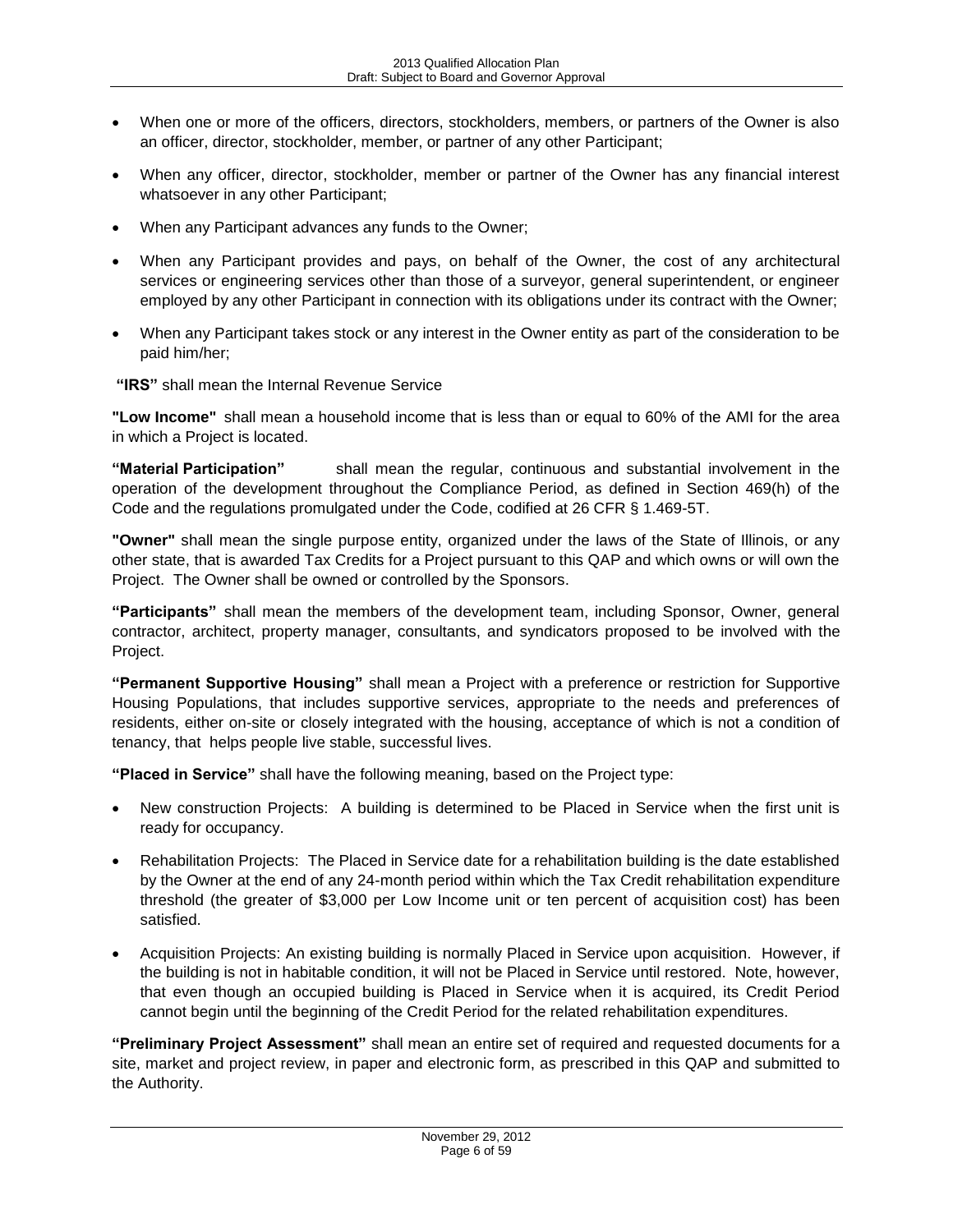- When one or more of the officers, directors, stockholders, members, or partners of the Owner is also an officer, director, stockholder, member, or partner of any other Participant;
- When any officer, director, stockholder, member or partner of the Owner has any financial interest whatsoever in any other Participant;
- When any Participant advances any funds to the Owner;
- When any Participant provides and pays, on behalf of the Owner, the cost of any architectural services or engineering services other than those of a surveyor, general superintendent, or engineer employed by any other Participant in connection with its obligations under its contract with the Owner;
- When any Participant takes stock or any interest in the Owner entity as part of the consideration to be paid him/her;

**"IRS"** shall mean the Internal Revenue Service

**"Low Income"** shall mean a household income that is less than or equal to 60% of the AMI for the area in which a Project is located.

**"Material Participation"** shall mean the regular, continuous and substantial involvement in the operation of the development throughout the Compliance Period, as defined in Section 469(h) of the Code and the regulations promulgated under the Code, codified at 26 CFR § 1.469-5T.

**"Owner"** shall mean the single purpose entity, organized under the laws of the State of Illinois, or any other state, that is awarded Tax Credits for a Project pursuant to this QAP and which owns or will own the Project. The Owner shall be owned or controlled by the Sponsors.

**"Participants"** shall mean the members of the development team, including Sponsor, Owner, general contractor, architect, property manager, consultants, and syndicators proposed to be involved with the Project.

**"Permanent Supportive Housing"** shall mean a Project with a preference or restriction for Supportive Housing Populations, that includes supportive services, appropriate to the needs and preferences of residents, either on-site or closely integrated with the housing, acceptance of which is not a condition of tenancy, that helps people live stable, successful lives.

**"Placed in Service"** shall have the following meaning, based on the Project type:

- New construction Projects: A building is determined to be Placed in Service when the first unit is ready for occupancy.
- Rehabilitation Projects: The Placed in Service date for a rehabilitation building is the date established by the Owner at the end of any 24-month period within which the Tax Credit rehabilitation expenditure threshold (the greater of $3,000 per Low Income unit or ten percent of acquisition cost) has been satisfied.
- Acquisition Projects: An existing building is normally Placed in Service upon acquisition. However, if the building is not in habitable condition, it will not be Placed in Service until restored. Note, however, that even though an occupied building is Placed in Service when it is acquired, its Credit Period cannot begin until the beginning of the Credit Period for the related rehabilitation expenditures.

**"Preliminary Project Assessment"** shall mean an entire set of required and requested documents for a site, market and project review, in paper and electronic form, as prescribed in this QAP and submitted to the Authority.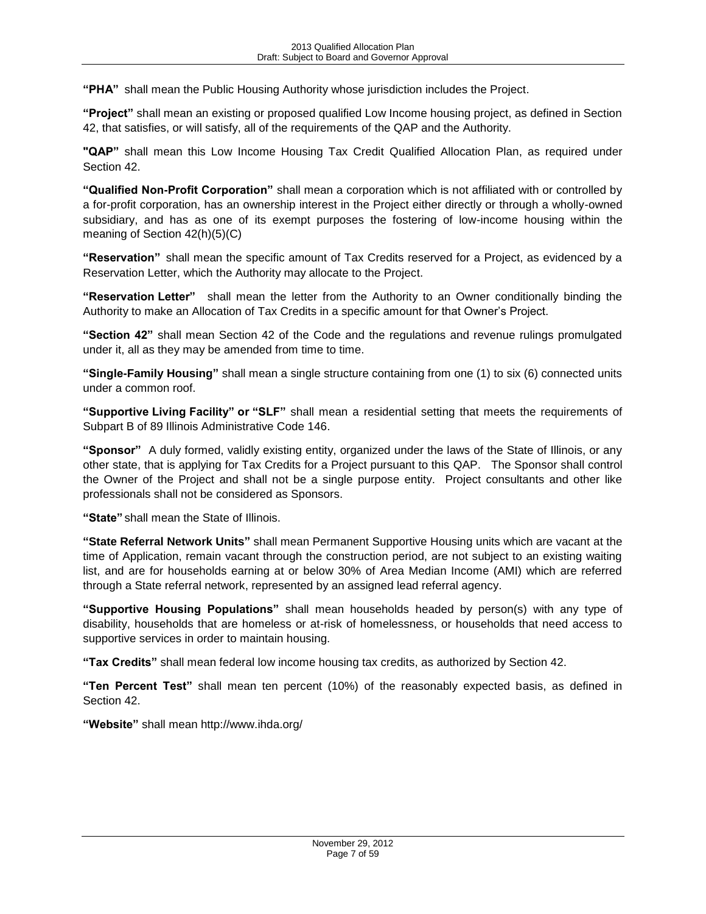**"PHA"** shall mean the Public Housing Authority whose jurisdiction includes the Project.

**"Project"** shall mean an existing or proposed qualified Low Income housing project, as defined in Section 42, that satisfies, or will satisfy, all of the requirements of the QAP and the Authority.

**"QAP"** shall mean this Low Income Housing Tax Credit Qualified Allocation Plan, as required under Section 42.

**"Qualified Non-Profit Corporation"** shall mean a corporation which is not affiliated with or controlled by a for-profit corporation, has an ownership interest in the Project either directly or through a wholly-owned subsidiary, and has as one of its exempt purposes the fostering of low-income housing within the meaning of Section 42(h)(5)(C)

**"Reservation"** shall mean the specific amount of Tax Credits reserved for a Project, as evidenced by a Reservation Letter, which the Authority may allocate to the Project.

**"Reservation Letter"** shall mean the letter from the Authority to an Owner conditionally binding the Authority to make an Allocation of Tax Credits in a specific amount for that Owner's Project.

**"Section 42"** shall mean Section 42 of the Code and the regulations and revenue rulings promulgated under it, all as they may be amended from time to time.

**"Single-Family Housing"** shall mean a single structure containing from one (1) to six (6) connected units under a common roof.

**"Supportive Living Facility" or "SLF"** shall mean a residential setting that meets the requirements of Subpart B of 89 Illinois Administrative Code 146.

**"Sponsor"** A duly formed, validly existing entity, organized under the laws of the State of Illinois, or any other state, that is applying for Tax Credits for a Project pursuant to this QAP. The Sponsor shall control the Owner of the Project and shall not be a single purpose entity. Project consultants and other like professionals shall not be considered as Sponsors.

**"State"** shall mean the State of Illinois.

**"State Referral Network Units"** shall mean Permanent Supportive Housing units which are vacant at the time of Application, remain vacant through the construction period, are not subject to an existing waiting list, and are for households earning at or below 30% of Area Median Income (AMI) which are referred through a State referral network, represented by an assigned lead referral agency.

**"Supportive Housing Populations"** shall mean households headed by person(s) with any type of disability, households that are homeless or at-risk of homelessness, or households that need access to supportive services in order to maintain housing.

**"Tax Credits"** shall mean federal low income housing tax credits, as authorized by Section 42.

**"Ten Percent Test"** shall mean ten percent (10%) of the reasonably expected basis, as defined in Section 42.

**"Website"** shall mean http://www.ihda.org/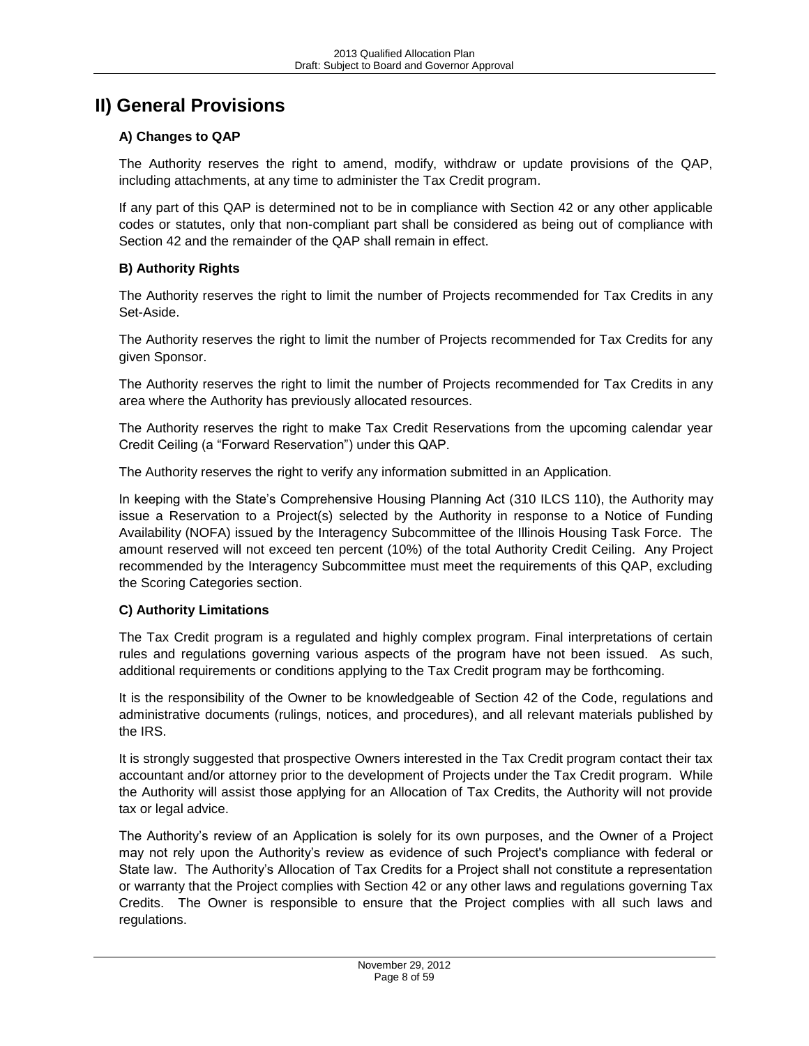# II) General Provisions

### A) Changes to QAP

The Authority reserves the right to amend, modify, withdraw or update provisions of the QAP, including attachments, at any time to administer the Tax Credit program.

If any part of this QAP is determined not to be in compliance with Section 42 or any other applicable codes or statutes, only that non-compliant part shall be considered as being out of compliance with Section 42 and the remainder of the QAP shall remain in effect.

### B) Authority Rights

The Authority reserves the right to limit the number of Projects recommended for Tax Credits in any Set-Aside.

The Authority reserves the right to limit the number of Projects recommended for Tax Credits for any given Sponsor.

The Authority reserves the right to limit the number of Projects recommended for Tax Credits in any area where the Authority has previously allocated resources.

The Authority reserves the right to make Tax Credit Reservations from the upcoming calendar year Credit Ceiling (a "Forward Reservation") under this QAP.

The Authority reserves the right to verify any information submitted in an Application.

In keeping with the State's Comprehensive Housing Planning Act (310 ILCS 110), the Authority may issue a Reservation to a Project(s) selected by the Authority in response to a Notice of Funding Availability (NOFA) issued by the Interagency Subcommittee of the Illinois Housing Task Force. The amount reserved will not exceed ten percent (10%) of the total Authority Credit Ceiling. Any Project recommended by the Interagency Subcommittee must meet the requirements of this QAP, excluding the Scoring Categories section.

### C) Authority Limitations

The Tax Credit program is a regulated and highly complex program. Final interpretations of certain rules and regulations governing various aspects of the program have not been issued. As such, additional requirements or conditions applying to the Tax Credit program may be forthcoming.

It is the responsibility of the Owner to be knowledgeable of Section 42 of the Code, regulations and administrative documents (rulings, notices, and procedures), and all relevant materials published by the IRS.

It is strongly suggested that prospective Owners interested in the Tax Credit program contact their tax accountant and/or attorney prior to the development of Projects under the Tax Credit program. While the Authority will assist those applying for an Allocation of Tax Credits, the Authority will not provide tax or legal advice.

The Authority's review of an Application is solely for its own purposes, and the Owner of a Project may not rely upon the Authority's review as evidence of such Project's compliance with federal or State law. The Authority's Allocation of Tax Credits for a Project shall not constitute a representation or warranty that the Project complies with Section 42 or any other laws and regulations governing Tax Credits. The Owner is responsible to ensure that the Project complies with all such laws and regulations.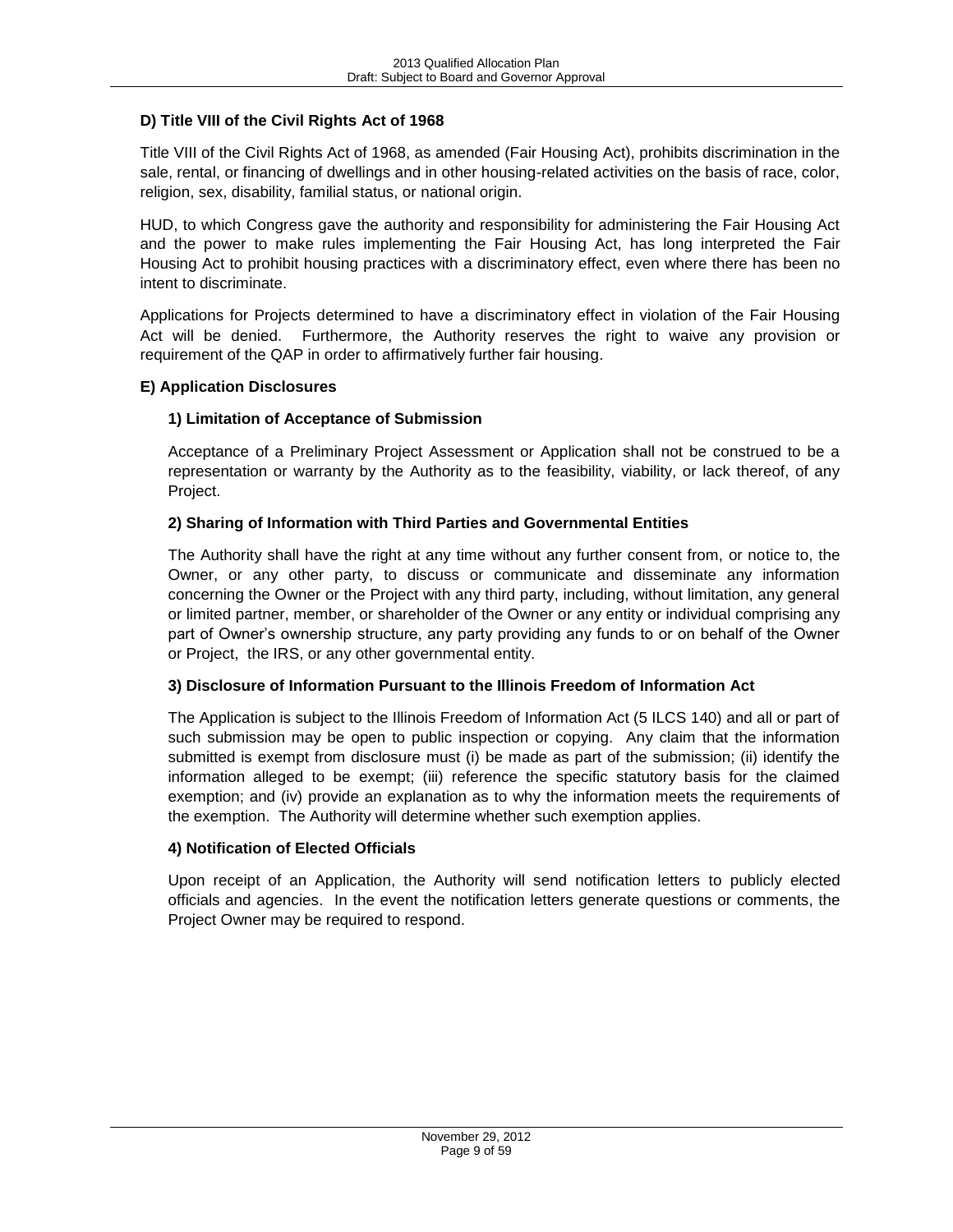### D) Title VIII of the Civil Rights Act of 1968

Title VIII of the Civil Rights Act of 1968, as amended (Fair Housing Act), prohibits discrimination in the sale, rental, or financing of dwellings and in other housing-related activities on the basis of race, color, religion, sex, disability, familial status, or national origin.

HUD, to which Congress gave the authority and responsibility for administering the Fair Housing Act and the power to make rules implementing the Fair Housing Act, has long interpreted the Fair Housing Act to prohibit housing practices with a discriminatory effect, even where there has been no intent to discriminate.

Applications for Projects determined to have a discriminatory effect in violation of the Fair Housing Act will be denied. Furthermore, the Authority reserves the right to waive any provision or requirement of the QAP in order to affirmatively further fair housing.

### E) Application Disclosures

#### 1) Limitation of Acceptance of Submission

Acceptance of a Preliminary Project Assessment or Application shall not be construed to be a representation or warranty by the Authority as to the feasibility, viability, or lack thereof, of any Project.

#### 2) Sharing of Information with Third Parties and Governmental Entities

The Authority shall have the right at any time without any further consent from, or notice to, the Owner, or any other party, to discuss or communicate and disseminate any information concerning the Owner or the Project with any third party, including, without limitation, any general or limited partner, member, or shareholder of the Owner or any entity or individual comprising any part of Owner's ownership structure, any party providing any funds to or on behalf of the Owner or Project, the IRS, or any other governmental entity.

#### 3) Disclosure of Information Pursuant to the Illinois Freedom of Information Act

The Application is subject to the Illinois Freedom of Information Act (5 ILCS 140) and all or part of such submission may be open to public inspection or copying. Any claim that the information submitted is exempt from disclosure must (i) be made as part of the submission; (ii) identify the information alleged to be exempt; (iii) reference the specific statutory basis for the claimed exemption; and (iv) provide an explanation as to why the information meets the requirements of the exemption. The Authority will determine whether such exemption applies.

#### 4) Notification of Elected Officials

Upon receipt of an Application, the Authority will send notification letters to publicly elected officials and agencies. In the event the notification letters generate questions or comments, the Project Owner may be required to respond.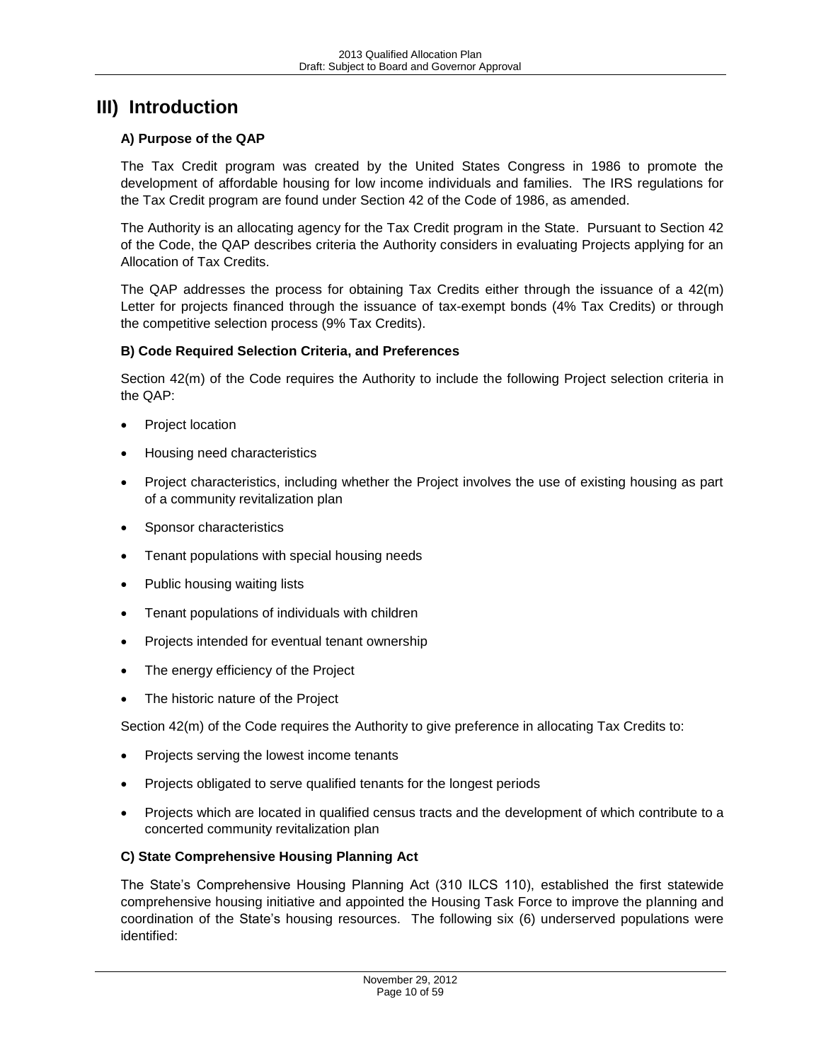# III) Introduction

### A) Purpose of the QAP

The Tax Credit program was created by the United States Congress in 1986 to promote the development of affordable housing for low income individuals and families. The IRS regulations for the Tax Credit program are found under Section 42 of the Code of 1986, as amended.

The Authority is an allocating agency for the Tax Credit program in the State. Pursuant to Section 42 of the Code, the QAP describes criteria the Authority considers in evaluating Projects applying for an Allocation of Tax Credits.

The QAP addresses the process for obtaining Tax Credits either through the issuance of a 42(m) Letter for projects financed through the issuance of tax-exempt bonds (4% Tax Credits) or through the competitive selection process (9% Tax Credits).

### B) Code Required Selection Criteria, and Preferences

Section 42(m) of the Code requires the Authority to include the following Project selection criteria in the QAP:

- Project location
- Housing need characteristics
- Project characteristics, including whether the Project involves the use of existing housing as part of a community revitalization plan
- Sponsor characteristics
- Tenant populations with special housing needs
- Public housing waiting lists
- Tenant populations of individuals with children
- Projects intended for eventual tenant ownership
- The energy efficiency of the Project
- The historic nature of the Project

Section 42(m) of the Code requires the Authority to give preference in allocating Tax Credits to:

- Projects serving the lowest income tenants
- Projects obligated to serve qualified tenants for the longest periods
- Projects which are located in qualified census tracts and the development of which contribute to a concerted community revitalization plan

### C) State Comprehensive Housing Planning Act

The State's Comprehensive Housing Planning Act (310 ILCS 110), established the first statewide comprehensive housing initiative and appointed the Housing Task Force to improve the planning and coordination of the State's housing resources. The following six (6) underserved populations were identified: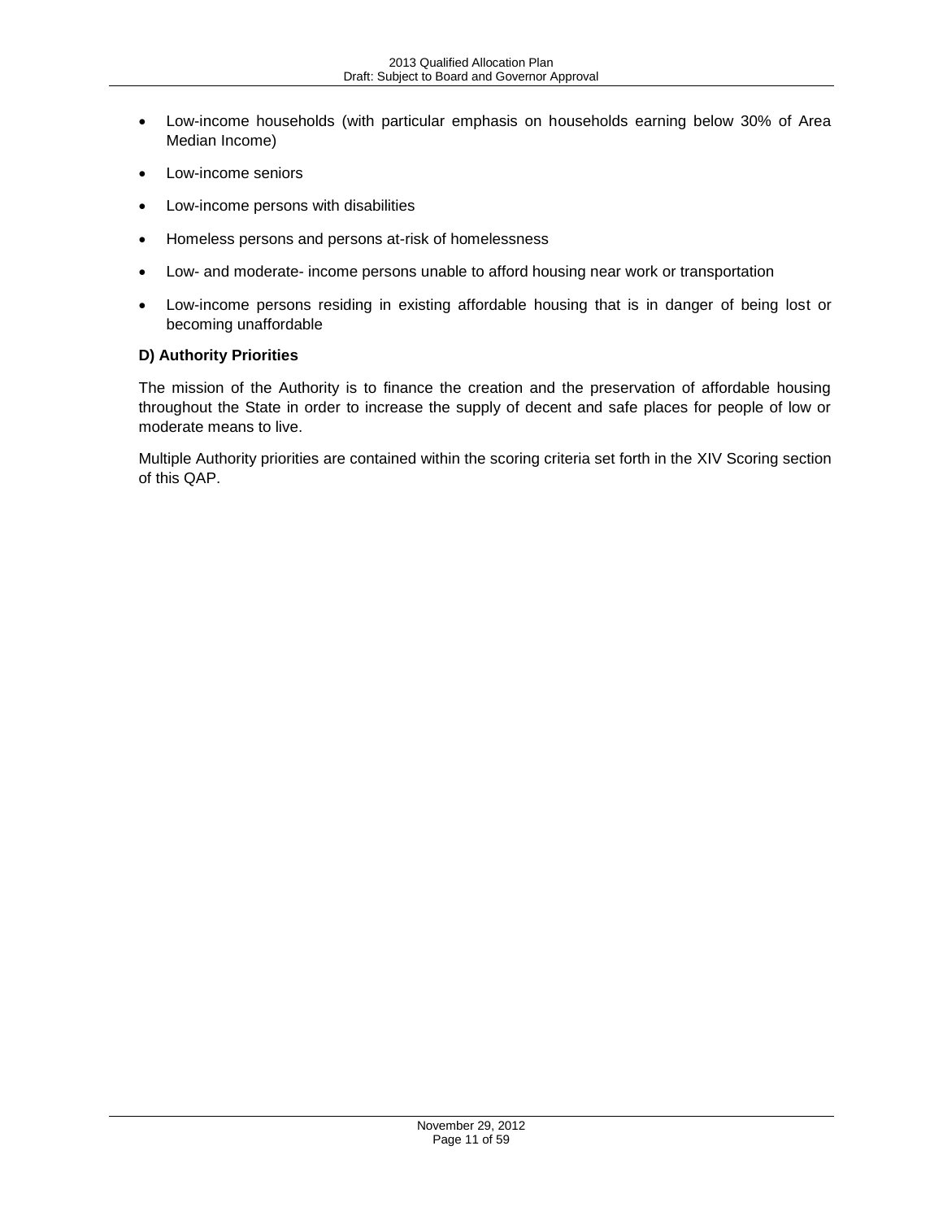- Low-income households (with particular emphasis on households earning below 30% of Area Median Income)
- Low-income seniors
- Low-income persons with disabilities
- Homeless persons and persons at-risk of homelessness
- Low- and moderate- income persons unable to afford housing near work or transportation
- Low-income persons residing in existing affordable housing that is in danger of being lost or becoming unaffordable

**D) Authority Priorities**

The mission of the Authority is to finance the creation and the preservation of affordable housing throughout the State in order to increase the supply of decent and safe places for people of low or moderate means to live.

Multiple Authority priorities are contained within the scoring criteria set forth in the XIV Scoring section of this QAP.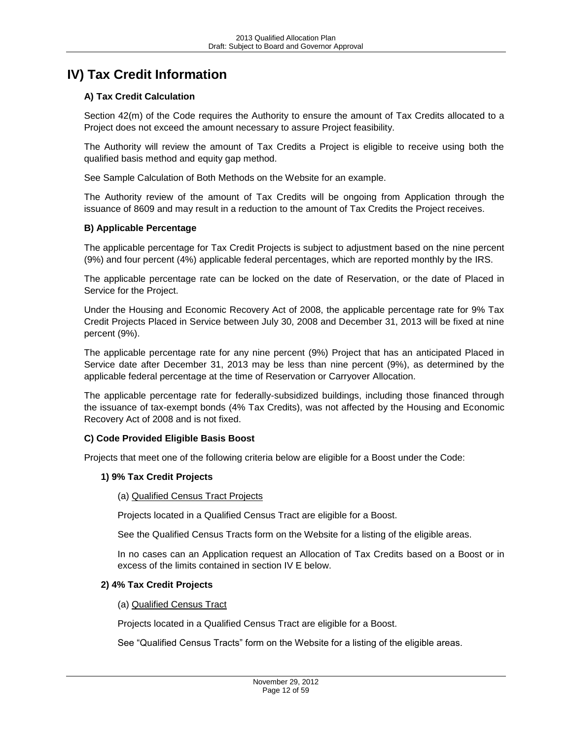# IV) Tax Credit Information

### A) Tax Credit Calculation

Section 42(m) of the Code requires the Authority to ensure the amount of Tax Credits allocated to a Project does not exceed the amount necessary to assure Project feasibility.

The Authority will review the amount of Tax Credits a Project is eligible to receive using both the qualified basis method and equity gap method.

See Sample Calculation of Both Methods on the Website for an example.

The Authority review of the amount of Tax Credits will be ongoing from Application through the issuance of 8609 and may result in a reduction to the amount of Tax Credits the Project receives.

### B) Applicable Percentage

The applicable percentage for Tax Credit Projects is subject to adjustment based on the nine percent (9%) and four percent (4%) applicable federal percentages, which are reported monthly by the IRS.

The applicable percentage rate can be locked on the date of Reservation, or the date of Placed in Service for the Project.

Under the Housing and Economic Recovery Act of 2008, the applicable percentage rate for 9% Tax Credit Projects Placed in Service between July 30, 2008 and December 31, 2013 will be fixed at nine percent (9%).

The applicable percentage rate for any nine percent (9%) Project that has an anticipated Placed in Service date after December 31, 2013 may be less than nine percent (9%), as determined by the applicable federal percentage at the time of Reservation or Carryover Allocation.

The applicable percentage rate for federally-subsidized buildings, including those financed through the issuance of tax-exempt bonds (4% Tax Credits), was not affected by the Housing and Economic Recovery Act of 2008 and is not fixed.

### C) Code Provided Eligible Basis Boost

Projects that meet one of the following criteria below are eligible for a Boost under the Code:

#### 1) 9% Tax Credit Projects

(a) Qualified Census Tract Projects

Projects located in a Qualified Census Tract are eligible for a Boost.

See the Qualified Census Tracts form on the Website for a listing of the eligible areas.

In no cases can an Application request an Allocation of Tax Credits based on a Boost or in excess of the limits contained in section IV E below.

#### 2) 4% Tax Credit Projects

(a) Qualified Census Tract

Projects located in a Qualified Census Tract are eligible for a Boost.

See "Qualified Census Tracts" form on the Website for a listing of the eligible areas.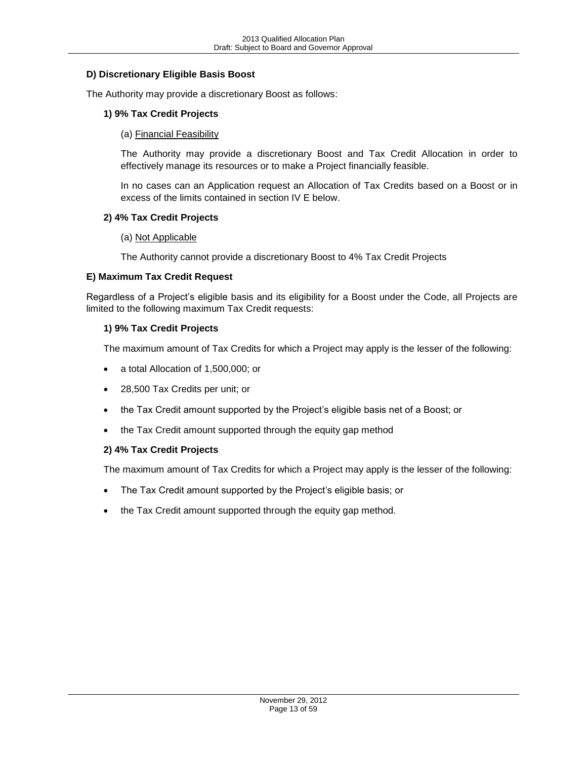### D) Discretionary Eligible Basis Boost

The Authority may provide a discretionary Boost as follows:

#### 1) 9% Tax Credit Projects

(a) Financial Feasibility

The Authority may provide a discretionary Boost and Tax Credit Allocation in order to effectively manage its resources or to make a Project financially feasible.

In no cases can an Application request an Allocation of Tax Credits based on a Boost or in excess of the limits contained in section IV E below.

#### 2) 4% Tax Credit Projects

(a) Not Applicable

The Authority cannot provide a discretionary Boost to 4% Tax Credit Projects

### E) Maximum Tax Credit Request

Regardless of a Project's eligible basis and its eligibility for a Boost under the Code, all Projects are limited to the following maximum Tax Credit requests:

#### 1) 9% Tax Credit Projects

The maximum amount of Tax Credits for which a Project may apply is the lesser of the following:

- a total Allocation of 1,500,000; or
- 28,500 Tax Credits per unit; or
- the Tax Credit amount supported by the Project's eligible basis net of a Boost; or
- the Tax Credit amount supported through the equity gap method

#### 2) 4% Tax Credit Projects

The maximum amount of Tax Credits for which a Project may apply is the lesser of the following:

- The Tax Credit amount supported by the Project's eligible basis; or
- the Tax Credit amount supported through the equity gap method.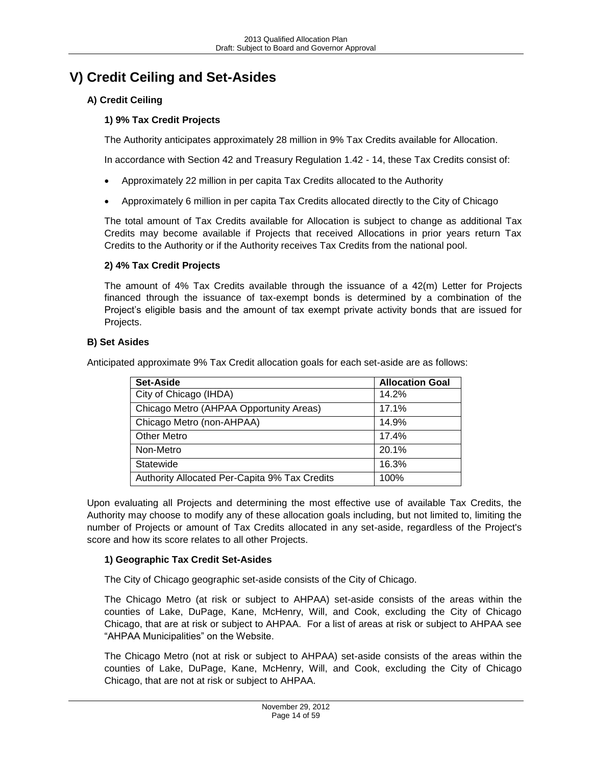# V) Credit Ceiling and Set-Asides

## A) Credit Ceiling

### 1) 9% Tax Credit Projects

The Authority anticipates approximately 28 million in 9% Tax Credits available for Allocation.

In accordance with Section 42 and Treasury Regulation 1.42 - 14, these Tax Credits consist of:

- Approximately 22 million in per capita Tax Credits allocated to the Authority
- Approximately 6 million in per capita Tax Credits allocated directly to the City of Chicago

The total amount of Tax Credits available for Allocation is subject to change as additional Tax Credits may become available if Projects that received Allocations in prior years return Tax Credits to the Authority or if the Authority receives Tax Credits from the national pool.

### 2) 4% Tax Credit Projects

The amount of 4% Tax Credits available through the issuance of a 42(m) Letter for Projects financed through the issuance of tax-exempt bonds is determined by a combination of the Project's eligible basis and the amount of tax exempt private activity bonds that are issued for Projects.

## B) Set Asides

Anticipated approximate 9% Tax Credit allocation goals for each set-aside are as follows:

| Set-Aside | Allocation Goal |
|---|---|
| City of Chicago (IHDA) | 14.2% |
| Chicago Metro (AHPAA Opportunity Areas) | 17.1% |
| Chicago Metro (non-AHPAA) | 14.9% |
| Other Metro | 17.4% |
| Non-Metro | 20.1% |
| Statewide | 16.3% |
| Authority Allocated Per-Capita 9% Tax Credits | 100% |

Upon evaluating all Projects and determining the most effective use of available Tax Credits, the Authority may choose to modify any of these allocation goals including, but not limited to, limiting the number of Projects or amount of Tax Credits allocated in any set-aside, regardless of the Project's score and how its score relates to all other Projects.

### 1) Geographic Tax Credit Set-Asides

The City of Chicago geographic set-aside consists of the City of Chicago.

The Chicago Metro (at risk or subject to AHPAA) set-aside consists of the areas within the counties of Lake, DuPage, Kane, McHenry, Will, and Cook, excluding the City of Chicago Chicago, that are at risk or subject to AHPAA. For a list of areas at risk or subject to AHPAA see "AHPAA Municipalities" on the Website.

The Chicago Metro (not at risk or subject to AHPAA) set-aside consists of the areas within the counties of Lake, DuPage, Kane, McHenry, Will, and Cook, excluding the City of Chicago Chicago, that are not at risk or subject to AHPAA.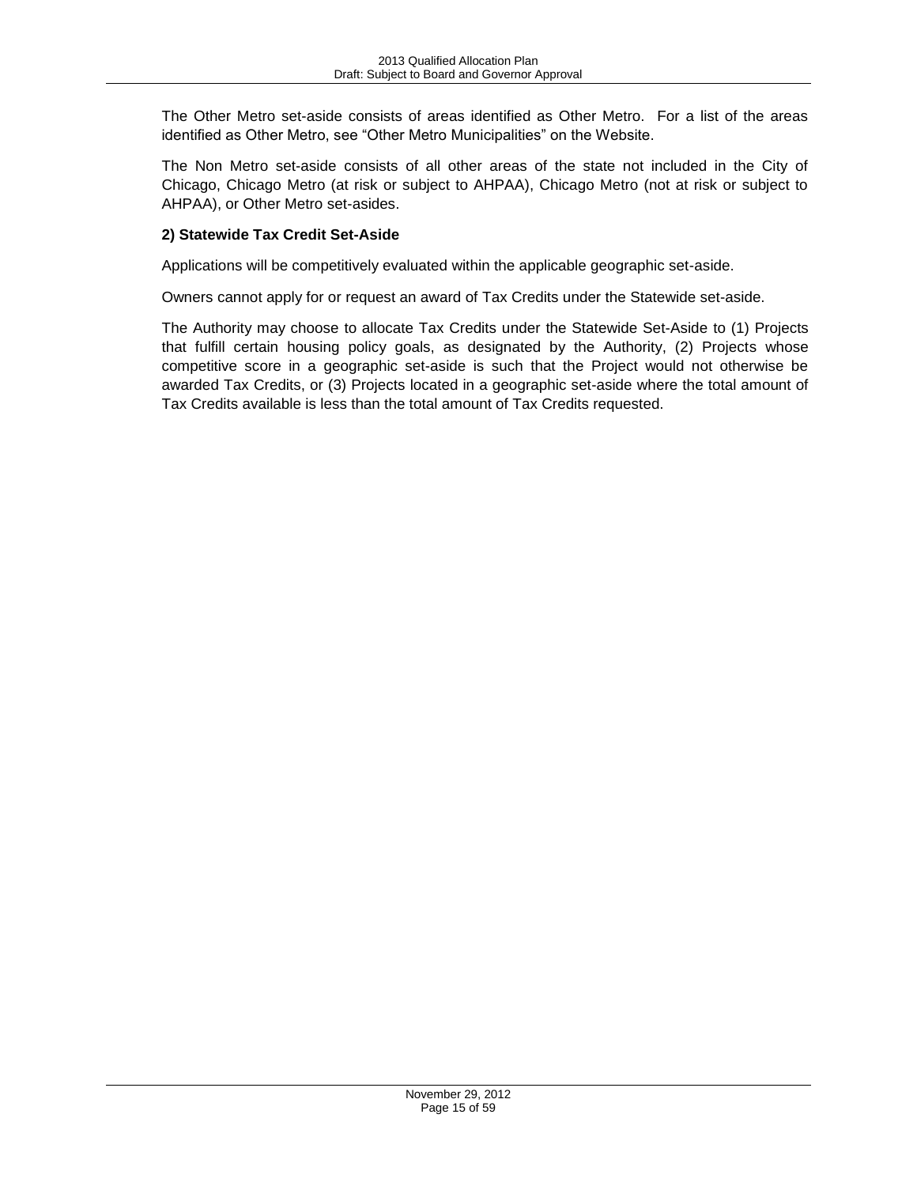The Other Metro set-aside consists of areas identified as Other Metro. For a list of the areas identified as Other Metro, see "Other Metro Municipalities" on the Website.

The Non Metro set-aside consists of all other areas of the state not included in the City of Chicago, Chicago Metro (at risk or subject to AHPAA), Chicago Metro (not at risk or subject to AHPAA), or Other Metro set-asides.

**2) Statewide Tax Credit Set-Aside**

Applications will be competitively evaluated within the applicable geographic set-aside.

Owners cannot apply for or request an award of Tax Credits under the Statewide set-aside.

The Authority may choose to allocate Tax Credits under the Statewide Set-Aside to (1) Projects that fulfill certain housing policy goals, as designated by the Authority, (2) Projects whose competitive score in a geographic set-aside is such that the Project would not otherwise be awarded Tax Credits, or (3) Projects located in a geographic set-aside where the total amount of Tax Credits available is less than the total amount of Tax Credits requested.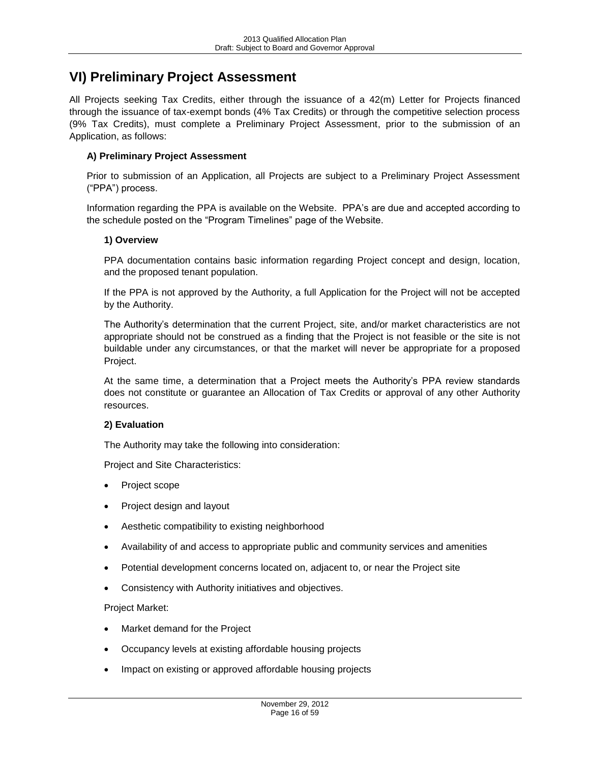# VI) Preliminary Project Assessment

All Projects seeking Tax Credits, either through the issuance of a 42(m) Letter for Projects financed through the issuance of tax-exempt bonds (4% Tax Credits) or through the competitive selection process (9% Tax Credits), must complete a Preliminary Project Assessment, prior to the submission of an Application, as follows:

### A) Preliminary Project Assessment

Prior to submission of an Application, all Projects are subject to a Preliminary Project Assessment ("PPA") process.

Information regarding the PPA is available on the Website. PPA's are due and accepted according to the schedule posted on the "Program Timelines" page of the Website.

#### 1) Overview

PPA documentation contains basic information regarding Project concept and design, location, and the proposed tenant population.

If the PPA is not approved by the Authority, a full Application for the Project will not be accepted by the Authority.

The Authority's determination that the current Project, site, and/or market characteristics are not appropriate should not be construed as a finding that the Project is not feasible or the site is not buildable under any circumstances, or that the market will never be appropriate for a proposed Project.

At the same time, a determination that a Project meets the Authority's PPA review standards does not constitute or guarantee an Allocation of Tax Credits or approval of any other Authority resources.

#### 2) Evaluation

The Authority may take the following into consideration:

Project and Site Characteristics:

- Project scope
- Project design and layout
- Aesthetic compatibility to existing neighborhood
- Availability of and access to appropriate public and community services and amenities
- Potential development concerns located on, adjacent to, or near the Project site
- Consistency with Authority initiatives and objectives.

Project Market:

- Market demand for the Project
- Occupancy levels at existing affordable housing projects
- Impact on existing or approved affordable housing projects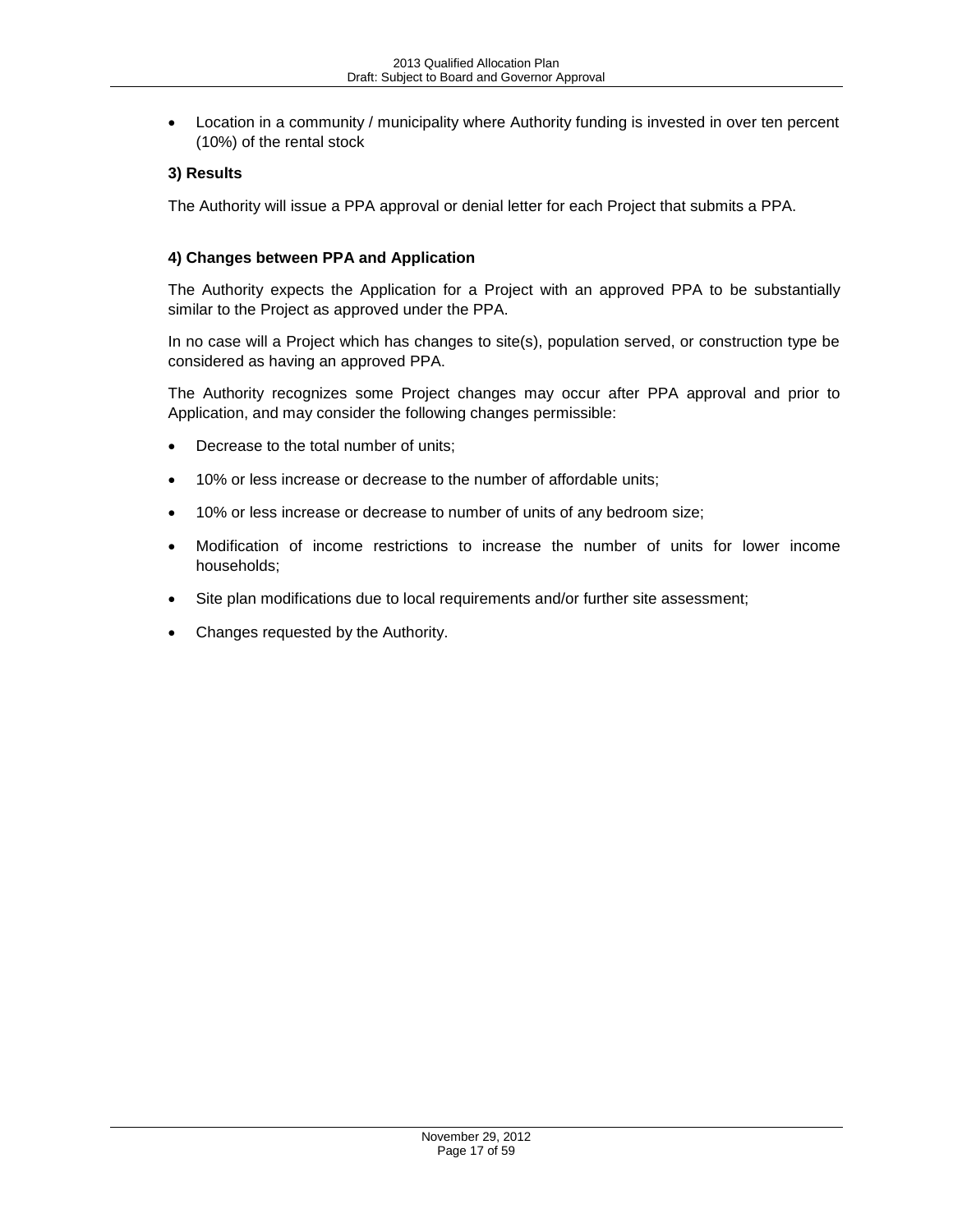- Location in a community / municipality where Authority funding is invested in over ten percent (10%) of the rental stock

### 3) Results

The Authority will issue a PPA approval or denial letter for each Project that submits a PPA.

### 4) Changes between PPA and Application

The Authority expects the Application for a Project with an approved PPA to be substantially similar to the Project as approved under the PPA.

In no case will a Project which has changes to site(s), population served, or construction type be considered as having an approved PPA.

The Authority recognizes some Project changes may occur after PPA approval and prior to Application, and may consider the following changes permissible:

- Decrease to the total number of units;
- 10% or less increase or decrease to the number of affordable units;
- 10% or less increase or decrease to number of units of any bedroom size;
- Modification of income restrictions to increase the number of units for lower income households;
- Site plan modifications due to local requirements and/or further site assessment;
- Changes requested by the Authority.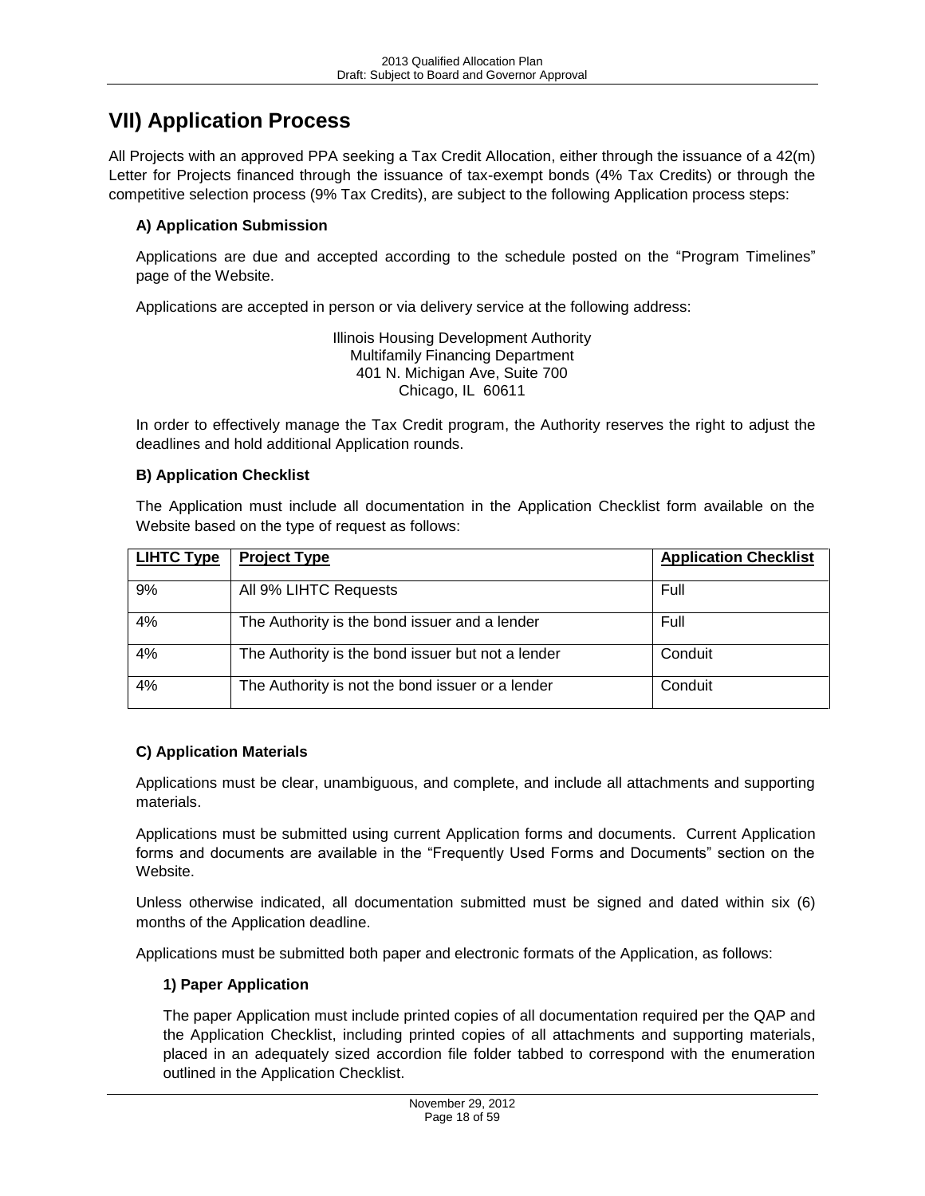## VII) Application Process

All Projects with an approved PPA seeking a Tax Credit Allocation, either through the issuance of a 42(m) Letter for Projects financed through the issuance of tax-exempt bonds (4% Tax Credits) or through the competitive selection process (9% Tax Credits), are subject to the following Application process steps:

### A) Application Submission

Applications are due and accepted according to the schedule posted on the "Program Timelines" page of the Website.

Applications are accepted in person or via delivery service at the following address:

Illinois Housing Development Authority
Multifamily Financing Department
401 N. Michigan Ave, Suite 700
Chicago, IL 60611

In order to effectively manage the Tax Credit program, the Authority reserves the right to adjust the deadlines and hold additional Application rounds.

### B) Application Checklist

The Application must include all documentation in the Application Checklist form available on the Website based on the type of request as follows:

| LIHTC Type | Project Type | Application Checklist |
|---|---|---|
| 9% | All 9% LIHTC Requests | Full |
| 4% | The Authority is the bond issuer and a lender | Full |
| 4% | The Authority is the bond issuer but not a lender | Conduit |
| 4% | The Authority is not the bond issuer or a lender | Conduit |

### C) Application Materials

Applications must be clear, unambiguous, and complete, and include all attachments and supporting materials.

Applications must be submitted using current Application forms and documents. Current Application forms and documents are available in the "Frequently Used Forms and Documents" section on the Website.

Unless otherwise indicated, all documentation submitted must be signed and dated within six (6) months of the Application deadline.

Applications must be submitted both paper and electronic formats of the Application, as follows:

#### 1) Paper Application

The paper Application must include printed copies of all documentation required per the QAP and the Application Checklist, including printed copies of all attachments and supporting materials, placed in an adequately sized accordion file folder tabbed to correspond with the enumeration outlined in the Application Checklist.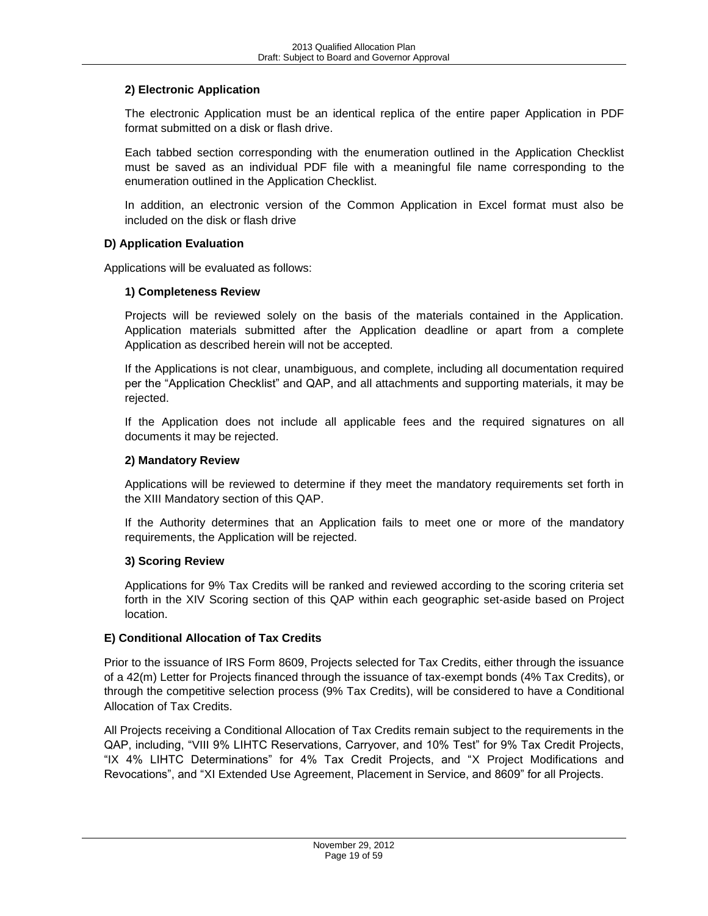### 2) Electronic Application

The electronic Application must be an identical replica of the entire paper Application in PDF format submitted on a disk or flash drive.

Each tabbed section corresponding with the enumeration outlined in the Application Checklist must be saved as an individual PDF file with a meaningful file name corresponding to the enumeration outlined in the Application Checklist.

In addition, an electronic version of the Common Application in Excel format must also be included on the disk or flash drive

## D) Application Evaluation

Applications will be evaluated as follows:

### 1) Completeness Review

Projects will be reviewed solely on the basis of the materials contained in the Application. Application materials submitted after the Application deadline or apart from a complete Application as described herein will not be accepted.

If the Applications is not clear, unambiguous, and complete, including all documentation required per the "Application Checklist" and QAP, and all attachments and supporting materials, it may be rejected.

If the Application does not include all applicable fees and the required signatures on all documents it may be rejected.

### 2) Mandatory Review

Applications will be reviewed to determine if they meet the mandatory requirements set forth in the XIII Mandatory section of this QAP.

If the Authority determines that an Application fails to meet one or more of the mandatory requirements, the Application will be rejected.

### 3) Scoring Review

Applications for 9% Tax Credits will be ranked and reviewed according to the scoring criteria set forth in the XIV Scoring section of this QAP within each geographic set-aside based on Project location.

## E) Conditional Allocation of Tax Credits

Prior to the issuance of IRS Form 8609, Projects selected for Tax Credits, either through the issuance of a 42(m) Letter for Projects financed through the issuance of tax-exempt bonds (4% Tax Credits), or through the competitive selection process (9% Tax Credits), will be considered to have a Conditional Allocation of Tax Credits.

All Projects receiving a Conditional Allocation of Tax Credits remain subject to the requirements in the QAP, including, "VIII 9% LIHTC Reservations, Carryover, and 10% Test" for 9% Tax Credit Projects, "IX 4% LIHTC Determinations" for 4% Tax Credit Projects, and "X Project Modifications and Revocations", and "XI Extended Use Agreement, Placement in Service, and 8609" for all Projects.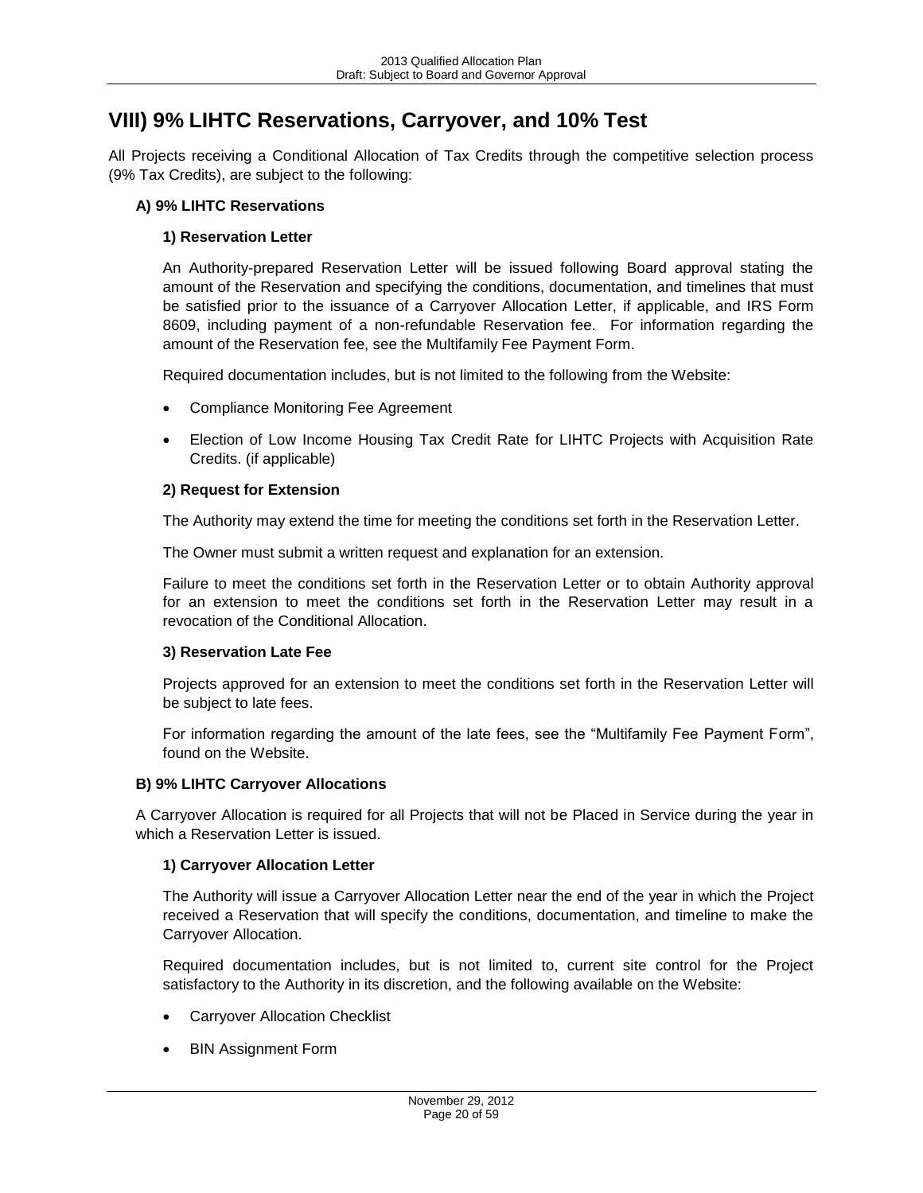## VIII) 9% LIHTC Reservations, Carryover, and 10% Test

All Projects receiving a Conditional Allocation of Tax Credits through the competitive selection process (9% Tax Credits), are subject to the following:

### A) 9% LIHTC Reservations

#### 1) Reservation Letter

An Authority-prepared Reservation Letter will be issued following Board approval stating the amount of the Reservation and specifying the conditions, documentation, and timelines that must be satisfied prior to the issuance of a Carryover Allocation Letter, if applicable, and IRS Form 8609, including payment of a non-refundable Reservation fee. For information regarding the amount of the Reservation fee, see the Multifamily Fee Payment Form.

Required documentation includes, but is not limited to the following from the Website:

- Compliance Monitoring Fee Agreement
- Election of Low Income Housing Tax Credit Rate for LIHTC Projects with Acquisition Rate Credits. (if applicable)

#### 2) Request for Extension

The Authority may extend the time for meeting the conditions set forth in the Reservation Letter.

The Owner must submit a written request and explanation for an extension.

Failure to meet the conditions set forth in the Reservation Letter or to obtain Authority approval for an extension to meet the conditions set forth in the Reservation Letter may result in a revocation of the Conditional Allocation.

#### 3) Reservation Late Fee

Projects approved for an extension to meet the conditions set forth in the Reservation Letter will be subject to late fees.

For information regarding the amount of the late fees, see the "Multifamily Fee Payment Form", found on the Website.

### B) 9% LIHTC Carryover Allocations

A Carryover Allocation is required for all Projects that will not be Placed in Service during the year in which a Reservation Letter is issued.

#### 1) Carryover Allocation Letter

The Authority will issue a Carryover Allocation Letter near the end of the year in which the Project received a Reservation that will specify the conditions, documentation, and timeline to make the Carryover Allocation.

Required documentation includes, but is not limited to, current site control for the Project satisfactory to the Authority in its discretion, and the following available on the Website:

- Carryover Allocation Checklist
- BIN Assignment Form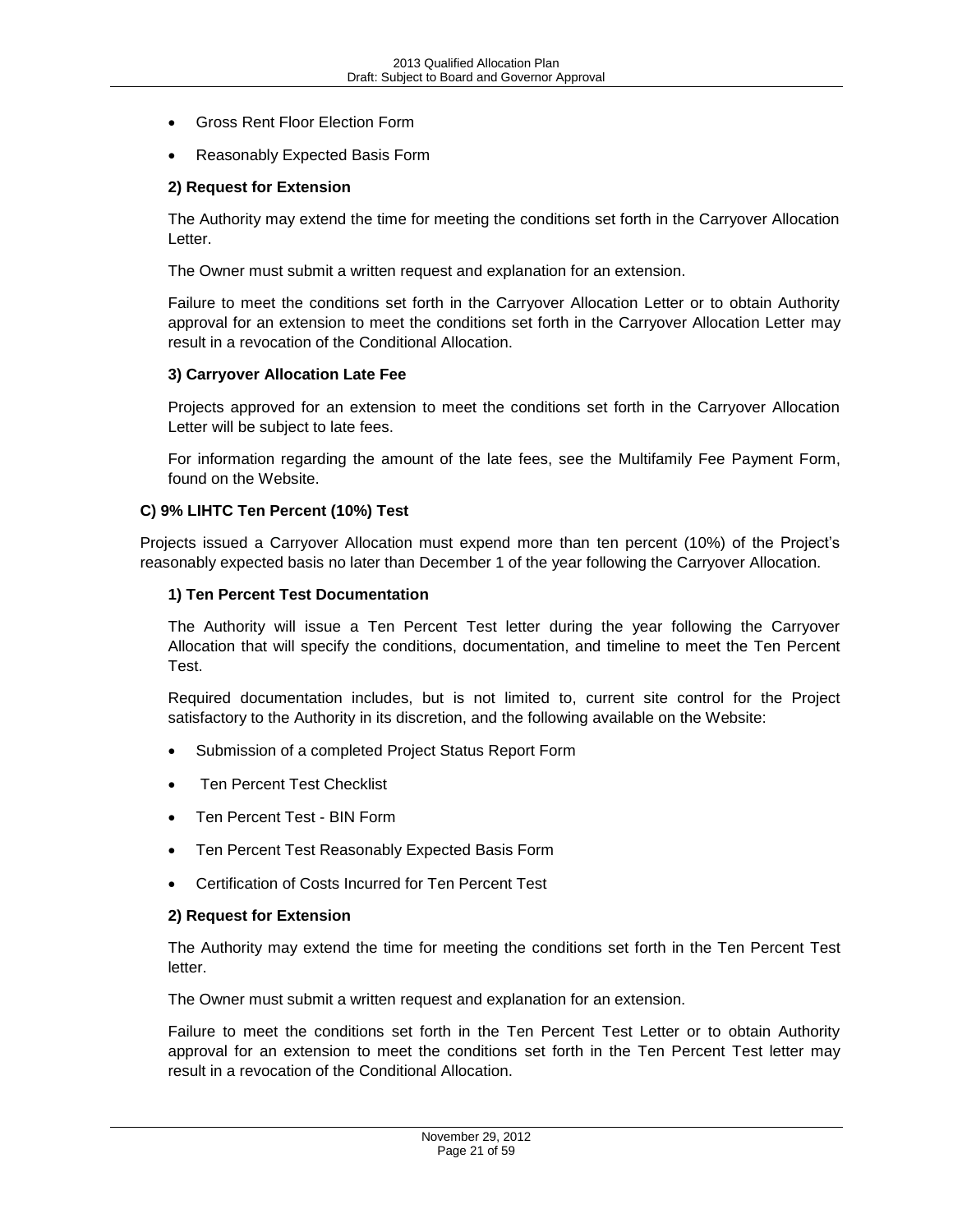- Gross Rent Floor Election Form
- Reasonably Expected Basis Form

**2) Request for Extension**

The Authority may extend the time for meeting the conditions set forth in the Carryover Allocation Letter.

The Owner must submit a written request and explanation for an extension.

Failure to meet the conditions set forth in the Carryover Allocation Letter or to obtain Authority approval for an extension to meet the conditions set forth in the Carryover Allocation Letter may result in a revocation of the Conditional Allocation.

**3) Carryover Allocation Late Fee**

Projects approved for an extension to meet the conditions set forth in the Carryover Allocation Letter will be subject to late fees.

For information regarding the amount of the late fees, see the Multifamily Fee Payment Form, found on the Website.

**C) 9% LIHTC Ten Percent (10%) Test**

Projects issued a Carryover Allocation must expend more than ten percent (10%) of the Project's reasonably expected basis no later than December 1 of the year following the Carryover Allocation.

**1) Ten Percent Test Documentation**

The Authority will issue a Ten Percent Test letter during the year following the Carryover Allocation that will specify the conditions, documentation, and timeline to meet the Ten Percent Test.

Required documentation includes, but is not limited to, current site control for the Project satisfactory to the Authority in its discretion, and the following available on the Website:

- Submission of a completed Project Status Report Form
- Ten Percent Test Checklist
- Ten Percent Test - BIN Form
- Ten Percent Test Reasonably Expected Basis Form
- Certification of Costs Incurred for Ten Percent Test

**2) Request for Extension**

The Authority may extend the time for meeting the conditions set forth in the Ten Percent Test letter.

The Owner must submit a written request and explanation for an extension.

Failure to meet the conditions set forth in the Ten Percent Test Letter or to obtain Authority approval for an extension to meet the conditions set forth in the Ten Percent Test letter may result in a revocation of the Conditional Allocation.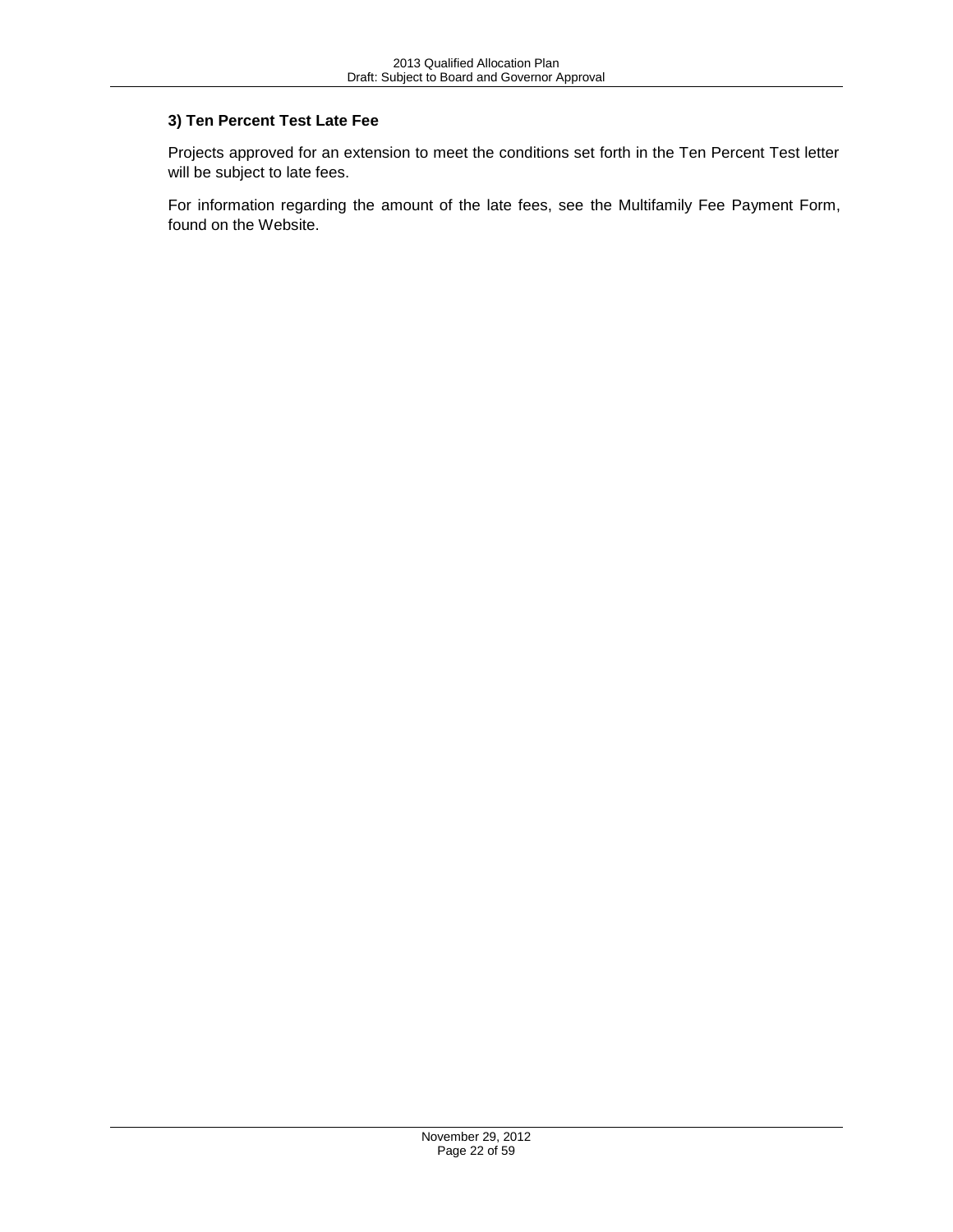### 3) Ten Percent Test Late Fee

Projects approved for an extension to meet the conditions set forth in the Ten Percent Test letter will be subject to late fees.

For information regarding the amount of the late fees, see the Multifamily Fee Payment Form, found on the Website.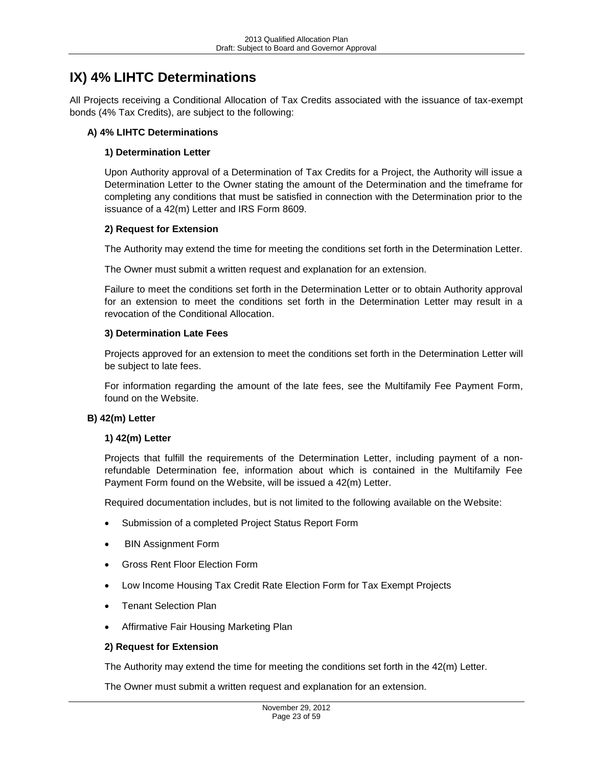# IX) 4% LIHTC Determinations

All Projects receiving a Conditional Allocation of Tax Credits associated with the issuance of tax-exempt bonds (4% Tax Credits), are subject to the following:

## A) 4% LIHTC Determinations

### 1) Determination Letter

Upon Authority approval of a Determination of Tax Credits for a Project, the Authority will issue a Determination Letter to the Owner stating the amount of the Determination and the timeframe for completing any conditions that must be satisfied in connection with the Determination prior to the issuance of a 42(m) Letter and IRS Form 8609.

### 2) Request for Extension

The Authority may extend the time for meeting the conditions set forth in the Determination Letter.

The Owner must submit a written request and explanation for an extension.

Failure to meet the conditions set forth in the Determination Letter or to obtain Authority approval for an extension to meet the conditions set forth in the Determination Letter may result in a revocation of the Conditional Allocation.

### 3) Determination Late Fees

Projects approved for an extension to meet the conditions set forth in the Determination Letter will be subject to late fees.

For information regarding the amount of the late fees, see the Multifamily Fee Payment Form, found on the Website.

## B) 42(m) Letter

### 1) 42(m) Letter

Projects that fulfill the requirements of the Determination Letter, including payment of a non-refundable Determination fee, information about which is contained in the Multifamily Fee Payment Form found on the Website, will be issued a 42(m) Letter.

Required documentation includes, but is not limited to the following available on the Website:

- Submission of a completed Project Status Report Form
- BIN Assignment Form
- Gross Rent Floor Election Form
- Low Income Housing Tax Credit Rate Election Form for Tax Exempt Projects
- Tenant Selection Plan
- Affirmative Fair Housing Marketing Plan

### 2) Request for Extension

The Authority may extend the time for meeting the conditions set forth in the 42(m) Letter.

The Owner must submit a written request and explanation for an extension.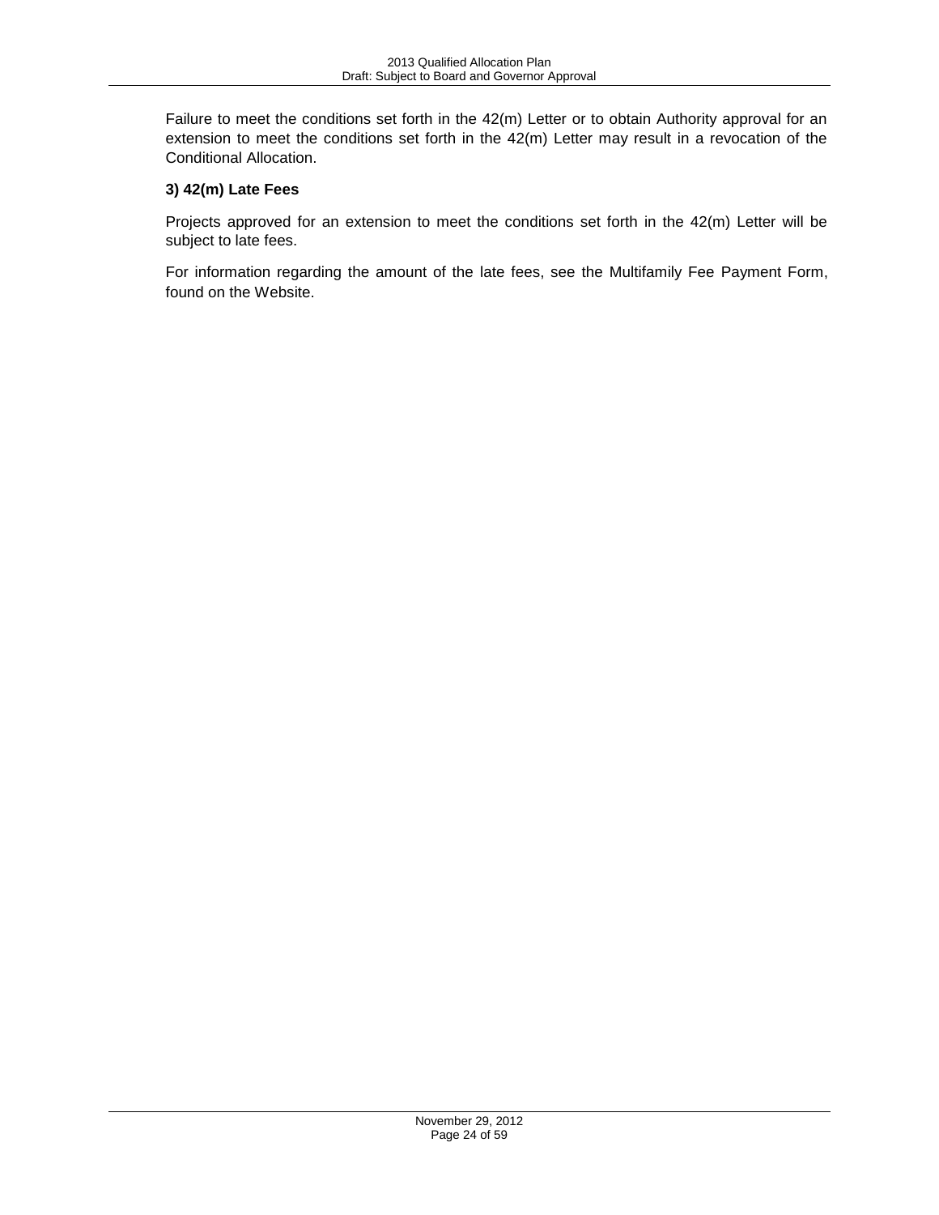Failure to meet the conditions set forth in the 42(m) Letter or to obtain Authority approval for an extension to meet the conditions set forth in the 42(m) Letter may result in a revocation of the Conditional Allocation.

**3) 42(m) Late Fees**

Projects approved for an extension to meet the conditions set forth in the 42(m) Letter will be subject to late fees.

For information regarding the amount of the late fees, see the Multifamily Fee Payment Form, found on the Website.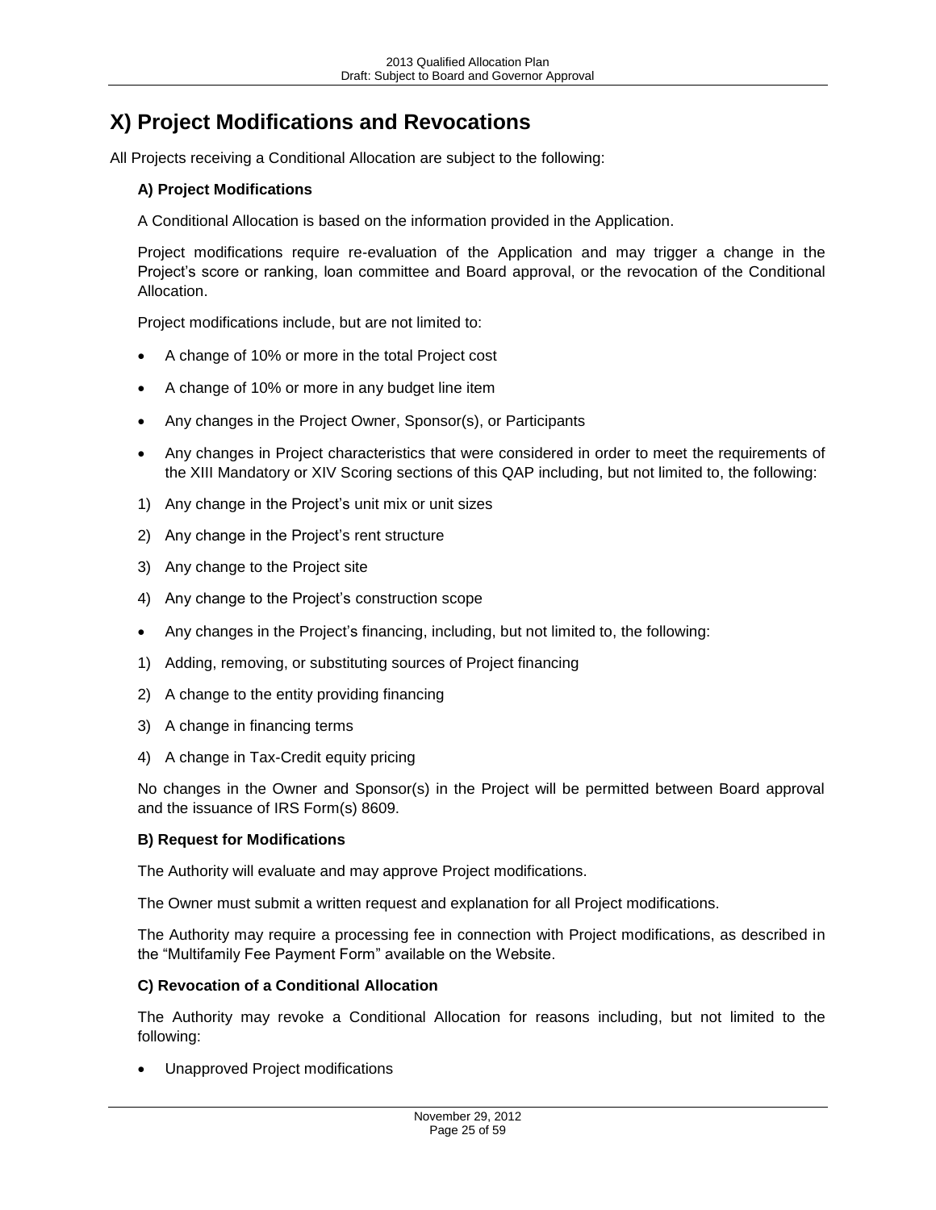# X) Project Modifications and Revocations

All Projects receiving a Conditional Allocation are subject to the following:

### A) Project Modifications

A Conditional Allocation is based on the information provided in the Application.

Project modifications require re-evaluation of the Application and may trigger a change in the Project's score or ranking, loan committee and Board approval, or the revocation of the Conditional Allocation.

Project modifications include, but are not limited to:

- A change of 10% or more in the total Project cost
- A change of 10% or more in any budget line item
- Any changes in the Project Owner, Sponsor(s), or Participants
- Any changes in Project characteristics that were considered in order to meet the requirements of the XIII Mandatory or XIV Scoring sections of this QAP including, but not limited to, the following:

1) Any change in the Project's unit mix or unit sizes
2) Any change in the Project's rent structure
3) Any change to the Project site
4) Any change to the Project's construction scope

- Any changes in the Project's financing, including, but not limited to, the following:

1) Adding, removing, or substituting sources of Project financing
2) A change to the entity providing financing
3) A change in financing terms
4) A change in Tax-Credit equity pricing

No changes in the Owner and Sponsor(s) in the Project will be permitted between Board approval and the issuance of IRS Form(s) 8609.

### B) Request for Modifications

The Authority will evaluate and may approve Project modifications.

The Owner must submit a written request and explanation for all Project modifications.

The Authority may require a processing fee in connection with Project modifications, as described in the "Multifamily Fee Payment Form" available on the Website.

### C) Revocation of a Conditional Allocation

The Authority may revoke a Conditional Allocation for reasons including, but not limited to the following:

- Unapproved Project modifications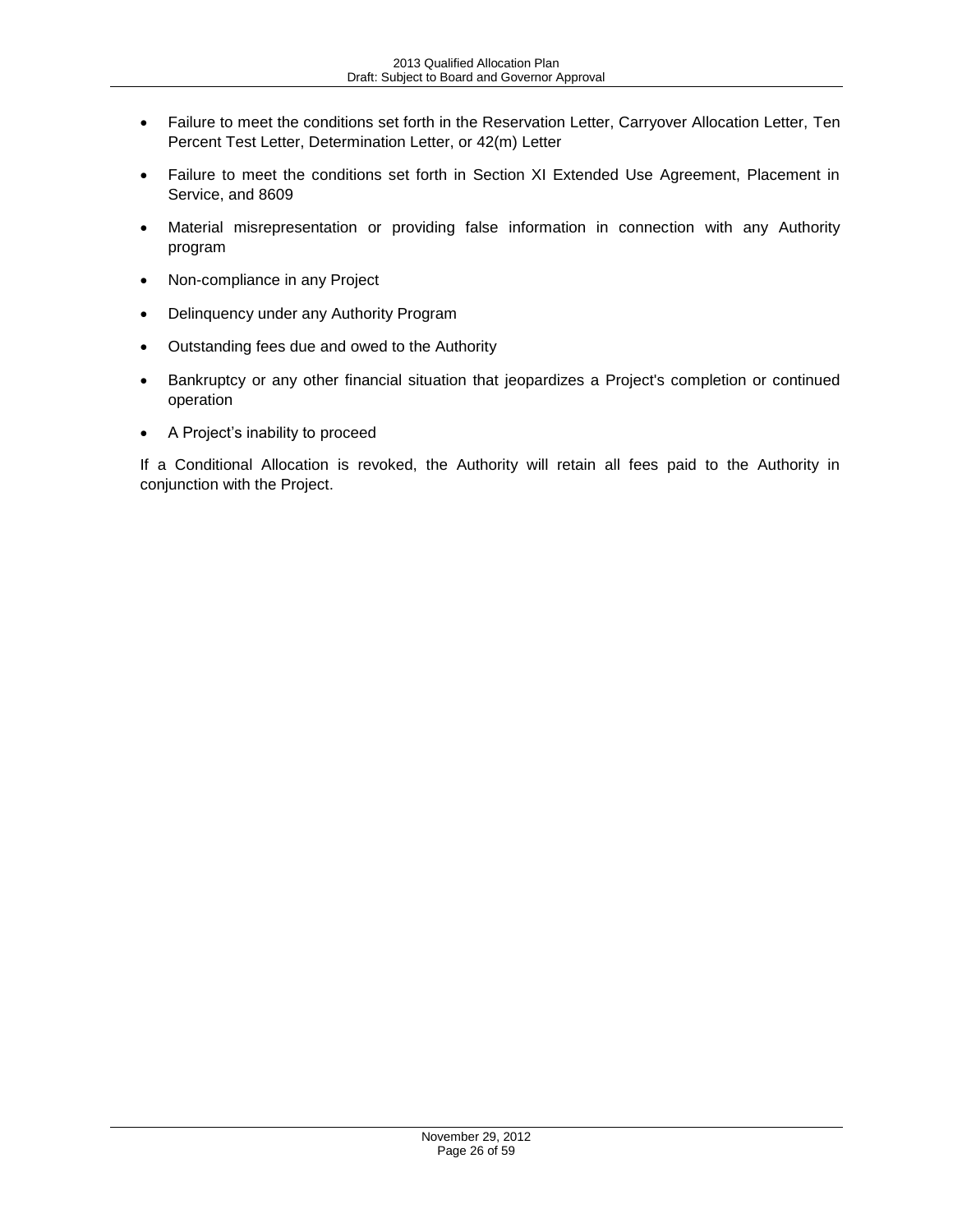- Failure to meet the conditions set forth in the Reservation Letter, Carryover Allocation Letter, Ten Percent Test Letter, Determination Letter, or 42(m) Letter
- Failure to meet the conditions set forth in Section XI Extended Use Agreement, Placement in Service, and 8609
- Material misrepresentation or providing false information in connection with any Authority program
- Non-compliance in any Project
- Delinquency under any Authority Program
- Outstanding fees due and owed to the Authority
- Bankruptcy or any other financial situation that jeopardizes a Project's completion or continued operation
- A Project's inability to proceed

If a Conditional Allocation is revoked, the Authority will retain all fees paid to the Authority in conjunction with the Project.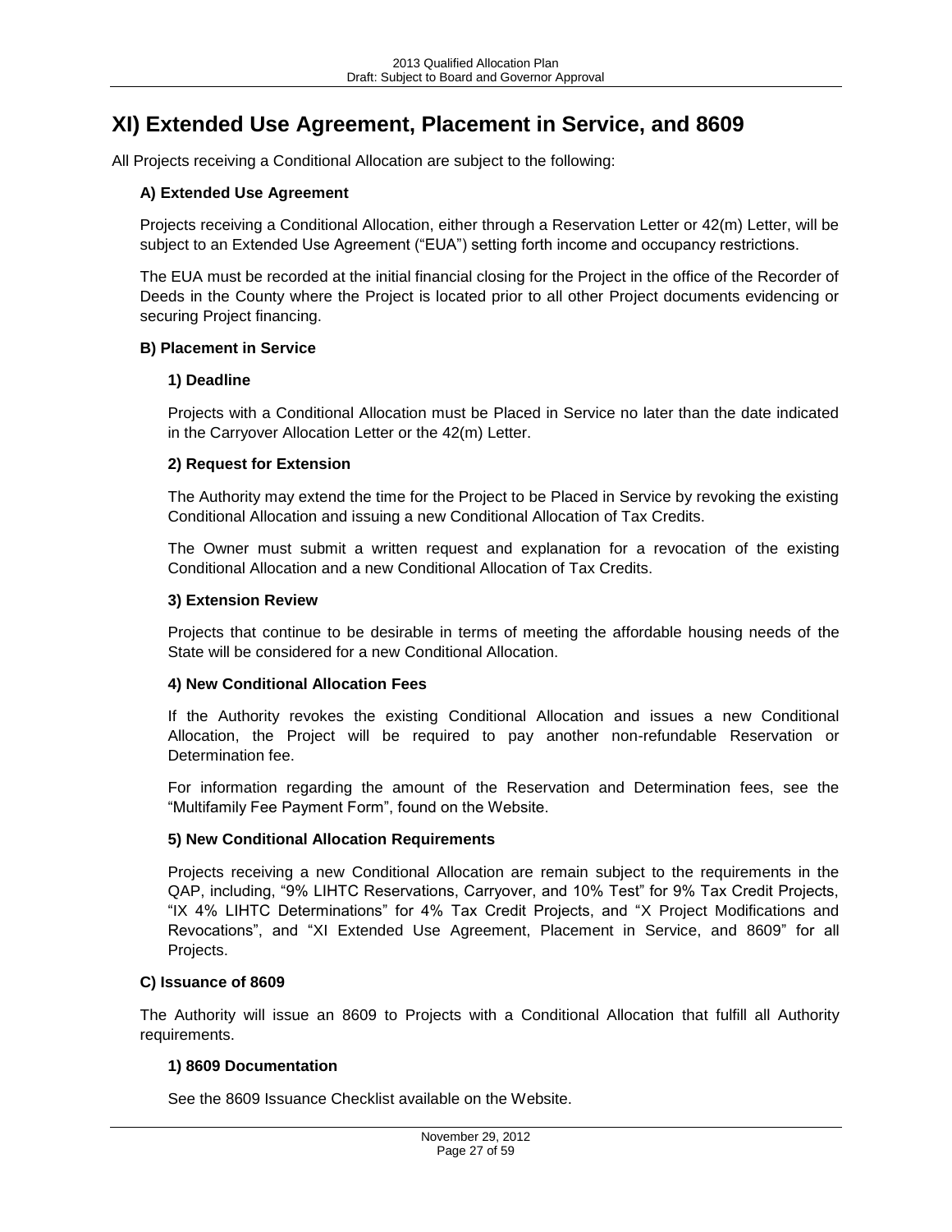# XI) Extended Use Agreement, Placement in Service, and 8609

All Projects receiving a Conditional Allocation are subject to the following:

### A) Extended Use Agreement

Projects receiving a Conditional Allocation, either through a Reservation Letter or 42(m) Letter, will be subject to an Extended Use Agreement ("EUA") setting forth income and occupancy restrictions.

The EUA must be recorded at the initial financial closing for the Project in the office of the Recorder of Deeds in the County where the Project is located prior to all other Project documents evidencing or securing Project financing.

### B) Placement in Service

#### 1) Deadline

Projects with a Conditional Allocation must be Placed in Service no later than the date indicated in the Carryover Allocation Letter or the 42(m) Letter.

#### 2) Request for Extension

The Authority may extend the time for the Project to be Placed in Service by revoking the existing Conditional Allocation and issuing a new Conditional Allocation of Tax Credits.

The Owner must submit a written request and explanation for a revocation of the existing Conditional Allocation and a new Conditional Allocation of Tax Credits.

#### 3) Extension Review

Projects that continue to be desirable in terms of meeting the affordable housing needs of the State will be considered for a new Conditional Allocation.

#### 4) New Conditional Allocation Fees

If the Authority revokes the existing Conditional Allocation and issues a new Conditional Allocation, the Project will be required to pay another non-refundable Reservation or Determination fee.

For information regarding the amount of the Reservation and Determination fees, see the "Multifamily Fee Payment Form", found on the Website.

#### 5) New Conditional Allocation Requirements

Projects receiving a new Conditional Allocation are remain subject to the requirements in the QAP, including, "9% LIHTC Reservations, Carryover, and 10% Test" for 9% Tax Credit Projects, "IX 4% LIHTC Determinations" for 4% Tax Credit Projects, and "X Project Modifications and Revocations", and "XI Extended Use Agreement, Placement in Service, and 8609" for all Projects.

### C) Issuance of 8609

The Authority will issue an 8609 to Projects with a Conditional Allocation that fulfill all Authority requirements.

#### 1) 8609 Documentation

See the 8609 Issuance Checklist available on the Website.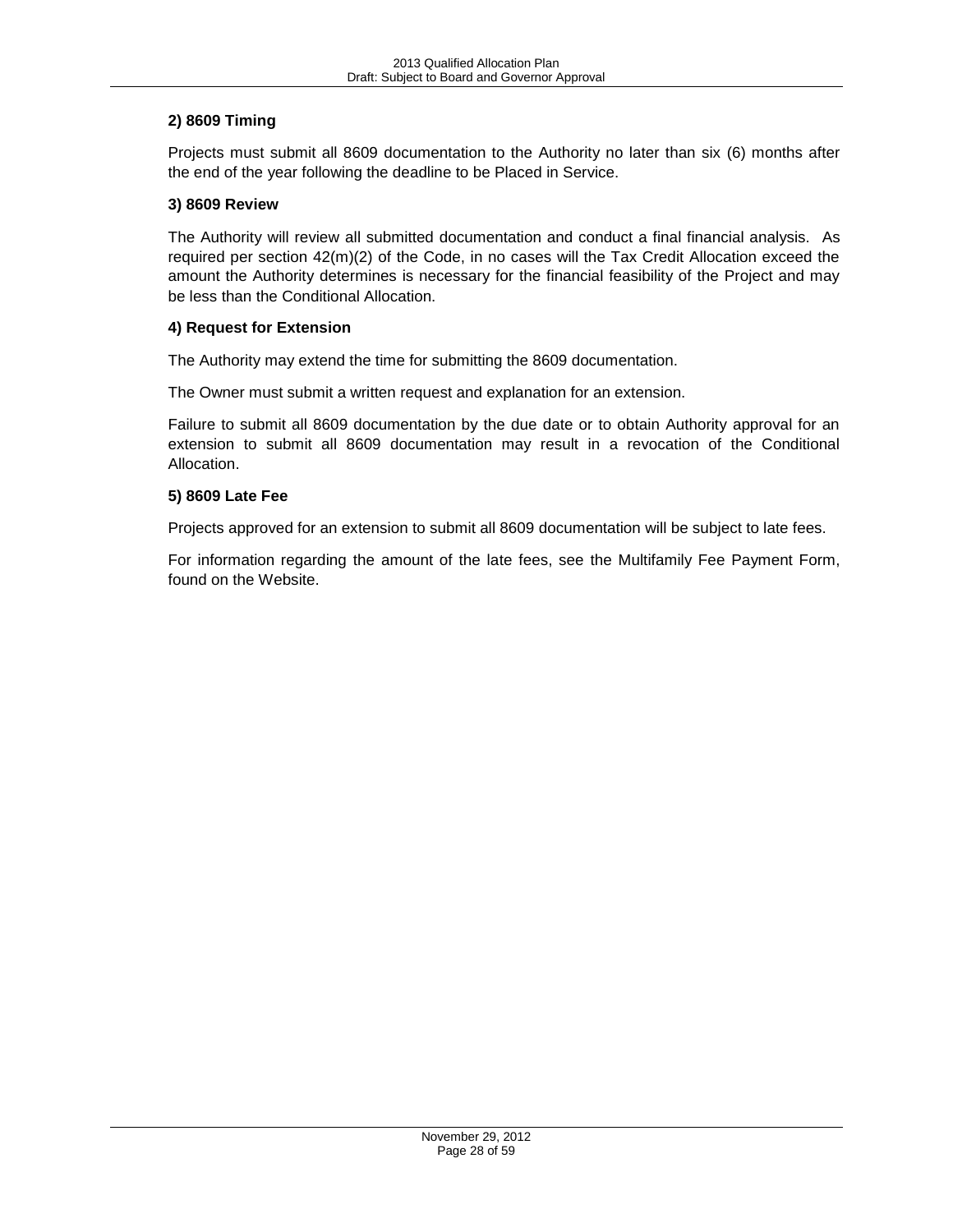**2) 8609 Timing**

Projects must submit all 8609 documentation to the Authority no later than six (6) months after the end of the year following the deadline to be Placed in Service.

**3) 8609 Review**

The Authority will review all submitted documentation and conduct a final financial analysis. As required per section 42(m)(2) of the Code, in no cases will the Tax Credit Allocation exceed the amount the Authority determines is necessary for the financial feasibility of the Project and may be less than the Conditional Allocation.

**4) Request for Extension**

The Authority may extend the time for submitting the 8609 documentation.

The Owner must submit a written request and explanation for an extension.

Failure to submit all 8609 documentation by the due date or to obtain Authority approval for an extension to submit all 8609 documentation may result in a revocation of the Conditional Allocation.

**5) 8609 Late Fee**

Projects approved for an extension to submit all 8609 documentation will be subject to late fees.

For information regarding the amount of the late fees, see the Multifamily Fee Payment Form, found on the Website.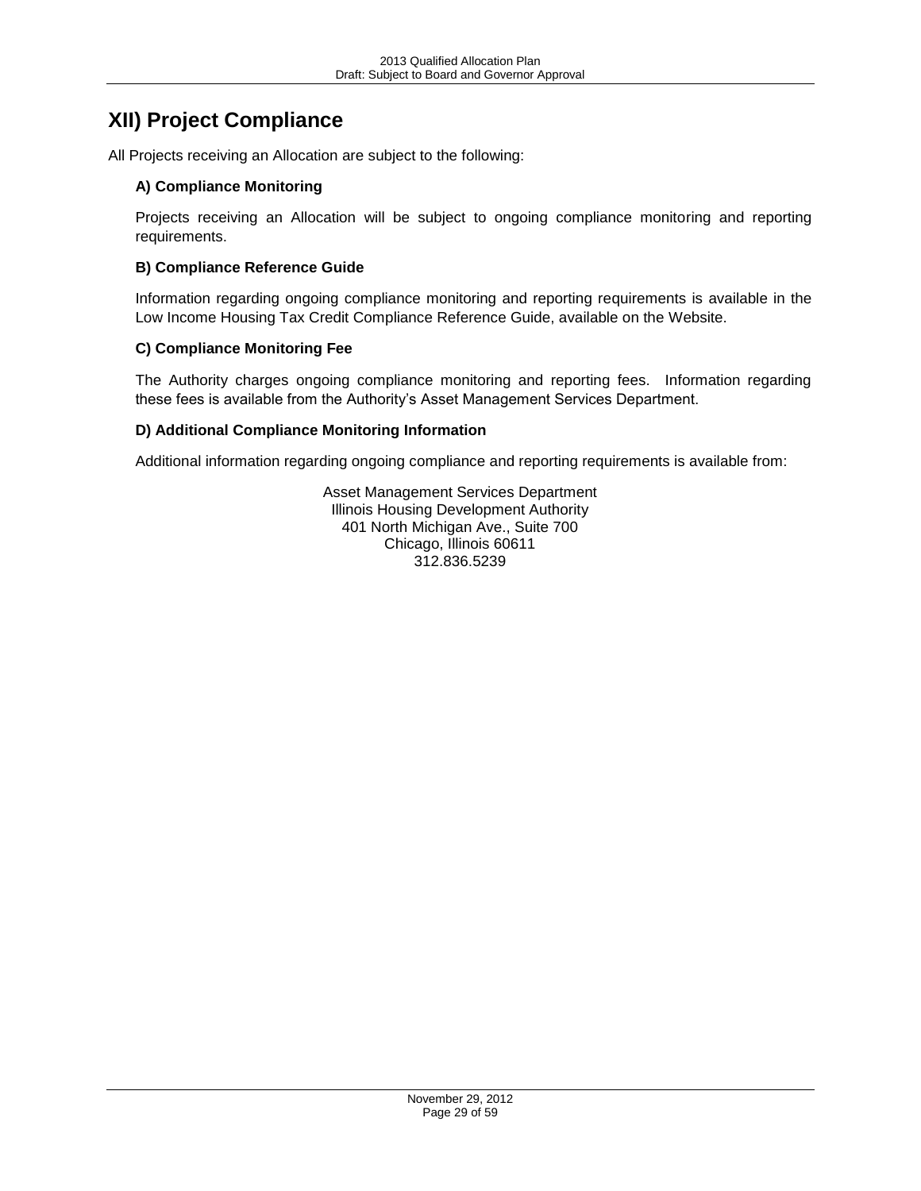# XII) Project Compliance

All Projects receiving an Allocation are subject to the following:

### A) Compliance Monitoring

Projects receiving an Allocation will be subject to ongoing compliance monitoring and reporting requirements.

### B) Compliance Reference Guide

Information regarding ongoing compliance monitoring and reporting requirements is available in the Low Income Housing Tax Credit Compliance Reference Guide, available on the Website.

### C) Compliance Monitoring Fee

The Authority charges ongoing compliance monitoring and reporting fees. Information regarding these fees is available from the Authority's Asset Management Services Department.

### D) Additional Compliance Monitoring Information

Additional information regarding ongoing compliance and reporting requirements is available from:

Asset Management Services Department
Illinois Housing Development Authority
401 North Michigan Ave., Suite 700
Chicago, Illinois 60611
312.836.5239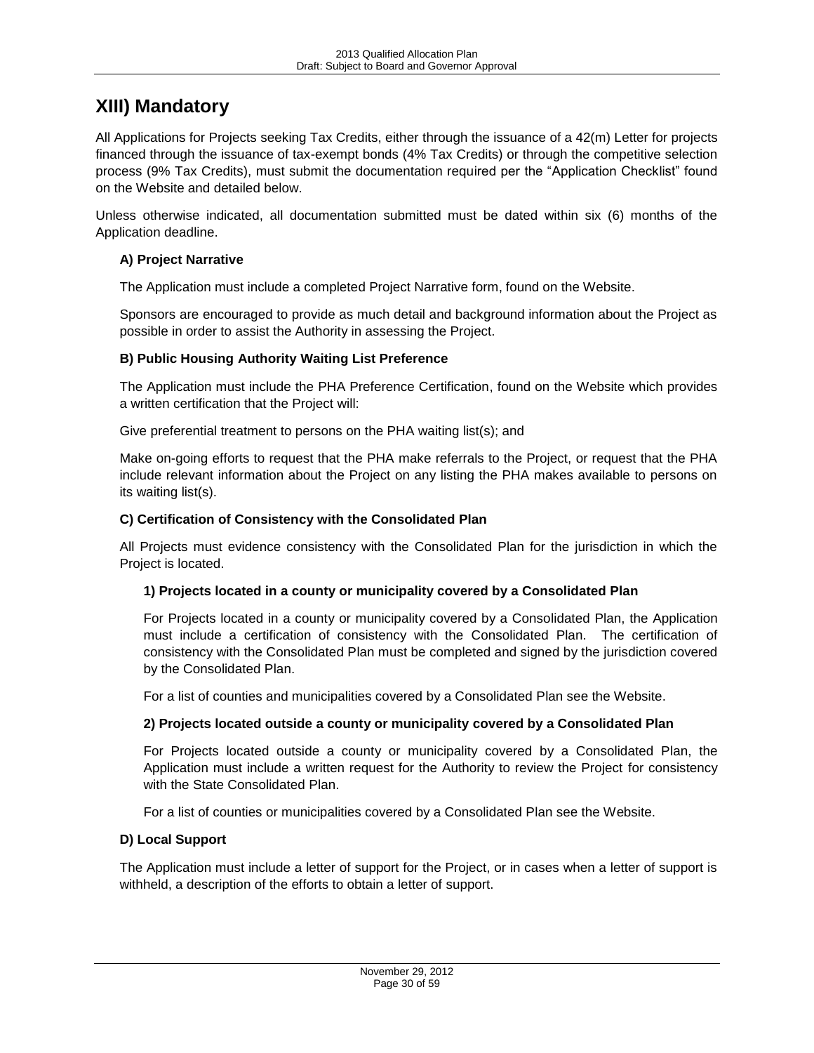# XIII) Mandatory

All Applications for Projects seeking Tax Credits, either through the issuance of a 42(m) Letter for projects financed through the issuance of tax-exempt bonds (4% Tax Credits) or through the competitive selection process (9% Tax Credits), must submit the documentation required per the "Application Checklist" found on the Website and detailed below.

Unless otherwise indicated, all documentation submitted must be dated within six (6) months of the Application deadline.

### A) Project Narrative

The Application must include a completed Project Narrative form, found on the Website.

Sponsors are encouraged to provide as much detail and background information about the Project as possible in order to assist the Authority in assessing the Project.

### B) Public Housing Authority Waiting List Preference

The Application must include the PHA Preference Certification, found on the Website which provides a written certification that the Project will:

Give preferential treatment to persons on the PHA waiting list(s); and

Make on-going efforts to request that the PHA make referrals to the Project, or request that the PHA include relevant information about the Project on any listing the PHA makes available to persons on its waiting list(s).

### C) Certification of Consistency with the Consolidated Plan

All Projects must evidence consistency with the Consolidated Plan for the jurisdiction in which the Project is located.

#### 1) Projects located in a county or municipality covered by a Consolidated Plan

For Projects located in a county or municipality covered by a Consolidated Plan, the Application must include a certification of consistency with the Consolidated Plan. The certification of consistency with the Consolidated Plan must be completed and signed by the jurisdiction covered by the Consolidated Plan.

For a list of counties and municipalities covered by a Consolidated Plan see the Website.

#### 2) Projects located outside a county or municipality covered by a Consolidated Plan

For Projects located outside a county or municipality covered by a Consolidated Plan, the Application must include a written request for the Authority to review the Project for consistency with the State Consolidated Plan.

For a list of counties or municipalities covered by a Consolidated Plan see the Website.

### D) Local Support

The Application must include a letter of support for the Project, or in cases when a letter of support is withheld, a description of the efforts to obtain a letter of support.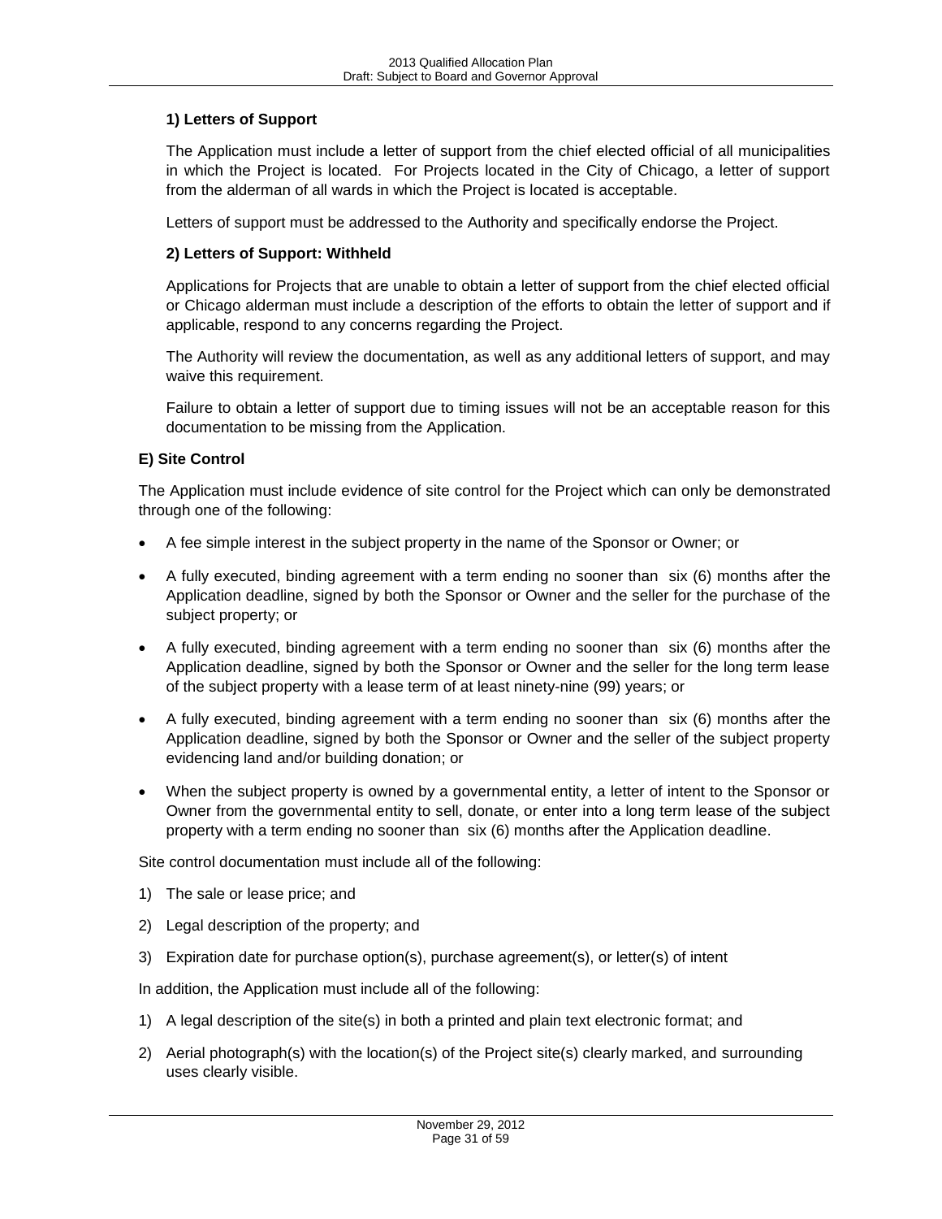#### 1) Letters of Support

The Application must include a letter of support from the chief elected official of all municipalities in which the Project is located. For Projects located in the City of Chicago, a letter of support from the alderman of all wards in which the Project is located is acceptable.

Letters of support must be addressed to the Authority and specifically endorse the Project.

#### 2) Letters of Support: Withheld

Applications for Projects that are unable to obtain a letter of support from the chief elected official or Chicago alderman must include a description of the efforts to obtain the letter of support and if applicable, respond to any concerns regarding the Project.

The Authority will review the documentation, as well as any additional letters of support, and may waive this requirement.

Failure to obtain a letter of support due to timing issues will not be an acceptable reason for this documentation to be missing from the Application.

### E) Site Control

The Application must include evidence of site control for the Project which can only be demonstrated through one of the following:

- A fee simple interest in the subject property in the name of the Sponsor or Owner; or
- A fully executed, binding agreement with a term ending no sooner than six (6) months after the Application deadline, signed by both the Sponsor or Owner and the seller for the purchase of the subject property; or
- A fully executed, binding agreement with a term ending no sooner than six (6) months after the Application deadline, signed by both the Sponsor or Owner and the seller for the long term lease of the subject property with a lease term of at least ninety-nine (99) years; or
- A fully executed, binding agreement with a term ending no sooner than six (6) months after the Application deadline, signed by both the Sponsor or Owner and the seller of the subject property evidencing land and/or building donation; or
- When the subject property is owned by a governmental entity, a letter of intent to the Sponsor or Owner from the governmental entity to sell, donate, or enter into a long term lease of the subject property with a term ending no sooner than six (6) months after the Application deadline.

Site control documentation must include all of the following:

1) The sale or lease price; and
2) Legal description of the property; and
3) Expiration date for purchase option(s), purchase agreement(s), or letter(s) of intent

In addition, the Application must include all of the following:

1) A legal description of the site(s) in both a printed and plain text electronic format; and
2) Aerial photograph(s) with the location(s) of the Project site(s) clearly marked, and surrounding uses clearly visible.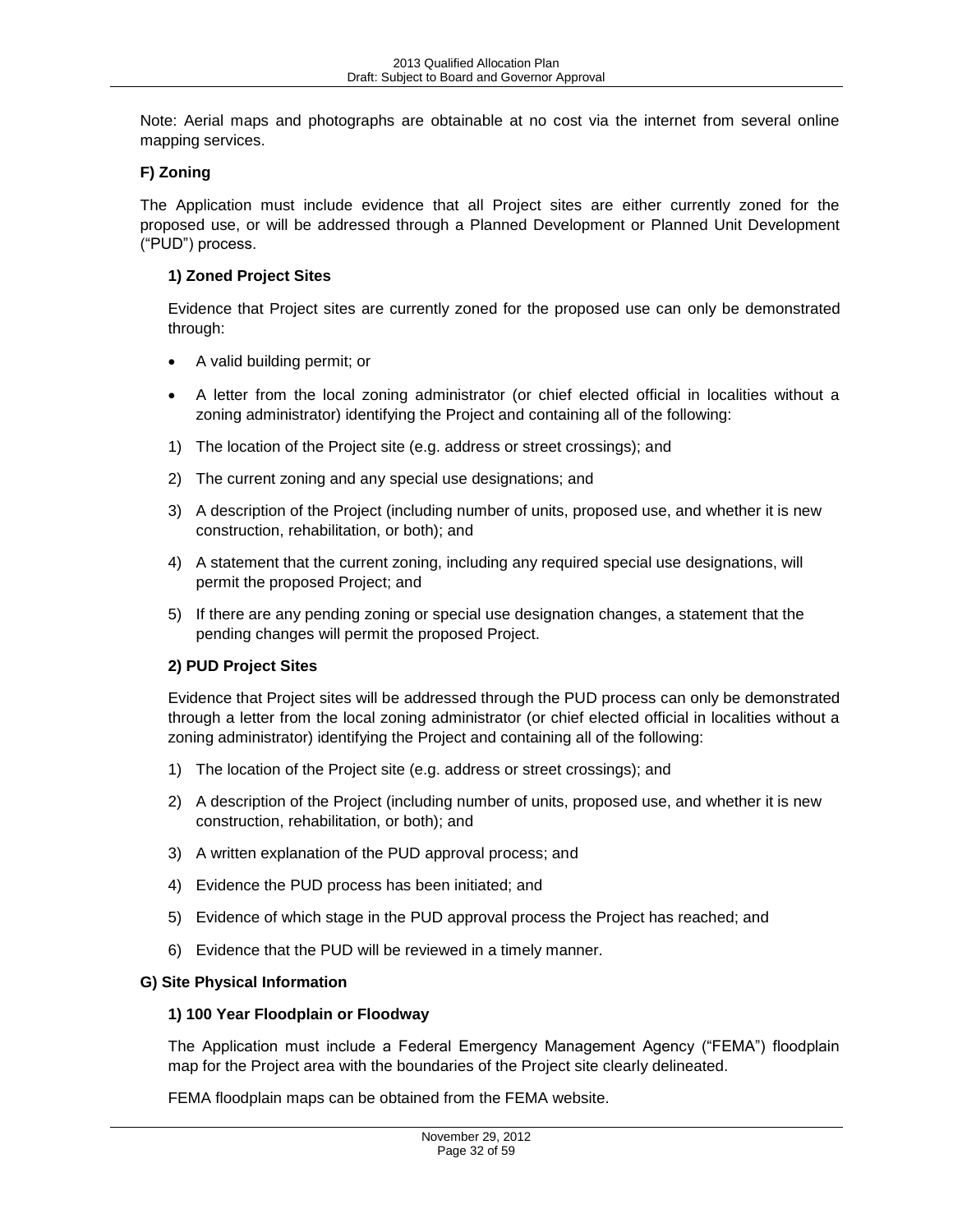Note: Aerial maps and photographs are obtainable at no cost via the internet from several online mapping services.

### F) Zoning

The Application must include evidence that all Project sites are either currently zoned for the proposed use, or will be addressed through a Planned Development or Planned Unit Development ("PUD") process.

#### 1) Zoned Project Sites

Evidence that Project sites are currently zoned for the proposed use can only be demonstrated through:

- A valid building permit; or
- A letter from the local zoning administrator (or chief elected official in localities without a zoning administrator) identifying the Project and containing all of the following:

1) The location of the Project site (e.g. address or street crossings); and
2) The current zoning and any special use designations; and
3) A description of the Project (including number of units, proposed use, and whether it is new construction, rehabilitation, or both); and
4) A statement that the current zoning, including any required special use designations, will permit the proposed Project; and
5) If there are any pending zoning or special use designation changes, a statement that the pending changes will permit the proposed Project.

#### 2) PUD Project Sites

Evidence that Project sites will be addressed through the PUD process can only be demonstrated through a letter from the local zoning administrator (or chief elected official in localities without a zoning administrator) identifying the Project and containing all of the following:

1) The location of the Project site (e.g. address or street crossings); and
2) A description of the Project (including number of units, proposed use, and whether it is new construction, rehabilitation, or both); and
3) A written explanation of the PUD approval process; and
4) Evidence the PUD process has been initiated; and
5) Evidence of which stage in the PUD approval process the Project has reached; and
6) Evidence that the PUD will be reviewed in a timely manner.

### G) Site Physical Information

#### 1) 100 Year Floodplain or Floodway

The Application must include a Federal Emergency Management Agency ("FEMA") floodplain map for the Project area with the boundaries of the Project site clearly delineated.

FEMA floodplain maps can be obtained from the FEMA website.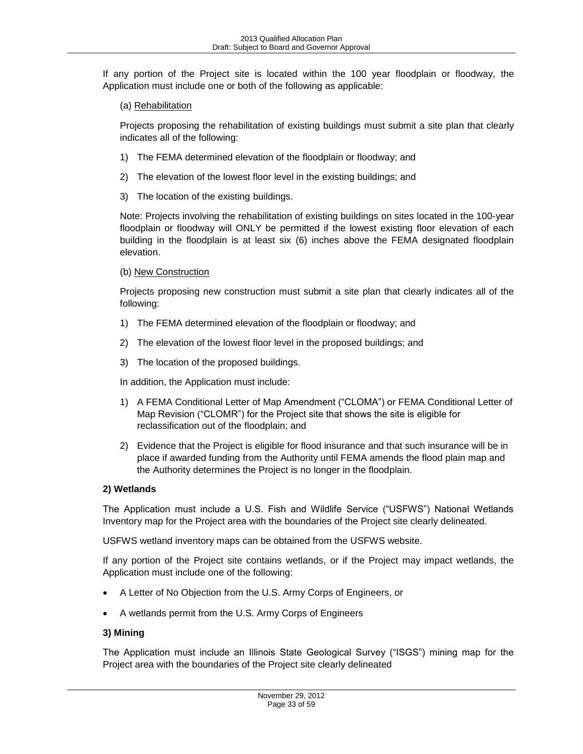If any portion of the Project site is located within the 100 year floodplain or floodway, the Application must include one or both of the following as applicable:

(a) Rehabilitation

Projects proposing the rehabilitation of existing buildings must submit a site plan that clearly indicates all of the following:

1) The FEMA determined elevation of the floodplain or floodway; and
2) The elevation of the lowest floor level in the existing buildings; and
3) The location of the existing buildings.

Note: Projects involving the rehabilitation of existing buildings on sites located in the 100-year floodplain or floodway will ONLY be permitted if the lowest existing floor elevation of each building in the floodplain is at least six (6) inches above the FEMA designated floodplain elevation.

(b) New Construction

Projects proposing new construction must submit a site plan that clearly indicates all of the following:

1) The FEMA determined elevation of the floodplain or floodway; and
2) The elevation of the lowest floor level in the proposed buildings; and
3) The location of the proposed buildings.

In addition, the Application must include:

1) A FEMA Conditional Letter of Map Amendment ("CLOMA") or FEMA Conditional Letter of Map Revision ("CLOMR") for the Project site that shows the site is eligible for reclassification out of the floodplain; and
2) Evidence that the Project is eligible for flood insurance and that such insurance will be in place if awarded funding from the Authority until FEMA amends the flood plain map and the Authority determines the Project is no longer in the floodplain.

**2) Wetlands**

The Application must include a U.S. Fish and Wildlife Service ("USFWS") National Wetlands Inventory map for the Project area with the boundaries of the Project site clearly delineated.

USFWS wetland inventory maps can be obtained from the USFWS website.

If any portion of the Project site contains wetlands, or if the Project may impact wetlands, the Application must include one of the following:

- A Letter of No Objection from the U.S. Army Corps of Engineers, or
- A wetlands permit from the U.S. Army Corps of Engineers

**3) Mining**

The Application must include an Illinois State Geological Survey ("ISGS") mining map for the Project area with the boundaries of the Project site clearly delineated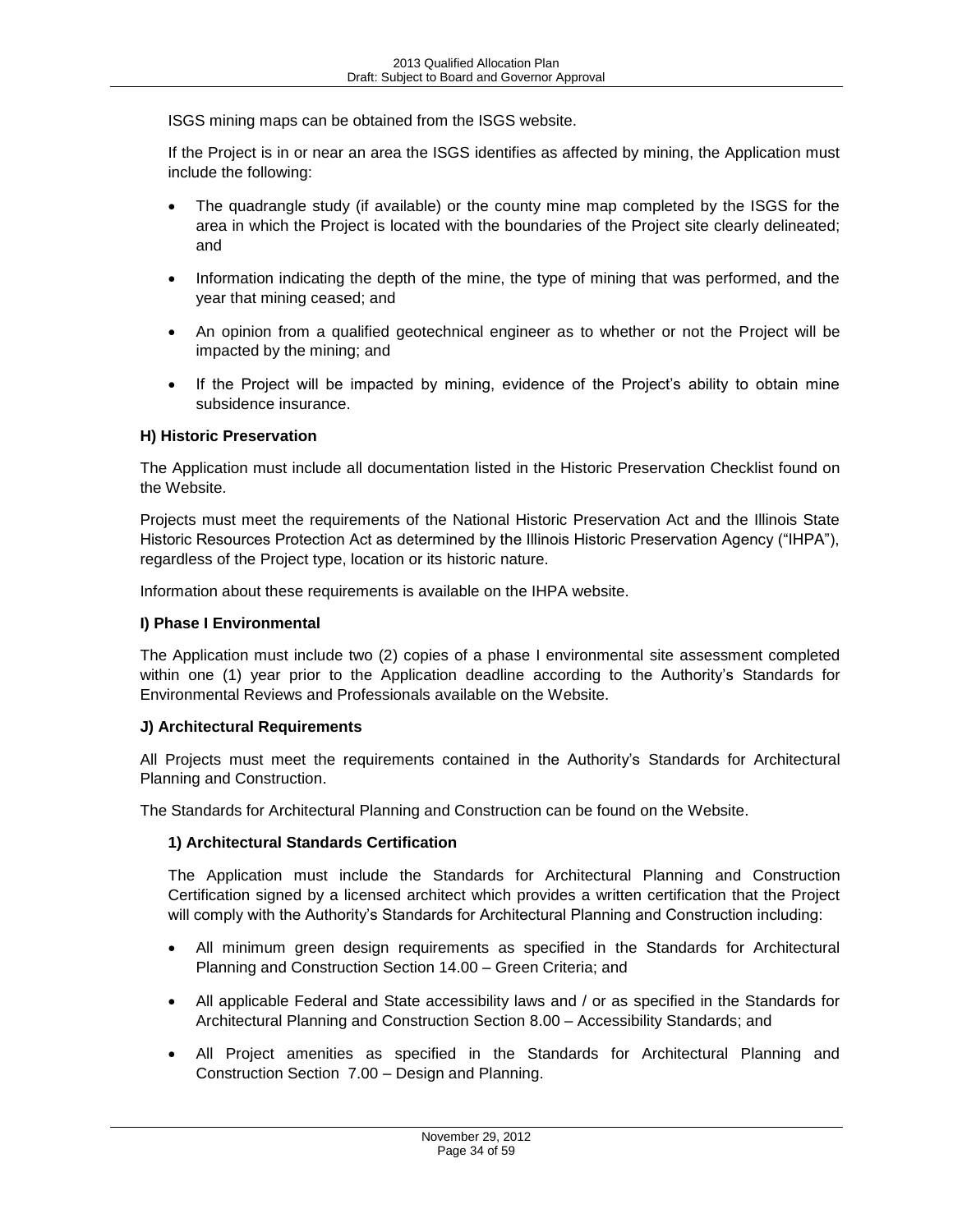ISGS mining maps can be obtained from the ISGS website.

If the Project is in or near an area the ISGS identifies as affected by mining, the Application must include the following:

- The quadrangle study (if available) or the county mine map completed by the ISGS for the area in which the Project is located with the boundaries of the Project site clearly delineated; and
- Information indicating the depth of the mine, the type of mining that was performed, and the year that mining ceased; and
- An opinion from a qualified geotechnical engineer as to whether or not the Project will be impacted by the mining; and
- If the Project will be impacted by mining, evidence of the Project's ability to obtain mine subsidence insurance.

### H) Historic Preservation

The Application must include all documentation listed in the Historic Preservation Checklist found on the Website.

Projects must meet the requirements of the National Historic Preservation Act and the Illinois State Historic Resources Protection Act as determined by the Illinois Historic Preservation Agency ("IHPA"), regardless of the Project type, location or its historic nature.

Information about these requirements is available on the IHPA website.

### I) Phase I Environmental

The Application must include two (2) copies of a phase I environmental site assessment completed within one (1) year prior to the Application deadline according to the Authority's Standards for Environmental Reviews and Professionals available on the Website.

### J) Architectural Requirements

All Projects must meet the requirements contained in the Authority's Standards for Architectural Planning and Construction.

The Standards for Architectural Planning and Construction can be found on the Website.

#### 1) Architectural Standards Certification

The Application must include the Standards for Architectural Planning and Construction Certification signed by a licensed architect which provides a written certification that the Project will comply with the Authority's Standards for Architectural Planning and Construction including:

- All minimum green design requirements as specified in the Standards for Architectural Planning and Construction Section 14.00 – Green Criteria; and
- All applicable Federal and State accessibility laws and / or as specified in the Standards for Architectural Planning and Construction Section 8.00 – Accessibility Standards; and
- All Project amenities as specified in the Standards for Architectural Planning and Construction Section 7.00 – Design and Planning.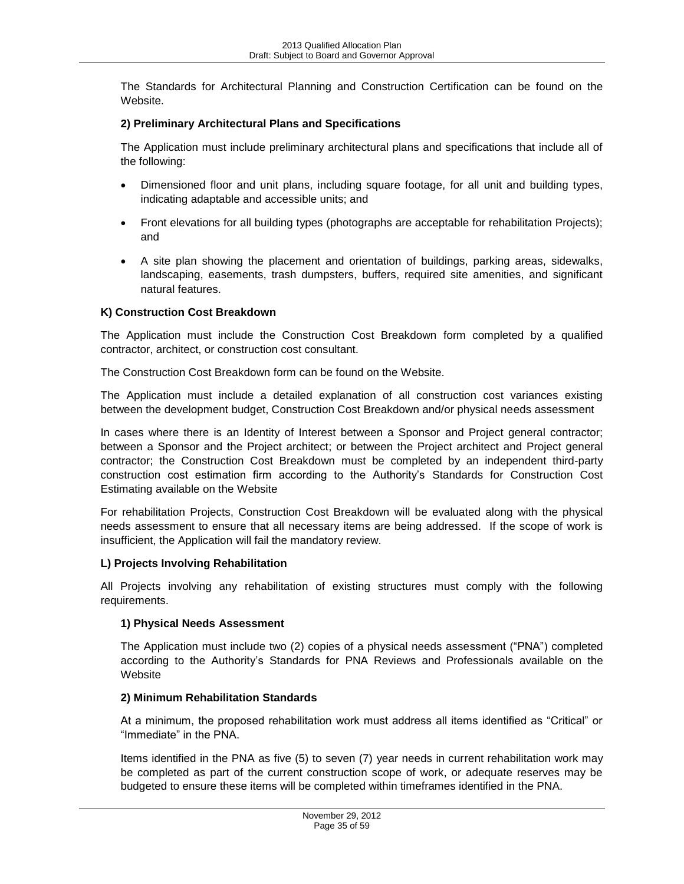The Standards for Architectural Planning and Construction Certification can be found on the Website.

**2) Preliminary Architectural Plans and Specifications**

The Application must include preliminary architectural plans and specifications that include all of the following:

- Dimensioned floor and unit plans, including square footage, for all unit and building types, indicating adaptable and accessible units; and
- Front elevations for all building types (photographs are acceptable for rehabilitation Projects); and
- A site plan showing the placement and orientation of buildings, parking areas, sidewalks, landscaping, easements, trash dumpsters, buffers, required site amenities, and significant natural features.

**K) Construction Cost Breakdown**

The Application must include the Construction Cost Breakdown form completed by a qualified contractor, architect, or construction cost consultant.

The Construction Cost Breakdown form can be found on the Website.

The Application must include a detailed explanation of all construction cost variances existing between the development budget, Construction Cost Breakdown and/or physical needs assessment

In cases where there is an Identity of Interest between a Sponsor and Project general contractor; between a Sponsor and the Project architect; or between the Project architect and Project general contractor; the Construction Cost Breakdown must be completed by an independent third-party construction cost estimation firm according to the Authority's Standards for Construction Cost Estimating available on the Website

For rehabilitation Projects, Construction Cost Breakdown will be evaluated along with the physical needs assessment to ensure that all necessary items are being addressed. If the scope of work is insufficient, the Application will fail the mandatory review.

**L) Projects Involving Rehabilitation**

All Projects involving any rehabilitation of existing structures must comply with the following requirements.

**1) Physical Needs Assessment**

The Application must include two (2) copies of a physical needs assessment ("PNA") completed according to the Authority's Standards for PNA Reviews and Professionals available on the Website

**2) Minimum Rehabilitation Standards**

At a minimum, the proposed rehabilitation work must address all items identified as "Critical" or "Immediate" in the PNA.

Items identified in the PNA as five (5) to seven (7) year needs in current rehabilitation work may be completed as part of the current construction scope of work, or adequate reserves may be budgeted to ensure these items will be completed within timeframes identified in the PNA.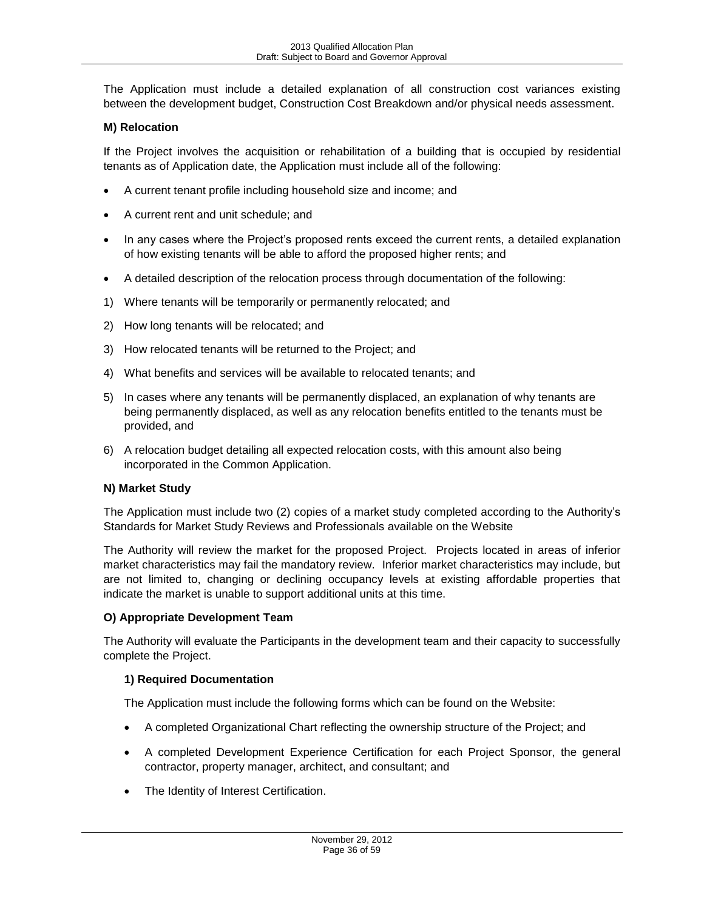The Application must include a detailed explanation of all construction cost variances existing between the development budget, Construction Cost Breakdown and/or physical needs assessment.

**M) Relocation**

If the Project involves the acquisition or rehabilitation of a building that is occupied by residential tenants as of Application date, the Application must include all of the following:

- A current tenant profile including household size and income; and
- A current rent and unit schedule; and
- In any cases where the Project's proposed rents exceed the current rents, a detailed explanation of how existing tenants will be able to afford the proposed higher rents; and
- A detailed description of the relocation process through documentation of the following:

1) Where tenants will be temporarily or permanently relocated; and
2) How long tenants will be relocated; and
3) How relocated tenants will be returned to the Project; and
4) What benefits and services will be available to relocated tenants; and
5) In cases where any tenants will be permanently displaced, an explanation of why tenants are being permanently displaced, as well as any relocation benefits entitled to the tenants must be provided, and
6) A relocation budget detailing all expected relocation costs, with this amount also being incorporated in the Common Application.

**N) Market Study**

The Application must include two (2) copies of a market study completed according to the Authority's Standards for Market Study Reviews and Professionals available on the Website

The Authority will review the market for the proposed Project. Projects located in areas of inferior market characteristics may fail the mandatory review. Inferior market characteristics may include, but are not limited to, changing or declining occupancy levels at existing affordable properties that indicate the market is unable to support additional units at this time.

**O) Appropriate Development Team**

The Authority will evaluate the Participants in the development team and their capacity to successfully complete the Project.

**1) Required Documentation**

The Application must include the following forms which can be found on the Website:

- A completed Organizational Chart reflecting the ownership structure of the Project; and
- A completed Development Experience Certification for each Project Sponsor, the general contractor, property manager, architect, and consultant; and
- The Identity of Interest Certification.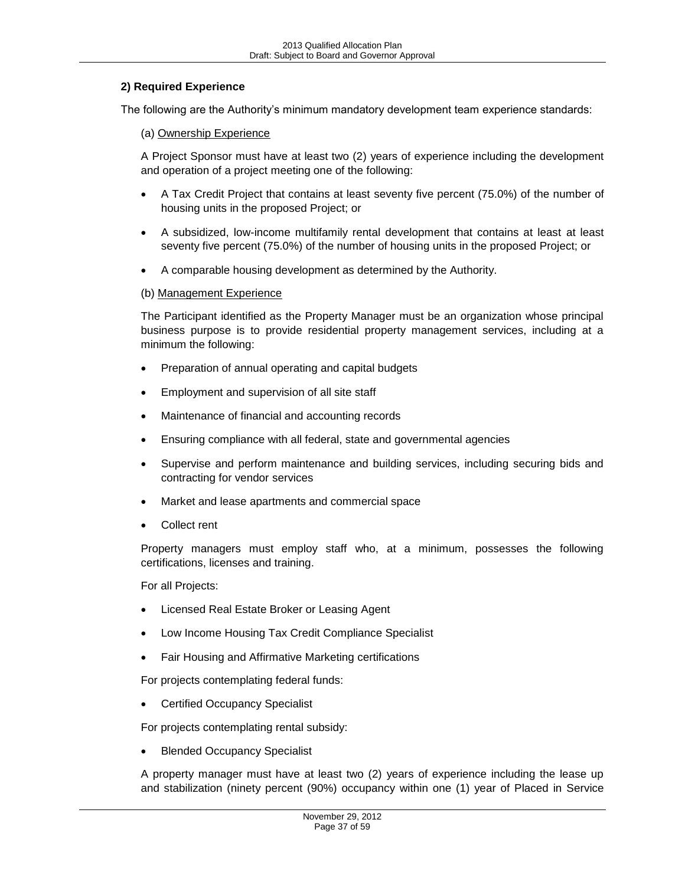### 2) Required Experience

The following are the Authority's minimum mandatory development team experience standards:

(a) Ownership Experience

A Project Sponsor must have at least two (2) years of experience including the development and operation of a project meeting one of the following:

- A Tax Credit Project that contains at least seventy five percent (75.0%) of the number of housing units in the proposed Project; or
- A subsidized, low-income multifamily rental development that contains at least at least seventy five percent (75.0%) of the number of housing units in the proposed Project; or
- A comparable housing development as determined by the Authority.

(b) Management Experience

The Participant identified as the Property Manager must be an organization whose principal business purpose is to provide residential property management services, including at a minimum the following:

- Preparation of annual operating and capital budgets
- Employment and supervision of all site staff
- Maintenance of financial and accounting records
- Ensuring compliance with all federal, state and governmental agencies
- Supervise and perform maintenance and building services, including securing bids and contracting for vendor services
- Market and lease apartments and commercial space
- Collect rent

Property managers must employ staff who, at a minimum, possesses the following certifications, licenses and training.

For all Projects:

- Licensed Real Estate Broker or Leasing Agent
- Low Income Housing Tax Credit Compliance Specialist
- Fair Housing and Affirmative Marketing certifications

For projects contemplating federal funds:

- Certified Occupancy Specialist

For projects contemplating rental subsidy:

- Blended Occupancy Specialist

A property manager must have at least two (2) years of experience including the lease up and stabilization (ninety percent (90%) occupancy within one (1) year of Placed in Service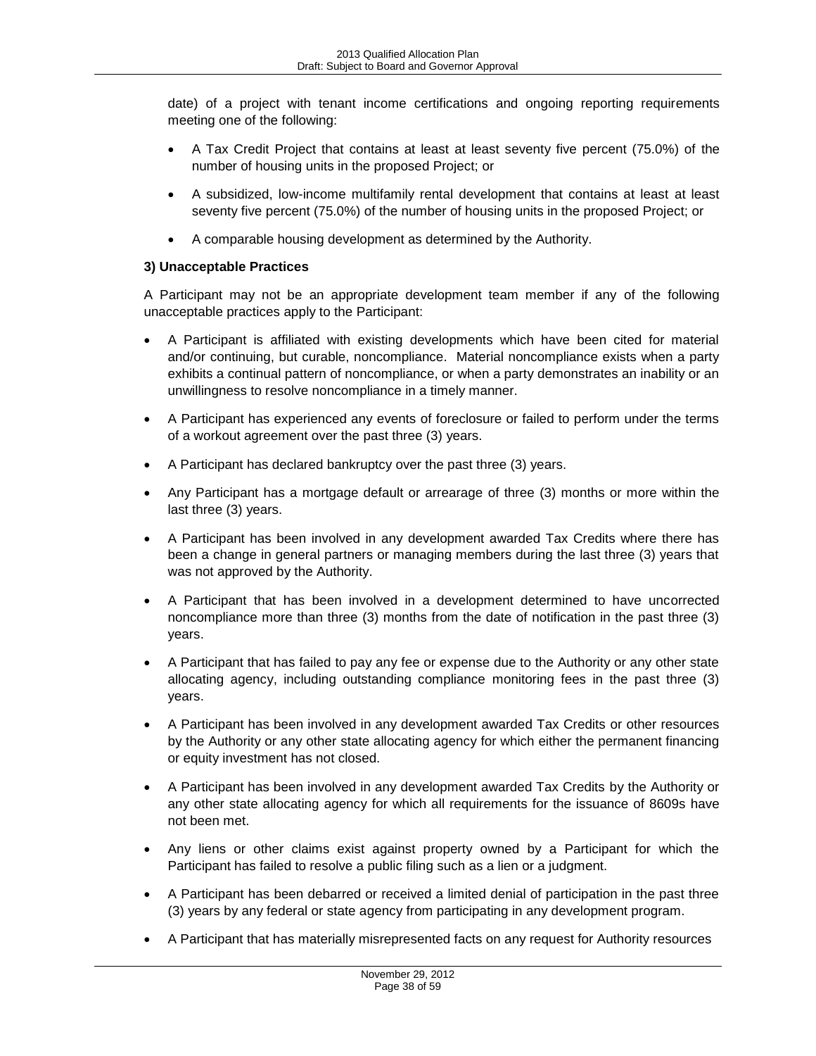date) of a project with tenant income certifications and ongoing reporting requirements meeting one of the following:

- A Tax Credit Project that contains at least at least seventy five percent (75.0%) of the number of housing units in the proposed Project; or
- A subsidized, low-income multifamily rental development that contains at least at least seventy five percent (75.0%) of the number of housing units in the proposed Project; or
- A comparable housing development as determined by the Authority.

**3) Unacceptable Practices**

A Participant may not be an appropriate development team member if any of the following unacceptable practices apply to the Participant:

- A Participant is affiliated with existing developments which have been cited for material and/or continuing, but curable, noncompliance. Material noncompliance exists when a party exhibits a continual pattern of noncompliance, or when a party demonstrates an inability or an unwillingness to resolve noncompliance in a timely manner.
- A Participant has experienced any events of foreclosure or failed to perform under the terms of a workout agreement over the past three (3) years.
- A Participant has declared bankruptcy over the past three (3) years.
- Any Participant has a mortgage default or arrearage of three (3) months or more within the last three (3) years.
- A Participant has been involved in any development awarded Tax Credits where there has been a change in general partners or managing members during the last three (3) years that was not approved by the Authority.
- A Participant that has been involved in a development determined to have uncorrected noncompliance more than three (3) months from the date of notification in the past three (3) years.
- A Participant that has failed to pay any fee or expense due to the Authority or any other state allocating agency, including outstanding compliance monitoring fees in the past three (3) years.
- A Participant has been involved in any development awarded Tax Credits or other resources by the Authority or any other state allocating agency for which either the permanent financing or equity investment has not closed.
- A Participant has been involved in any development awarded Tax Credits by the Authority or any other state allocating agency for which all requirements for the issuance of 8609s have not been met.
- Any liens or other claims exist against property owned by a Participant for which the Participant has failed to resolve a public filing such as a lien or a judgment.
- A Participant has been debarred or received a limited denial of participation in the past three (3) years by any federal or state agency from participating in any development program.
- A Participant that has materially misrepresented facts on any request for Authority resources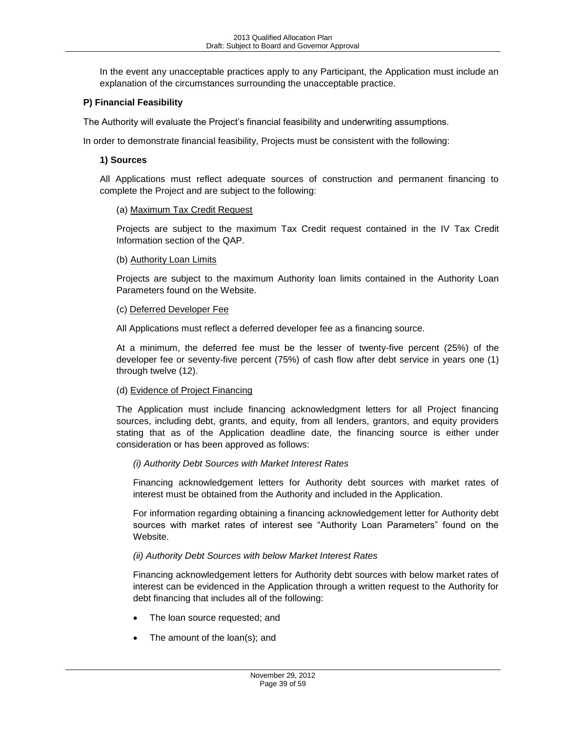In the event any unacceptable practices apply to any Participant, the Application must include an explanation of the circumstances surrounding the unacceptable practice.

**P) Financial Feasibility**

The Authority will evaluate the Project's financial feasibility and underwriting assumptions.

In order to demonstrate financial feasibility, Projects must be consistent with the following:

**1) Sources**

All Applications must reflect adequate sources of construction and permanent financing to complete the Project and are subject to the following:

(a) Maximum Tax Credit Request

Projects are subject to the maximum Tax Credit request contained in the IV Tax Credit Information section of the QAP.

(b) Authority Loan Limits

Projects are subject to the maximum Authority loan limits contained in the Authority Loan Parameters found on the Website.

(c) Deferred Developer Fee

All Applications must reflect a deferred developer fee as a financing source.

At a minimum, the deferred fee must be the lesser of twenty-five percent (25%) of the developer fee or seventy-five percent (75%) of cash flow after debt service in years one (1) through twelve (12).

(d) Evidence of Project Financing

The Application must include financing acknowledgment letters for all Project financing sources, including debt, grants, and equity, from all lenders, grantors, and equity providers stating that as of the Application deadline date, the financing source is either under consideration or has been approved as follows:

*(i) Authority Debt Sources with Market Interest Rates*

Financing acknowledgement letters for Authority debt sources with market rates of interest must be obtained from the Authority and included in the Application.

For information regarding obtaining a financing acknowledgement letter for Authority debt sources with market rates of interest see "Authority Loan Parameters" found on the Website.

*(ii) Authority Debt Sources with below Market Interest Rates*

Financing acknowledgement letters for Authority debt sources with below market rates of interest can be evidenced in the Application through a written request to the Authority for debt financing that includes all of the following:

- The loan source requested; and
- The amount of the loan(s); and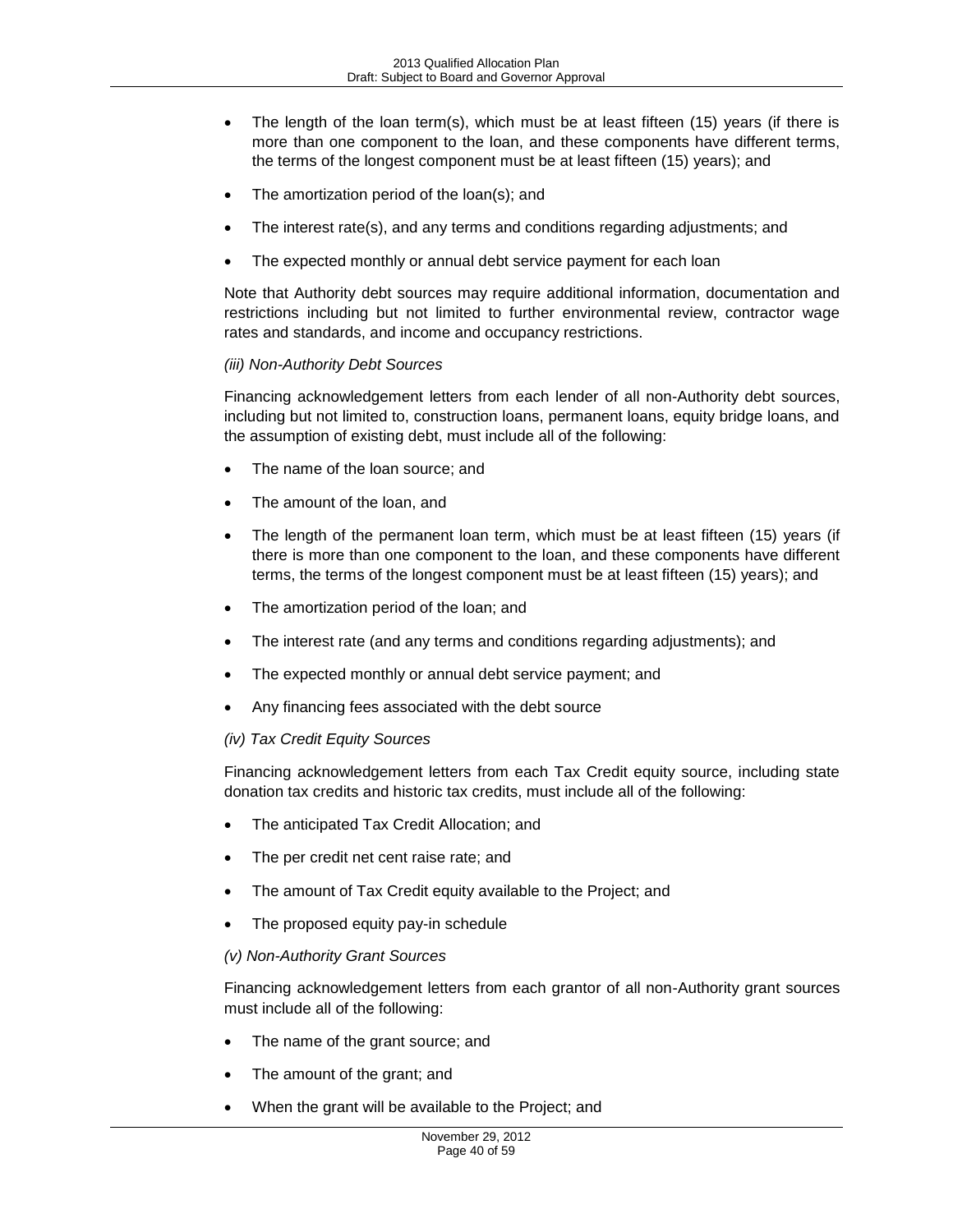- The length of the loan term(s), which must be at least fifteen (15) years (if there is more than one component to the loan, and these components have different terms, the terms of the longest component must be at least fifteen (15) years); and
- The amortization period of the loan(s); and
- The interest rate(s), and any terms and conditions regarding adjustments; and
- The expected monthly or annual debt service payment for each loan

Note that Authority debt sources may require additional information, documentation and restrictions including but not limited to further environmental review, contractor wage rates and standards, and income and occupancy restrictions.

*(iii) Non-Authority Debt Sources*

Financing acknowledgement letters from each lender of all non-Authority debt sources, including but not limited to, construction loans, permanent loans, equity bridge loans, and the assumption of existing debt, must include all of the following:

- The name of the loan source; and
- The amount of the loan, and
- The length of the permanent loan term, which must be at least fifteen (15) years (if there is more than one component to the loan, and these components have different terms, the terms of the longest component must be at least fifteen (15) years); and
- The amortization period of the loan; and
- The interest rate (and any terms and conditions regarding adjustments); and
- The expected monthly or annual debt service payment; and
- Any financing fees associated with the debt source

*(iv) Tax Credit Equity Sources*

Financing acknowledgement letters from each Tax Credit equity source, including state donation tax credits and historic tax credits, must include all of the following:

- The anticipated Tax Credit Allocation; and
- The per credit net cent raise rate; and
- The amount of Tax Credit equity available to the Project; and
- The proposed equity pay-in schedule

*(v) Non-Authority Grant Sources*

Financing acknowledgement letters from each grantor of all non-Authority grant sources must include all of the following:

- The name of the grant source; and
- The amount of the grant; and
- When the grant will be available to the Project; and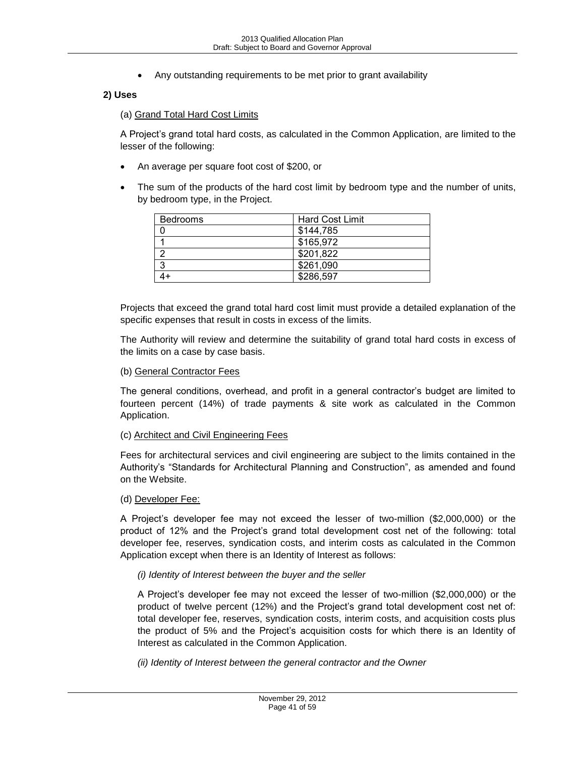- Any outstanding requirements to be met prior to grant availability

**2) Uses**

(a) Grand Total Hard Cost Limits

A Project's grand total hard costs, as calculated in the Common Application, are limited to the lesser of the following:

- An average per square foot cost of $200, or
- The sum of the products of the hard cost limit by bedroom type and the number of units, by bedroom type, in the Project.

| Bedrooms | Hard Cost Limit |
|---|---|
| 0 | $144,785 |
| 1 | $165,972 |
| 2 | $201,822 |
| 3 | $261,090 |
| 4+ | $286,597 |

Projects that exceed the grand total hard cost limit must provide a detailed explanation of the specific expenses that result in costs in excess of the limits.

The Authority will review and determine the suitability of grand total hard costs in excess of the limits on a case by case basis.

(b) General Contractor Fees

The general conditions, overhead, and profit in a general contractor's budget are limited to fourteen percent (14%) of trade payments & site work as calculated in the Common Application.

(c) Architect and Civil Engineering Fees

Fees for architectural services and civil engineering are subject to the limits contained in the Authority's "Standards for Architectural Planning and Construction", as amended and found on the Website.

(d) Developer Fee:

A Project's developer fee may not exceed the lesser of two-million ($2,000,000) or the product of 12% and the Project's grand total development cost net of the following: total developer fee, reserves, syndication costs, and interim costs as calculated in the Common Application except when there is an Identity of Interest as follows:

*(i) Identity of Interest between the buyer and the seller*

A Project's developer fee may not exceed the lesser of two-million ($2,000,000) or the product of twelve percent (12%) and the Project's grand total development cost net of: total developer fee, reserves, syndication costs, interim costs, and acquisition costs plus the product of 5% and the Project's acquisition costs for which there is an Identity of Interest as calculated in the Common Application.

*(ii) Identity of Interest between the general contractor and the Owner*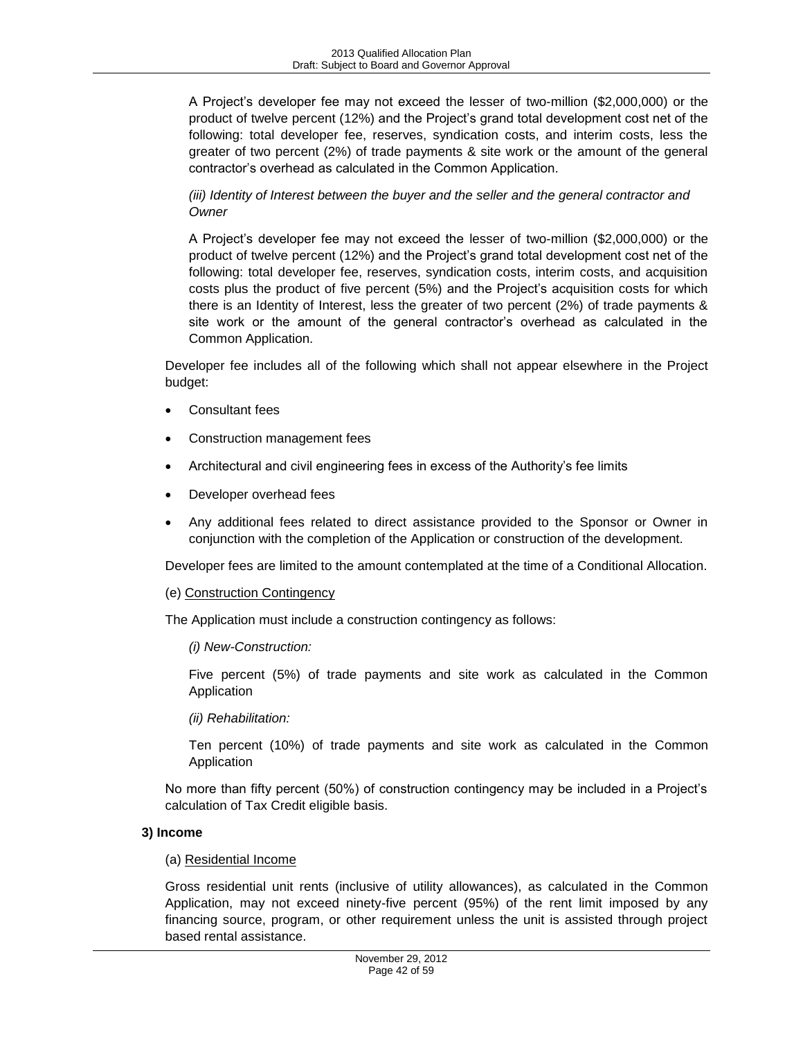A Project's developer fee may not exceed the lesser of two-million ($2,000,000) or the product of twelve percent (12%) and the Project's grand total development cost net of the following: total developer fee, reserves, syndication costs, and interim costs, less the greater of two percent (2%) of trade payments & site work or the amount of the general contractor's overhead as calculated in the Common Application.

*(iii) Identity of Interest between the buyer and the seller and the general contractor and Owner*

A Project's developer fee may not exceed the lesser of two-million ($2,000,000) or the product of twelve percent (12%) and the Project's grand total development cost net of the following: total developer fee, reserves, syndication costs, interim costs, and acquisition costs plus the product of five percent (5%) and the Project's acquisition costs for which there is an Identity of Interest, less the greater of two percent (2%) of trade payments & site work or the amount of the general contractor's overhead as calculated in the Common Application.

Developer fee includes all of the following which shall not appear elsewhere in the Project budget:

- Consultant fees
- Construction management fees
- Architectural and civil engineering fees in excess of the Authority's fee limits
- Developer overhead fees
- Any additional fees related to direct assistance provided to the Sponsor or Owner in conjunction with the completion of the Application or construction of the development.

Developer fees are limited to the amount contemplated at the time of a Conditional Allocation.

(e) Construction Contingency

The Application must include a construction contingency as follows:

*(i) New-Construction:*

Five percent (5%) of trade payments and site work as calculated in the Common Application

*(ii) Rehabilitation:*

Ten percent (10%) of trade payments and site work as calculated in the Common Application

No more than fifty percent (50%) of construction contingency may be included in a Project's calculation of Tax Credit eligible basis.

**3) Income**

(a) Residential Income

Gross residential unit rents (inclusive of utility allowances), as calculated in the Common Application, may not exceed ninety-five percent (95%) of the rent limit imposed by any financing source, program, or other requirement unless the unit is assisted through project based rental assistance.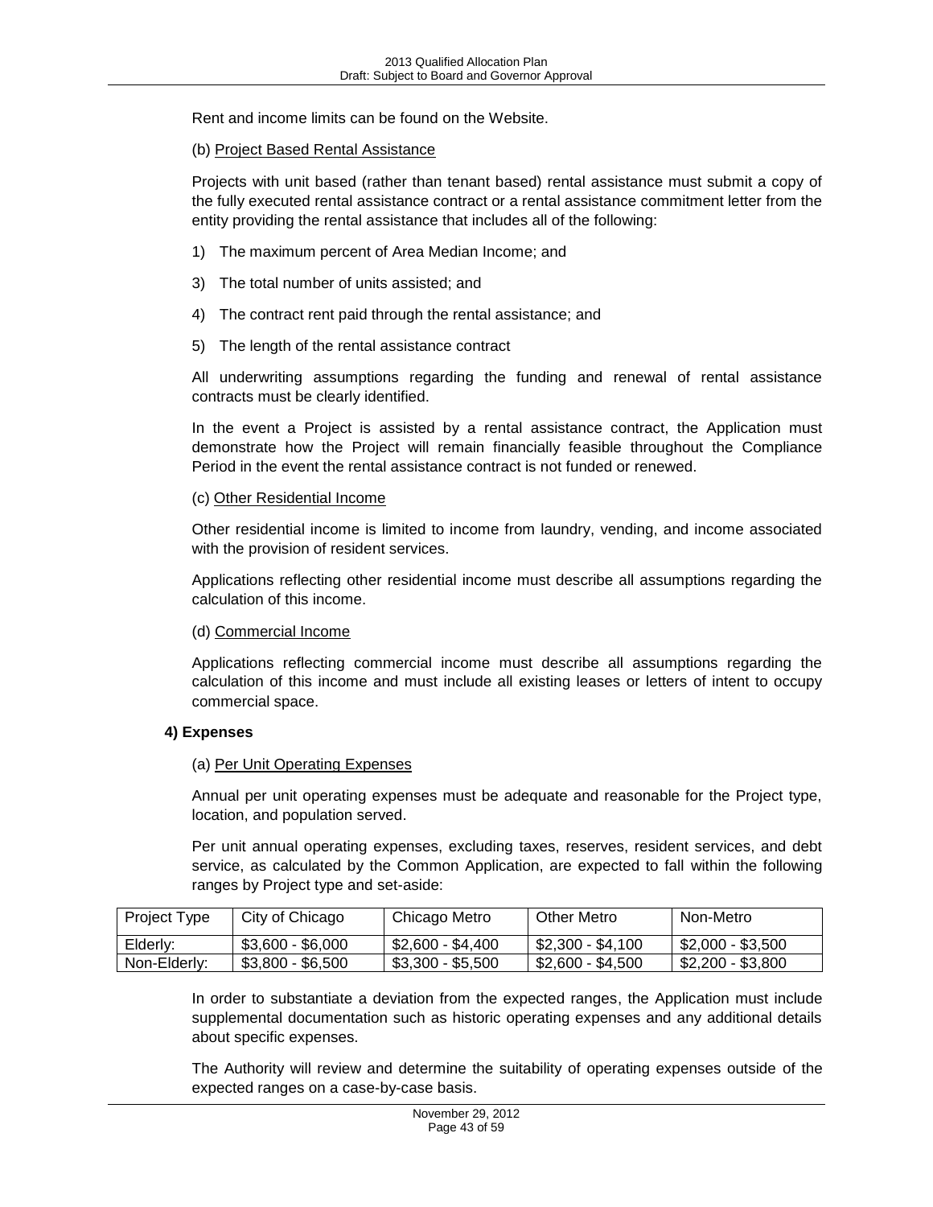Rent and income limits can be found on the Website.

(b) Project Based Rental Assistance

Projects with unit based (rather than tenant based) rental assistance must submit a copy of the fully executed rental assistance contract or a rental assistance commitment letter from the entity providing the rental assistance that includes all of the following:

1) The maximum percent of Area Median Income; and

3) The total number of units assisted; and

4) The contract rent paid through the rental assistance; and

5) The length of the rental assistance contract

All underwriting assumptions regarding the funding and renewal of rental assistance contracts must be clearly identified.

In the event a Project is assisted by a rental assistance contract, the Application must demonstrate how the Project will remain financially feasible throughout the Compliance Period in the event the rental assistance contract is not funded or renewed.

(c) Other Residential Income

Other residential income is limited to income from laundry, vending, and income associated with the provision of resident services.

Applications reflecting other residential income must describe all assumptions regarding the calculation of this income.

(d) Commercial Income

Applications reflecting commercial income must describe all assumptions regarding the calculation of this income and must include all existing leases or letters of intent to occupy commercial space.

**4) Expenses**

(a) Per Unit Operating Expenses

Annual per unit operating expenses must be adequate and reasonable for the Project type, location, and population served.

Per unit annual operating expenses, excluding taxes, reserves, resident services, and debt service, as calculated by the Common Application, are expected to fall within the following ranges by Project type and set-aside:

| Project Type | City of Chicago | Chicago Metro | Other Metro | Non-Metro |
|---|---|---|---|---|
| Elderly: | $3,600 - $6,000 | $2,600 - $4,400 | $2,300 - $4,100 | $2,000 - $3,500 |
| Non-Elderly: | $3,800 - $6,500 | $3,300 - $5,500 | $2,600 - $4,500 | $2,200 - $3,800 |

In order to substantiate a deviation from the expected ranges, the Application must include supplemental documentation such as historic operating expenses and any additional details about specific expenses.

The Authority will review and determine the suitability of operating expenses outside of the expected ranges on a case-by-case basis.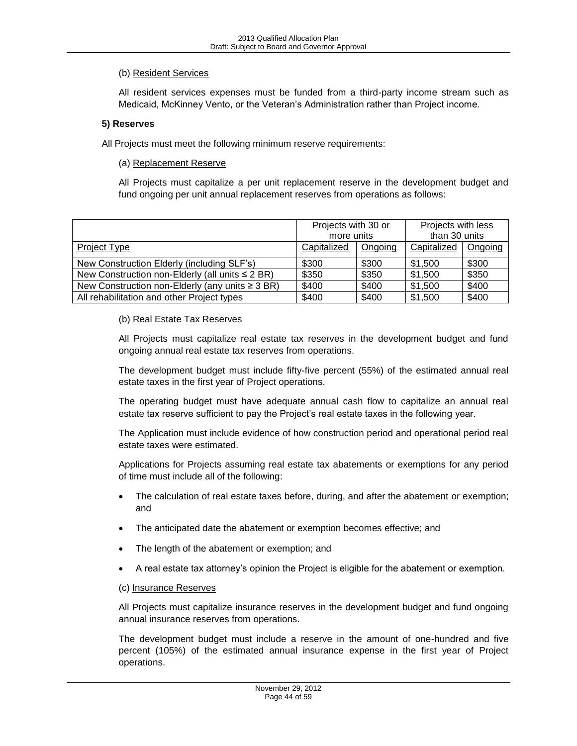(b) Resident Services

All resident services expenses must be funded from a third-party income stream such as Medicaid, McKinney Vento, or the Veteran's Administration rather than Project income.

**5) Reserves**

All Projects must meet the following minimum reserve requirements:

(a) Replacement Reserve

All Projects must capitalize a per unit replacement reserve in the development budget and fund ongoing per unit annual replacement reserves from operations as follows:

| | Projects with 30 or more units | | Projects with less than 30 units | |
|---|---|---|---|---|
| Project Type | Capitalized | Ongoing | Capitalized | Ongoing |
| New Construction Elderly (including SLF's) | \$300 | \$300 | \$1,500 | \$300 |
| New Construction non-Elderly (all units ≤ 2 BR) | \$350 | \$350 | \$1,500 | \$350 |
| New Construction non-Elderly (any units ≥ 3 BR) | \$400 | \$400 | \$1,500 | \$400 |
| All rehabilitation and other Project types | \$400 | \$400 | \$1,500 | \$400 |

(b) Real Estate Tax Reserves

All Projects must capitalize real estate tax reserves in the development budget and fund ongoing annual real estate tax reserves from operations.

The development budget must include fifty-five percent (55%) of the estimated annual real estate taxes in the first year of Project operations.

The operating budget must have adequate annual cash flow to capitalize an annual real estate tax reserve sufficient to pay the Project's real estate taxes in the following year.

The Application must include evidence of how construction period and operational period real estate taxes were estimated.

Applications for Projects assuming real estate tax abatements or exemptions for any period of time must include all of the following:

- The calculation of real estate taxes before, during, and after the abatement or exemption; and
- The anticipated date the abatement or exemption becomes effective; and
- The length of the abatement or exemption; and
- A real estate tax attorney's opinion the Project is eligible for the abatement or exemption.

(c) Insurance Reserves

All Projects must capitalize insurance reserves in the development budget and fund ongoing annual insurance reserves from operations.

The development budget must include a reserve in the amount of one-hundred and five percent (105%) of the estimated annual insurance expense in the first year of Project operations.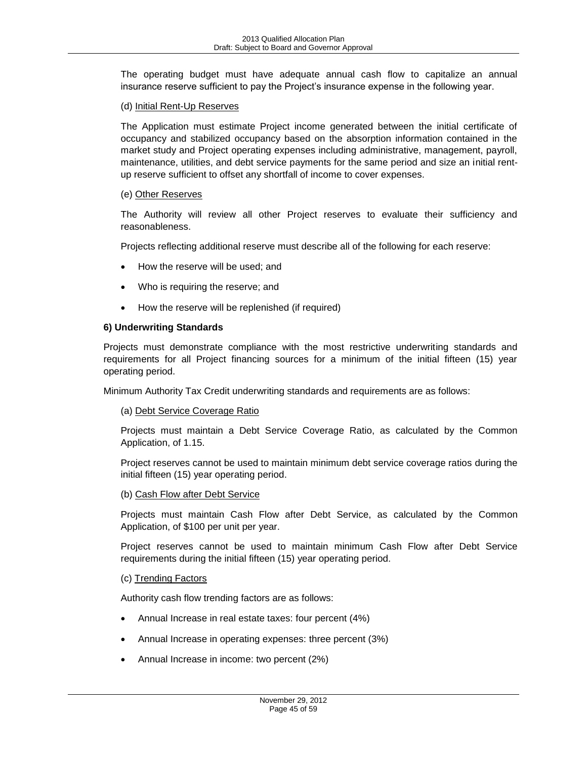The operating budget must have adequate annual cash flow to capitalize an annual insurance reserve sufficient to pay the Project's insurance expense in the following year.

(d) Initial Rent-Up Reserves

The Application must estimate Project income generated between the initial certificate of occupancy and stabilized occupancy based on the absorption information contained in the market study and Project operating expenses including administrative, management, payroll, maintenance, utilities, and debt service payments for the same period and size an initial rent-up reserve sufficient to offset any shortfall of income to cover expenses.

(e) Other Reserves

The Authority will review all other Project reserves to evaluate their sufficiency and reasonableness.

Projects reflecting additional reserve must describe all of the following for each reserve:

- How the reserve will be used; and
- Who is requiring the reserve; and
- How the reserve will be replenished (if required)

**6) Underwriting Standards**

Projects must demonstrate compliance with the most restrictive underwriting standards and requirements for all Project financing sources for a minimum of the initial fifteen (15) year operating period.

Minimum Authority Tax Credit underwriting standards and requirements are as follows:

(a) Debt Service Coverage Ratio

Projects must maintain a Debt Service Coverage Ratio, as calculated by the Common Application, of 1.15.

Project reserves cannot be used to maintain minimum debt service coverage ratios during the initial fifteen (15) year operating period.

(b) Cash Flow after Debt Service

Projects must maintain Cash Flow after Debt Service, as calculated by the Common Application, of $100 per unit per year.

Project reserves cannot be used to maintain minimum Cash Flow after Debt Service requirements during the initial fifteen (15) year operating period.

(c) Trending Factors

Authority cash flow trending factors are as follows:

- Annual Increase in real estate taxes: four percent (4%)
- Annual Increase in operating expenses: three percent (3%)
- Annual Increase in income: two percent (2%)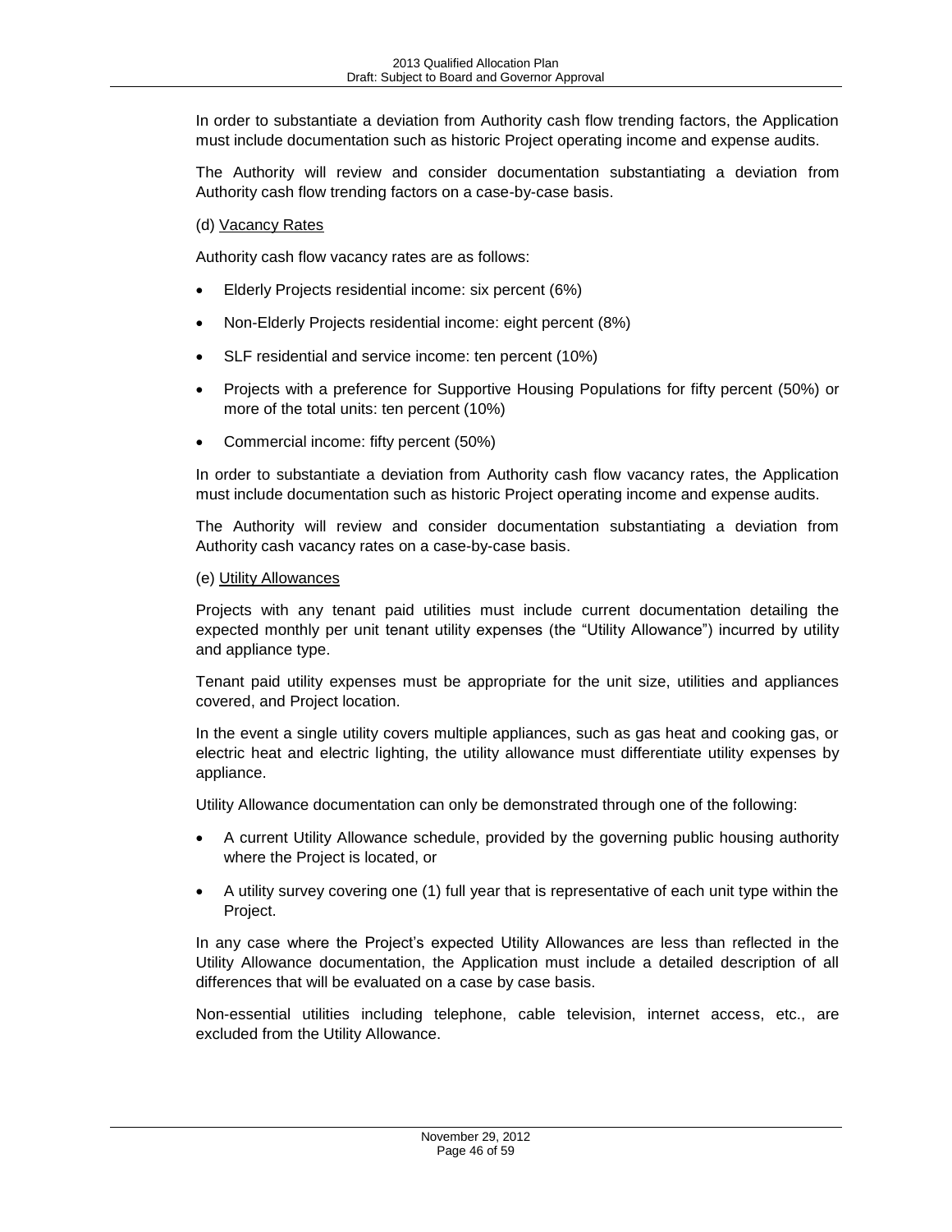In order to substantiate a deviation from Authority cash flow trending factors, the Application must include documentation such as historic Project operating income and expense audits.

The Authority will review and consider documentation substantiating a deviation from Authority cash flow trending factors on a case-by-case basis.

(d) Vacancy Rates

Authority cash flow vacancy rates are as follows:

- Elderly Projects residential income: six percent (6%)
- Non-Elderly Projects residential income: eight percent (8%)
- SLF residential and service income: ten percent (10%)
- Projects with a preference for Supportive Housing Populations for fifty percent (50%) or more of the total units: ten percent (10%)
- Commercial income: fifty percent (50%)

In order to substantiate a deviation from Authority cash flow vacancy rates, the Application must include documentation such as historic Project operating income and expense audits.

The Authority will review and consider documentation substantiating a deviation from Authority cash vacancy rates on a case-by-case basis.

(e) Utility Allowances

Projects with any tenant paid utilities must include current documentation detailing the expected monthly per unit tenant utility expenses (the "Utility Allowance") incurred by utility and appliance type.

Tenant paid utility expenses must be appropriate for the unit size, utilities and appliances covered, and Project location.

In the event a single utility covers multiple appliances, such as gas heat and cooking gas, or electric heat and electric lighting, the utility allowance must differentiate utility expenses by appliance.

Utility Allowance documentation can only be demonstrated through one of the following:

- A current Utility Allowance schedule, provided by the governing public housing authority where the Project is located, or
- A utility survey covering one (1) full year that is representative of each unit type within the Project.

In any case where the Project's expected Utility Allowances are less than reflected in the Utility Allowance documentation, the Application must include a detailed description of all differences that will be evaluated on a case by case basis.

Non-essential utilities including telephone, cable television, internet access, etc., are excluded from the Utility Allowance.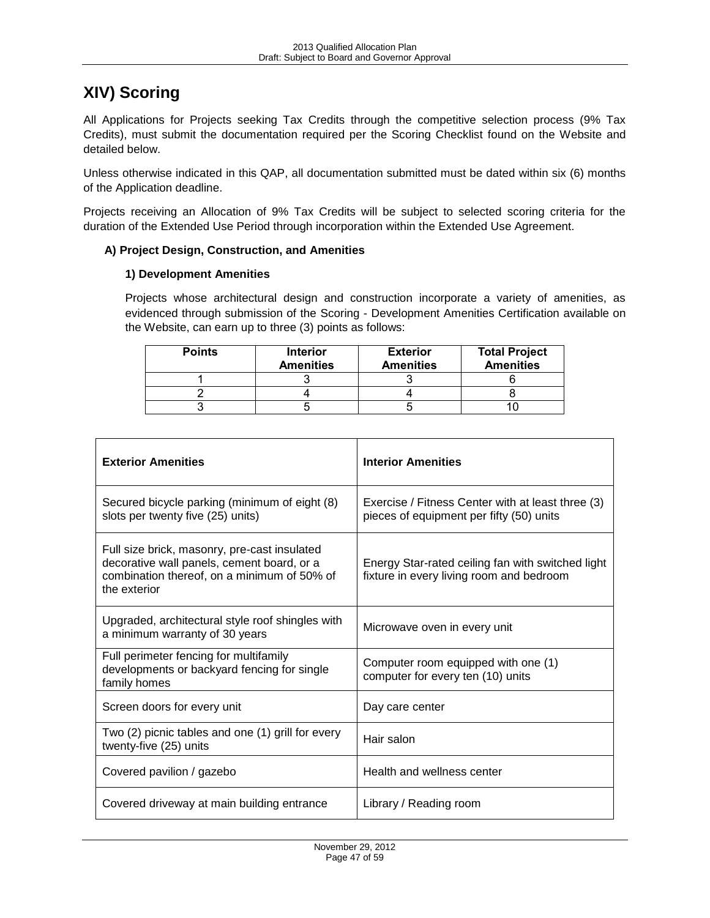# XIV) Scoring

All Applications for Projects seeking Tax Credits through the competitive selection process (9% Tax Credits), must submit the documentation required per the Scoring Checklist found on the Website and detailed below.

Unless otherwise indicated in this QAP, all documentation submitted must be dated within six (6) months of the Application deadline.

Projects receiving an Allocation of 9% Tax Credits will be subject to selected scoring criteria for the duration of the Extended Use Period through incorporation within the Extended Use Agreement.

### A) Project Design, Construction, and Amenities

#### 1) Development Amenities

Projects whose architectural design and construction incorporate a variety of amenities, as evidenced through submission of the Scoring - Development Amenities Certification available on the Website, can earn up to three (3) points as follows:

| Points | Interior Amenities | Exterior Amenities | Total Project Amenities |
|---|---|---|---|
| 1 | 3 | 3 | 6 |
| 2 | 4 | 4 | 8 |
| 3 | 5 | 5 | 10 |

| Exterior Amenities | Interior Amenities |
|---|---|
| Secured bicycle parking (minimum of eight (8) slots per twenty five (25) units) | Exercise / Fitness Center with at least three (3) pieces of equipment per fifty (50) units |
| Full size brick, masonry, pre-cast insulated decorative wall panels, cement board, or a combination thereof, on a minimum of 50% of the exterior | Energy Star-rated ceiling fan with switched light fixture in every living room and bedroom |
| Upgraded, architectural style roof shingles with a minimum warranty of 30 years | Microwave oven in every unit |
| Full perimeter fencing for multifamily developments or backyard fencing for single family homes | Computer room equipped with one (1) computer for every ten (10) units |
| Screen doors for every unit | Day care center |
| Two (2) picnic tables and one (1) grill for every twenty-five (25) units | Hair salon |
| Covered pavilion / gazebo | Health and wellness center |
| Covered driveway at main building entrance | Library / Reading room |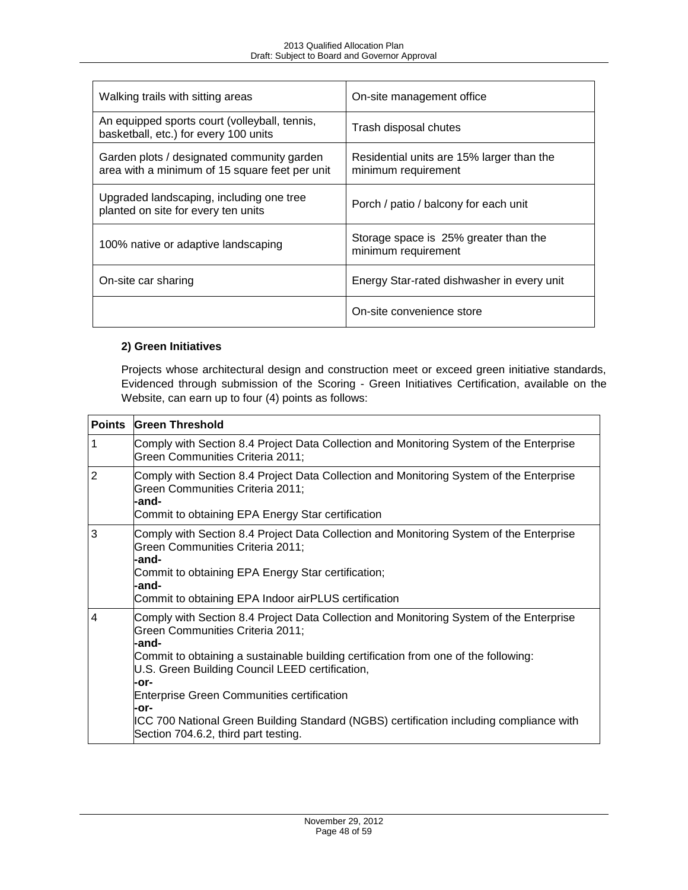| | |
|---|---|
| Walking trails with sitting areas | On-site management office |
| An equipped sports court (volleyball, tennis, basketball, etc.) for every 100 units | Trash disposal chutes |
| Garden plots / designated community garden area with a minimum of 15 square feet per unit | Residential units are 15% larger than the minimum requirement |
| Upgraded landscaping, including one tree planted on site for every ten units | Porch / patio / balcony for each unit |
| 100% native or adaptive landscaping | Storage space is 25% greater than the minimum requirement |
| On-site car sharing | Energy Star-rated dishwasher in every unit |
| | On-site convenience store |

**2) Green Initiatives**

Projects whose architectural design and construction meet or exceed green initiative standards, Evidenced through submission of the Scoring - Green Initiatives Certification, available on the Website, can earn up to four (4) points as follows:

| Points | Green Threshold |
|---|---|
| 1 | Comply with Section 8.4 Project Data Collection and Monitoring System of the Enterprise Green Communities Criteria 2011; |
| 2 | Comply with Section 8.4 Project Data Collection and Monitoring System of the Enterprise Green Communities Criteria 2011;<br>**-and-**<br>Commit to obtaining EPA Energy Star certification |
| 3 | Comply with Section 8.4 Project Data Collection and Monitoring System of the Enterprise Green Communities Criteria 2011;<br>**-and-**<br>Commit to obtaining EPA Energy Star certification;<br>**-and-**<br>Commit to obtaining EPA Indoor airPLUS certification |
| 4 | Comply with Section 8.4 Project Data Collection and Monitoring System of the Enterprise Green Communities Criteria 2011;<br>**-and-**<br>Commit to obtaining a sustainable building certification from one of the following:<br>U.S. Green Building Council LEED certification,<br>**-or-**<br>Enterprise Green Communities certification<br>**-or-**<br>ICC 700 National Green Building Standard (NGBS) certification including compliance with Section 704.6.2, third part testing. |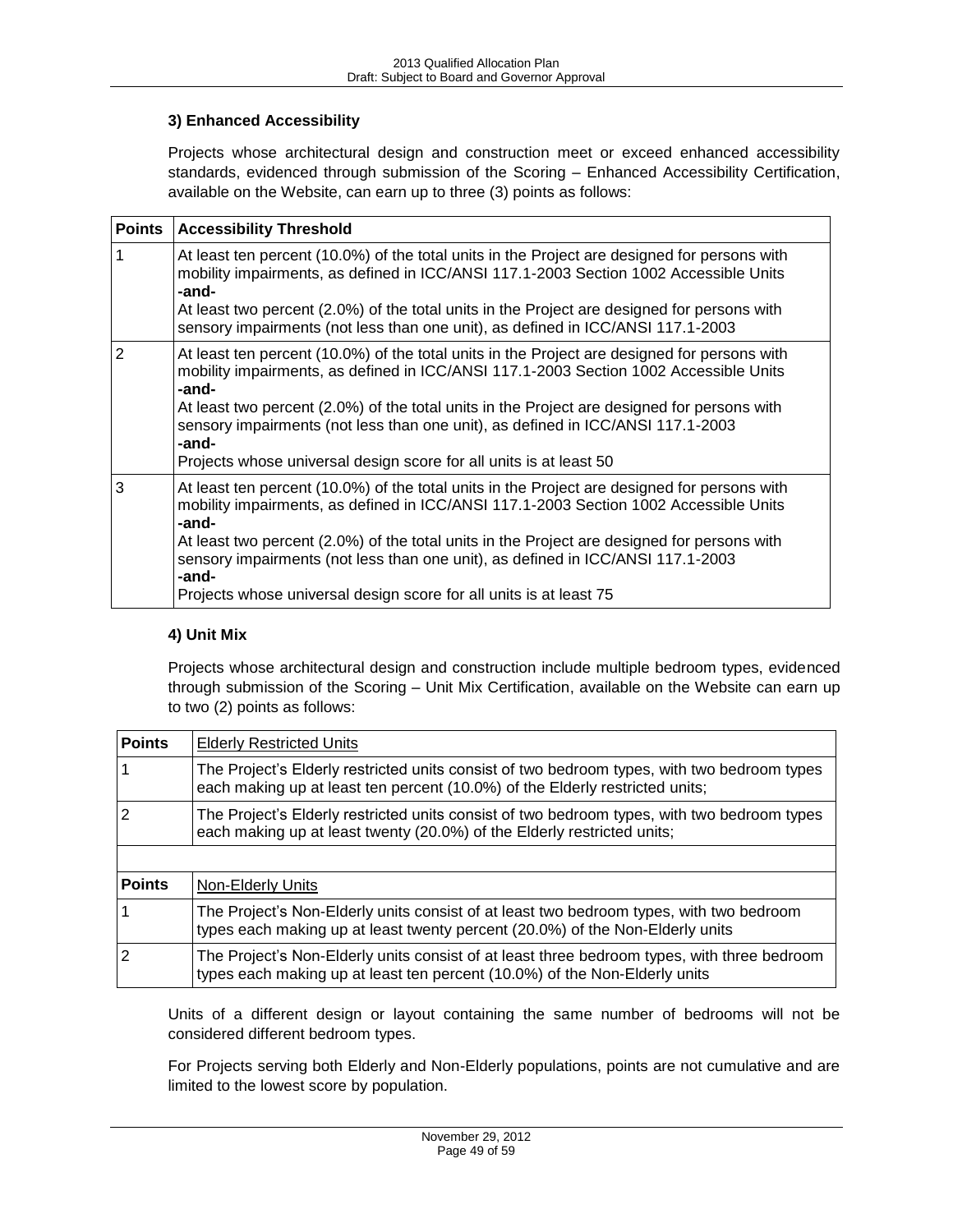### 3) Enhanced Accessibility

Projects whose architectural design and construction meet or exceed enhanced accessibility standards, evidenced through submission of the Scoring – Enhanced Accessibility Certification, available on the Website, can earn up to three (3) points as follows:

| Points | Accessibility Threshold |
|---|---|
| 1 | At least ten percent (10.0%) of the total units in the Project are designed for persons with mobility impairments, as defined in ICC/ANSI 117.1-2003 Section 1002 Accessible Units<br>**-and-**<br>At least two percent (2.0%) of the total units in the Project are designed for persons with sensory impairments (not less than one unit), as defined in ICC/ANSI 117.1-2003 |
| 2 | At least ten percent (10.0%) of the total units in the Project are designed for persons with mobility impairments, as defined in ICC/ANSI 117.1-2003 Section 1002 Accessible Units<br>**-and-**<br>At least two percent (2.0%) of the total units in the Project are designed for persons with sensory impairments (not less than one unit), as defined in ICC/ANSI 117.1-2003<br>**-and-**<br>Projects whose universal design score for all units is at least 50 |
| 3 | At least ten percent (10.0%) of the total units in the Project are designed for persons with mobility impairments, as defined in ICC/ANSI 117.1-2003 Section 1002 Accessible Units<br>**-and-**<br>At least two percent (2.0%) of the total units in the Project are designed for persons with sensory impairments (not less than one unit), as defined in ICC/ANSI 117.1-2003<br>**-and-**<br>Projects whose universal design score for all units is at least 75 |

### 4) Unit Mix

Projects whose architectural design and construction include multiple bedroom types, evidenced through submission of the Scoring – Unit Mix Certification, available on the Website can earn up to two (2) points as follows:

| Points | Elderly Restricted Units |
|---|---|
| 1 | The Project's Elderly restricted units consist of two bedroom types, with two bedroom types each making up at least ten percent (10.0%) of the Elderly restricted units; |
| 2 | The Project's Elderly restricted units consist of two bedroom types, with two bedroom types each making up at least twenty (20.0%) of the Elderly restricted units; |
| | |
| **Points** | Non-Elderly Units |
| 1 | The Project's Non-Elderly units consist of at least two bedroom types, with two bedroom types each making up at least twenty percent (20.0%) of the Non-Elderly units |
| 2 | The Project's Non-Elderly units consist of at least three bedroom types, with three bedroom types each making up at least ten percent (10.0%) of the Non-Elderly units |

Units of a different design or layout containing the same number of bedrooms will not be considered different bedroom types.

For Projects serving both Elderly and Non-Elderly populations, points are not cumulative and are limited to the lowest score by population.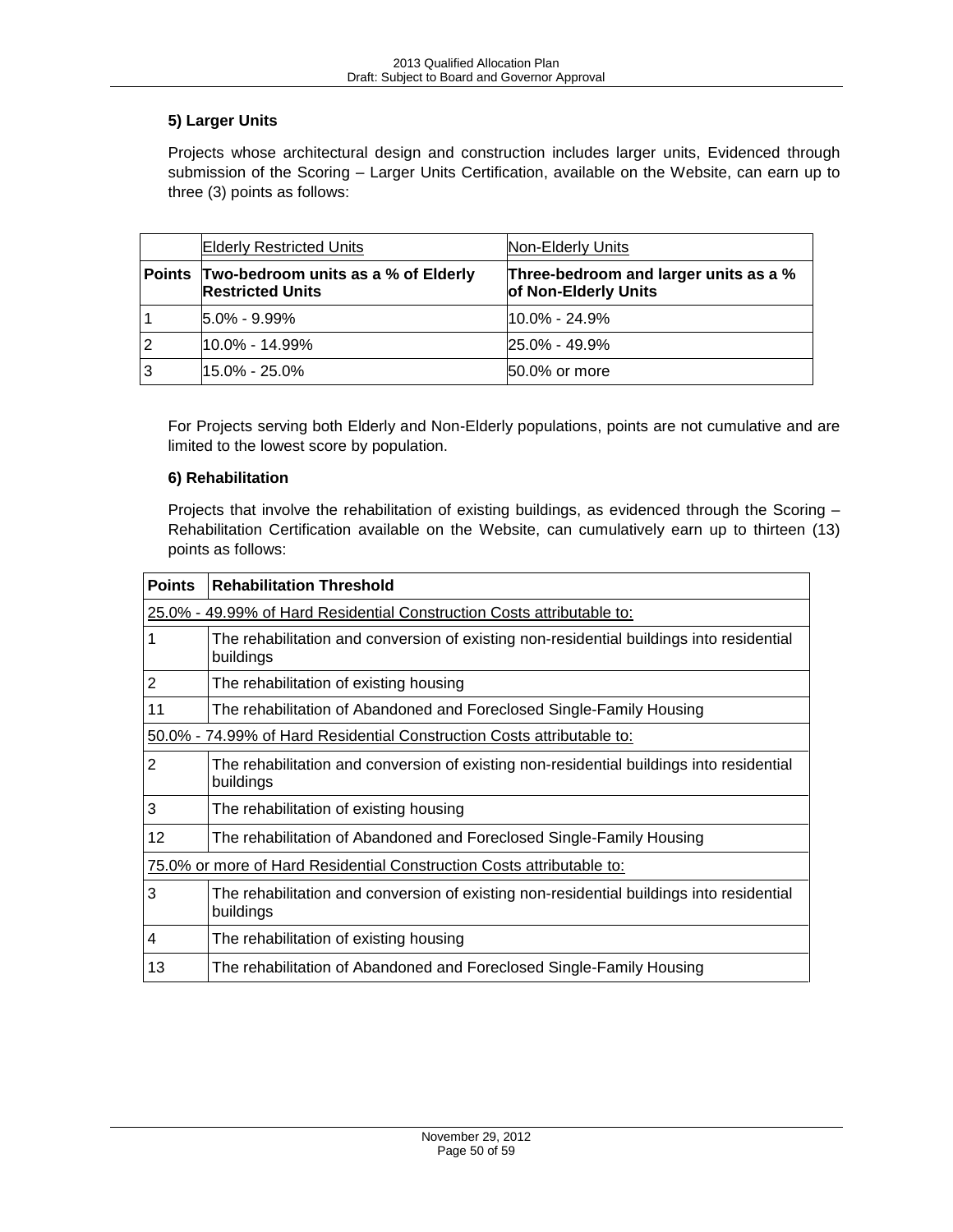### 5) Larger Units

Projects whose architectural design and construction includes larger units, Evidenced through submission of the Scoring – Larger Units Certification, available on the Website, can earn up to three (3) points as follows:

| | Elderly Restricted Units | Non-Elderly Units |
|---|---|---|
| **Points** | **Two-bedroom units as a % of Elderly Restricted Units** | **Three-bedroom and larger units as a % of Non-Elderly Units** |
| 1 | 5.0% - 9.99% | 10.0% - 24.9% |
| 2 | 10.0% - 14.99% | 25.0% - 49.9% |
| 3 | 15.0% - 25.0% | 50.0% or more |

For Projects serving both Elderly and Non-Elderly populations, points are not cumulative and are limited to the lowest score by population.

### 6) Rehabilitation

Projects that involve the rehabilitation of existing buildings, as evidenced through the Scoring – Rehabilitation Certification available on the Website, can cumulatively earn up to thirteen (13) points as follows:

| Points | Rehabilitation Threshold |
|---|---|
| 25.0% - 49.99% of Hard Residential Construction Costs attributable to: | |
| 1 | The rehabilitation and conversion of existing non-residential buildings into residential buildings |
| 2 | The rehabilitation of existing housing |
| 11 | The rehabilitation of Abandoned and Foreclosed Single-Family Housing |
| 50.0% - 74.99% of Hard Residential Construction Costs attributable to: | |
| 2 | The rehabilitation and conversion of existing non-residential buildings into residential buildings |
| 3 | The rehabilitation of existing housing |
| 12 | The rehabilitation of Abandoned and Foreclosed Single-Family Housing |
| 75.0% or more of Hard Residential Construction Costs attributable to: | |
| 3 | The rehabilitation and conversion of existing non-residential buildings into residential buildings |
| 4 | The rehabilitation of existing housing |
| 13 | The rehabilitation of Abandoned and Foreclosed Single-Family Housing |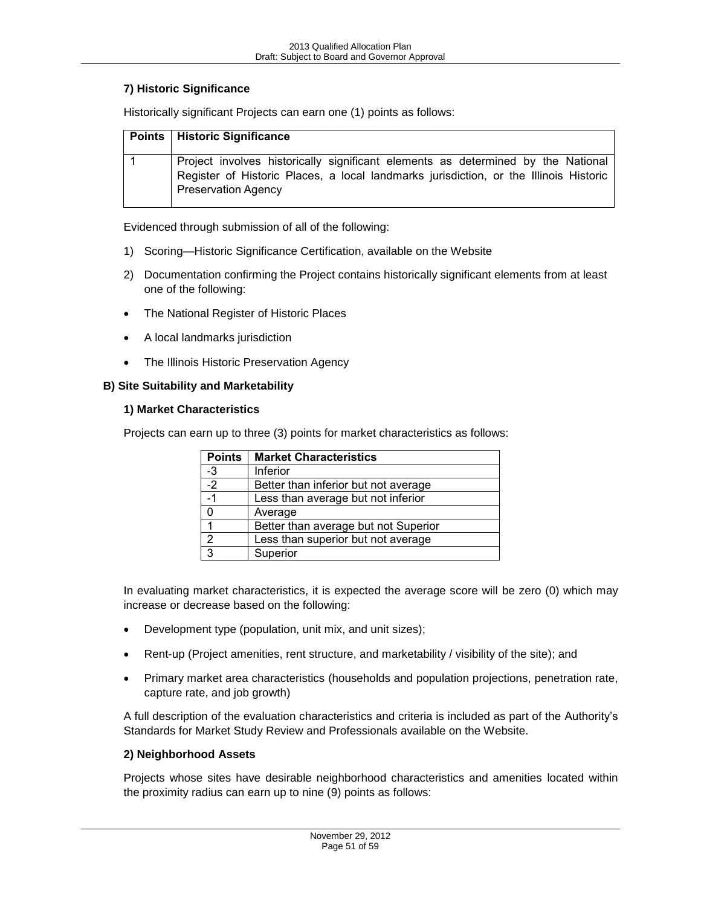### 7) Historic Significance

Historically significant Projects can earn one (1) points as follows:

| Points | Historic Significance |
|---|---|
| 1 | Project involves historically significant elements as determined by the National Register of Historic Places, a local landmarks jurisdiction, or the Illinois Historic Preservation Agency |

Evidenced through submission of all of the following:

1) Scoring—Historic Significance Certification, available on the Website
2) Documentation confirming the Project contains historically significant elements from at least one of the following:

- The National Register of Historic Places
- A local landmarks jurisdiction
- The Illinois Historic Preservation Agency

## B) Site Suitability and Marketability

### 1) Market Characteristics

Projects can earn up to three (3) points for market characteristics as follows:

| Points | Market Characteristics |
|---|---|
| -3 | Inferior |
| -2 | Better than inferior but not average |
| -1 | Less than average but not inferior |
| 0 | Average |
| 1 | Better than average but not Superior |
| 2 | Less than superior but not average |
| 3 | Superior |

In evaluating market characteristics, it is expected the average score will be zero (0) which may increase or decrease based on the following:

- Development type (population, unit mix, and unit sizes);
- Rent-up (Project amenities, rent structure, and marketability / visibility of the site); and
- Primary market area characteristics (households and population projections, penetration rate, capture rate, and job growth)

A full description of the evaluation characteristics and criteria is included as part of the Authority's Standards for Market Study Review and Professionals available on the Website.

### 2) Neighborhood Assets

Projects whose sites have desirable neighborhood characteristics and amenities located within the proximity radius can earn up to nine (9) points as follows: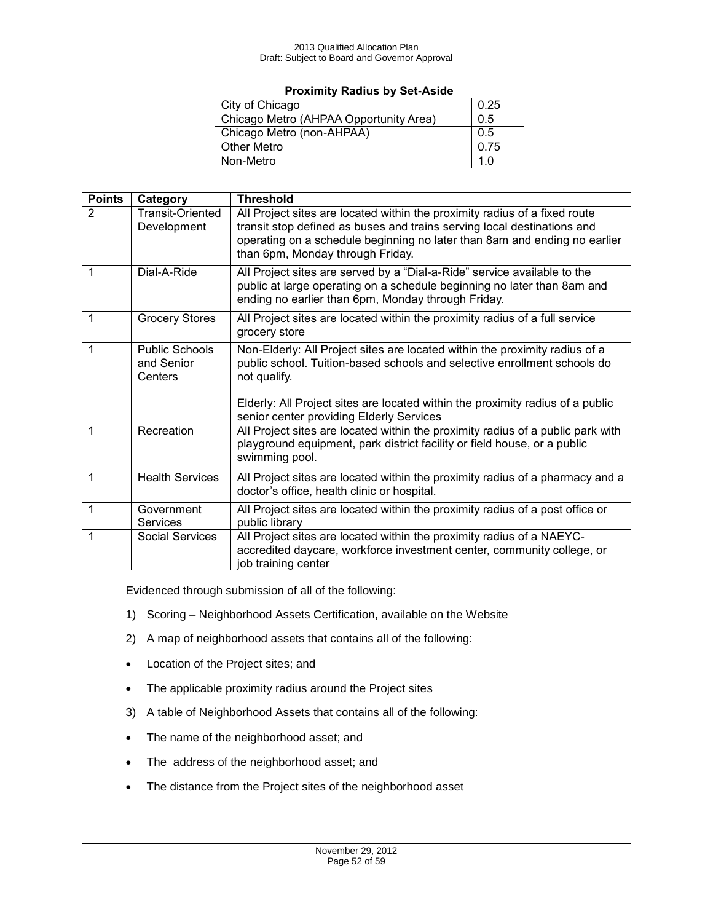| Proximity Radius by Set-Aside | |
|---|---|
| City of Chicago | 0.25 |
| Chicago Metro (AHPAA Opportunity Area) | 0.5 |
| Chicago Metro (non-AHPAA) | 0.5 |
| Other Metro | 0.75 |
| Non-Metro | 1.0 |

| Points | Category | Threshold |
|---|---|---|
| 2 | Transit-Oriented Development | All Project sites are located within the proximity radius of a fixed route transit stop defined as buses and trains serving local destinations and operating on a schedule beginning no later than 8am and ending no earlier than 6pm, Monday through Friday. |
| 1 | Dial-A-Ride | All Project sites are served by a "Dial-a-Ride" service available to the public at large operating on a schedule beginning no later than 8am and ending no earlier than 6pm, Monday through Friday. |
| 1 | Grocery Stores | All Project sites are located within the proximity radius of a full service grocery store |
| 1 | Public Schools and Senior Centers | Non-Elderly: All Project sites are located within the proximity radius of a public school. Tuition-based schools and selective enrollment schools do not qualify.<br><br>Elderly: All Project sites are located within the proximity radius of a public senior center providing Elderly Services |
| 1 | Recreation | All Project sites are located within the proximity radius of a public park with playground equipment, park district facility or field house, or a public swimming pool. |
| 1 | Health Services | All Project sites are located within the proximity radius of a pharmacy and a doctor's office, health clinic or hospital. |
| 1 | Government Services | All Project sites are located within the proximity radius of a post office or public library |
| 1 | Social Services | All Project sites are located within the proximity radius of a NAEYC-accredited daycare, workforce investment center, community college, or job training center |

Evidenced through submission of all of the following:

1) Scoring – Neighborhood Assets Certification, available on the Website
2) A map of neighborhood assets that contains all of the following:
   - Location of the Project sites; and
   - The applicable proximity radius around the Project sites
3) A table of Neighborhood Assets that contains all of the following:
   - The name of the neighborhood asset; and
   - The address of the neighborhood asset; and
   - The distance from the Project sites of the neighborhood asset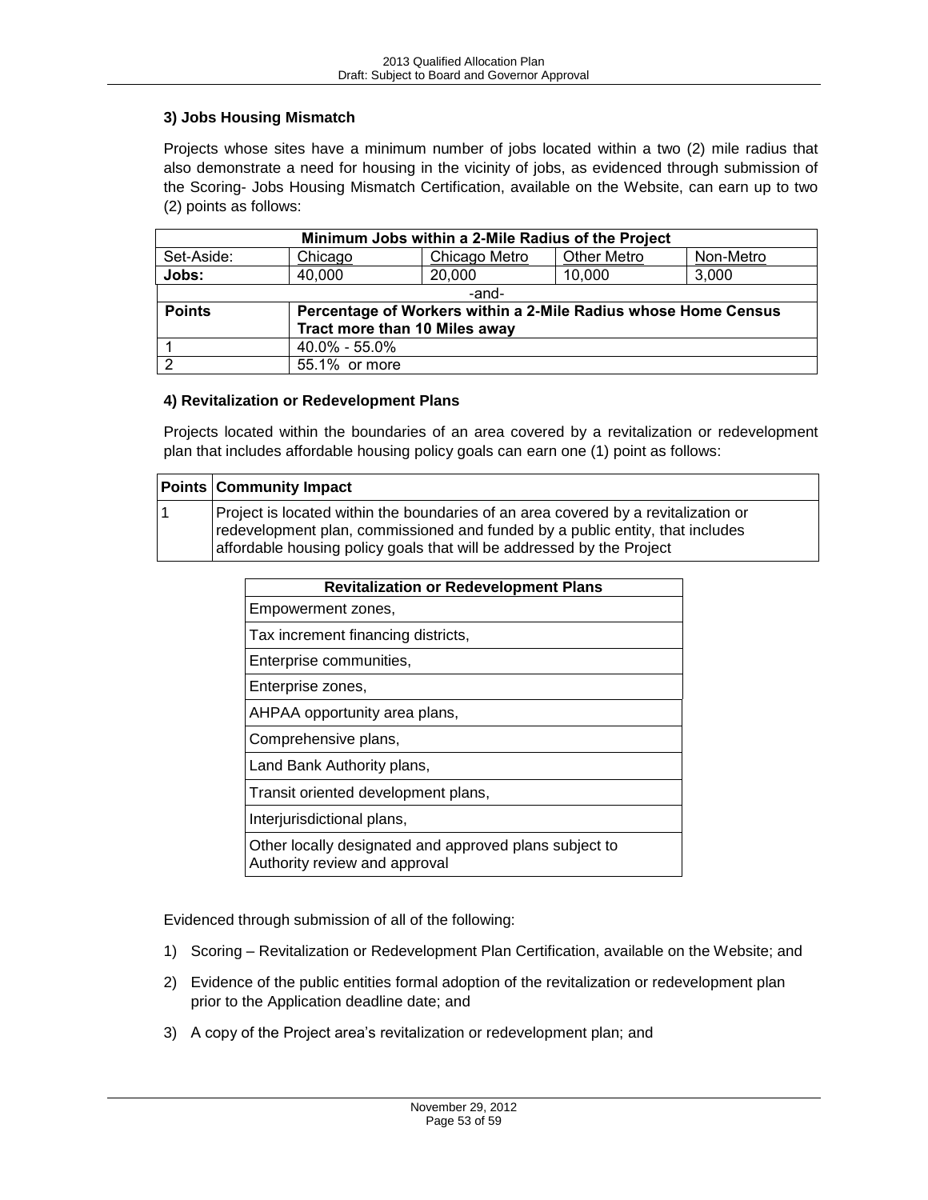### 3) Jobs Housing Mismatch

Projects whose sites have a minimum number of jobs located within a two (2) mile radius that also demonstrate a need for housing in the vicinity of jobs, as evidenced through submission of the Scoring- Jobs Housing Mismatch Certification, available on the Website, can earn up to two (2) points as follows:

| Minimum Jobs within a 2-Mile Radius of the Project | | | | |
|---|---|---|---|---|
| Set-Aside: | Chicago | Chicago Metro | Other Metro | Non-Metro |
| **Jobs:** | 40,000 | 20,000 | 10,000 | 3,000 |
| -and- | | | | |
| **Points** | **Percentage of Workers within a 2-Mile Radius whose Home Census Tract more than 10 Miles away** | | | |
| 1 | 40.0% - 55.0% | | | |
| 2 | 55.1% or more | | | |

### 4) Revitalization or Redevelopment Plans

Projects located within the boundaries of an area covered by a revitalization or redevelopment plan that includes affordable housing policy goals can earn one (1) point as follows:

| Points | Community Impact |
|---|---|
| 1 | Project is located within the boundaries of an area covered by a revitalization or redevelopment plan, commissioned and funded by a public entity, that includes affordable housing policy goals that will be addressed by the Project |

| Revitalization or Redevelopment Plans |
|---|
| Empowerment zones, |
| Tax increment financing districts, |
| Enterprise communities, |
| Enterprise zones, |
| AHPAA opportunity area plans, |
| Comprehensive plans, |
| Land Bank Authority plans, |
| Transit oriented development plans, |
| Interjurisdictional plans, |
| Other locally designated and approved plans subject to Authority review and approval |

Evidenced through submission of all of the following:

1) Scoring – Revitalization or Redevelopment Plan Certification, available on the Website; and
2) Evidence of the public entities formal adoption of the revitalization or redevelopment plan prior to the Application deadline date; and
3) A copy of the Project area's revitalization or redevelopment plan; and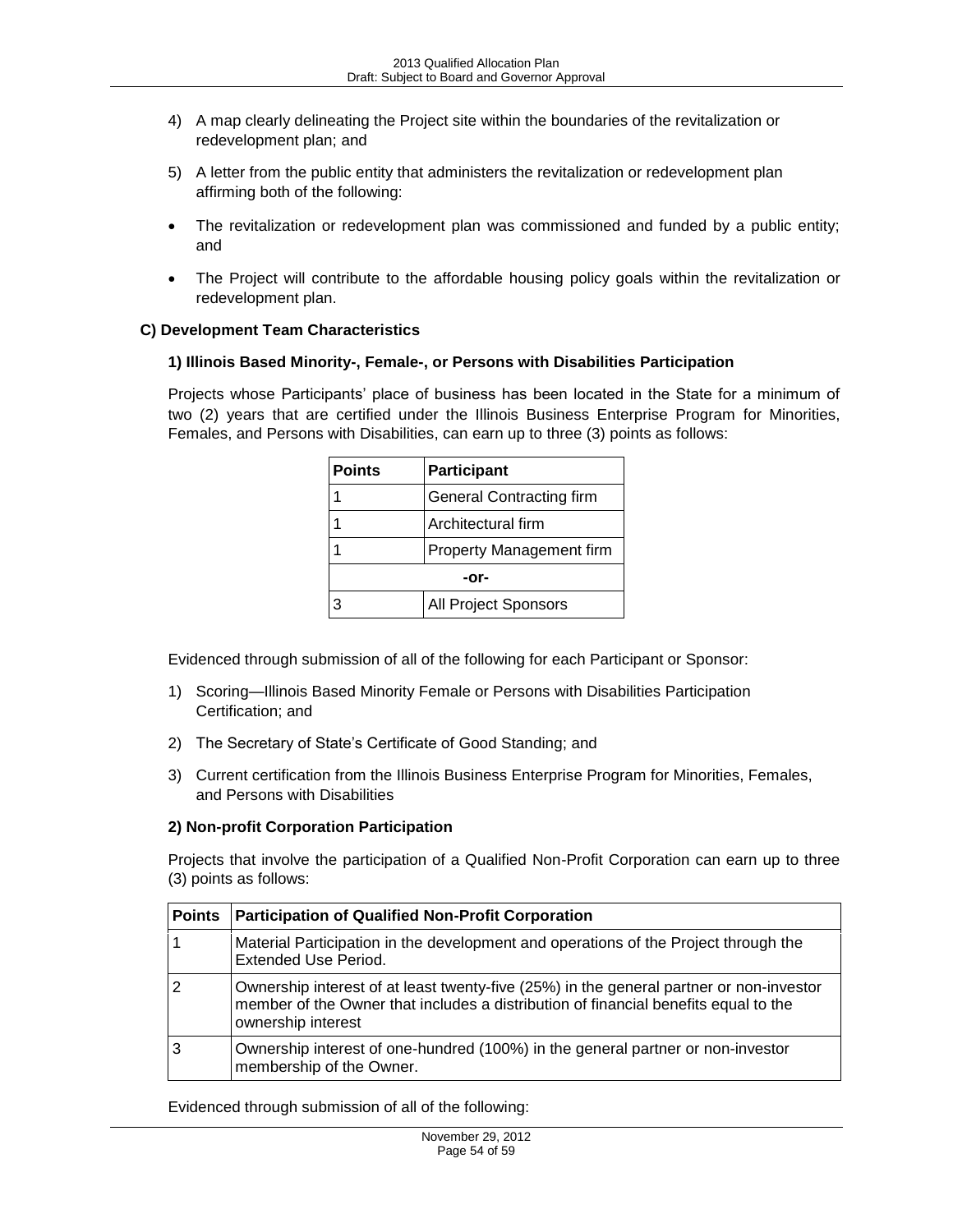4) A map clearly delineating the Project site within the boundaries of the revitalization or redevelopment plan; and

5) A letter from the public entity that administers the revitalization or redevelopment plan affirming both of the following:

- The revitalization or redevelopment plan was commissioned and funded by a public entity; and
- The Project will contribute to the affordable housing policy goals within the revitalization or redevelopment plan.

### C) Development Team Characteristics

#### 1) Illinois Based Minority-, Female-, or Persons with Disabilities Participation

Projects whose Participants' place of business has been located in the State for a minimum of two (2) years that are certified under the Illinois Business Enterprise Program for Minorities, Females, and Persons with Disabilities, can earn up to three (3) points as follows:

| Points | Participant |
|---|---|
| 1 | General Contracting firm |
| 1 | Architectural firm |
| 1 | Property Management firm |
| -or- | |
| 3 | All Project Sponsors |

Evidenced through submission of all of the following for each Participant or Sponsor:

1) Scoring—Illinois Based Minority Female or Persons with Disabilities Participation Certification; and
2) The Secretary of State's Certificate of Good Standing; and
3) Current certification from the Illinois Business Enterprise Program for Minorities, Females, and Persons with Disabilities

#### 2) Non-profit Corporation Participation

Projects that involve the participation of a Qualified Non-Profit Corporation can earn up to three (3) points as follows:

| Points | Participation of Qualified Non-Profit Corporation |
|---|---|
| 1 | Material Participation in the development and operations of the Project through the Extended Use Period. |
| 2 | Ownership interest of at least twenty-five (25%) in the general partner or non-investor member of the Owner that includes a distribution of financial benefits equal to the ownership interest |
| 3 | Ownership interest of one-hundred (100%) in the general partner or non-investor membership of the Owner. |

Evidenced through submission of all of the following: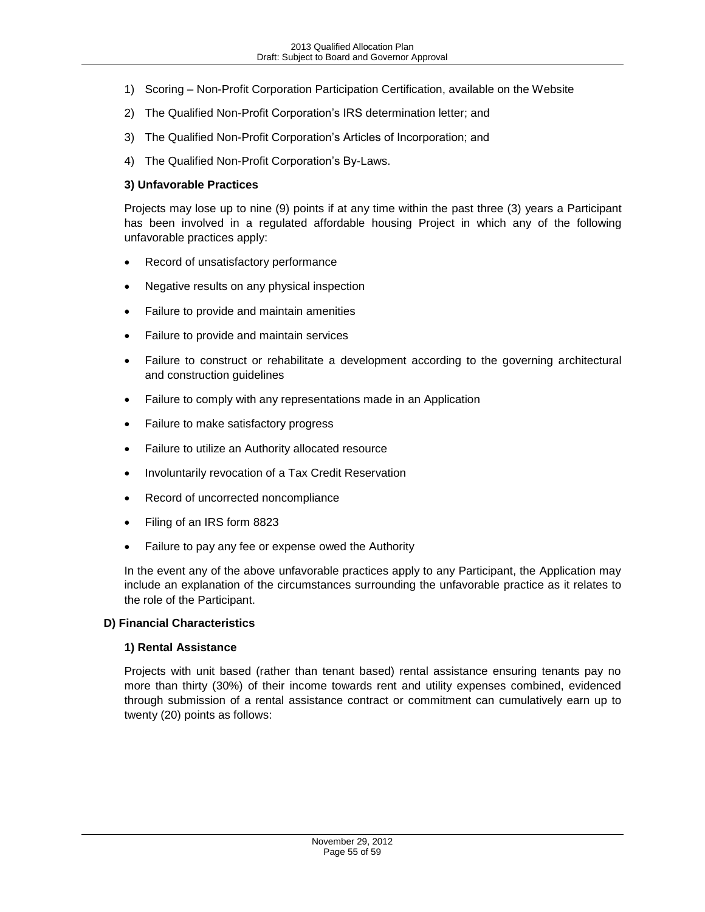1) Scoring – Non-Profit Corporation Participation Certification, available on the Website
2) The Qualified Non-Profit Corporation's IRS determination letter; and
3) The Qualified Non-Profit Corporation's Articles of Incorporation; and
4) The Qualified Non-Profit Corporation's By-Laws.

#### 3) Unfavorable Practices

Projects may lose up to nine (9) points if at any time within the past three (3) years a Participant has been involved in a regulated affordable housing Project in which any of the following unfavorable practices apply:

- Record of unsatisfactory performance
- Negative results on any physical inspection
- Failure to provide and maintain amenities
- Failure to provide and maintain services
- Failure to construct or rehabilitate a development according to the governing architectural and construction guidelines
- Failure to comply with any representations made in an Application
- Failure to make satisfactory progress
- Failure to utilize an Authority allocated resource
- Involuntarily revocation of a Tax Credit Reservation
- Record of uncorrected noncompliance
- Filing of an IRS form 8823
- Failure to pay any fee or expense owed the Authority

In the event any of the above unfavorable practices apply to any Participant, the Application may include an explanation of the circumstances surrounding the unfavorable practice as it relates to the role of the Participant.

### D) Financial Characteristics

#### 1) Rental Assistance

Projects with unit based (rather than tenant based) rental assistance ensuring tenants pay no more than thirty (30%) of their income towards rent and utility expenses combined, evidenced through submission of a rental assistance contract or commitment can cumulatively earn up to twenty (20) points as follows: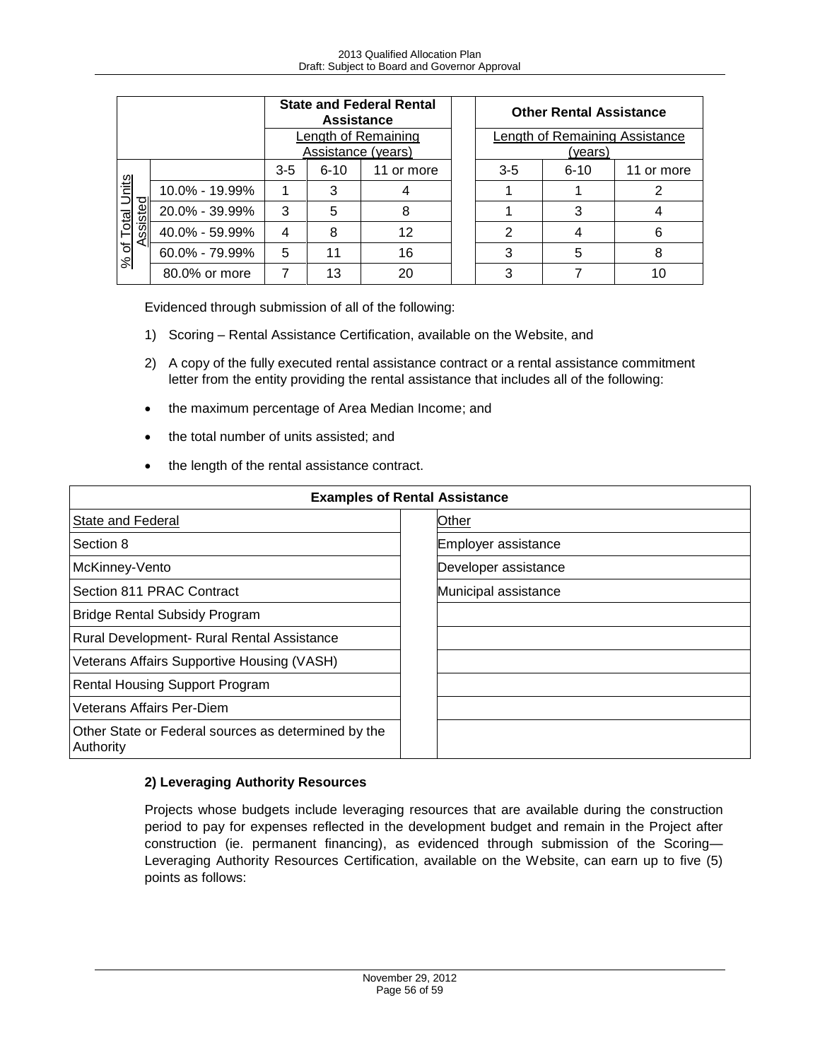| | | State and Federal Rental Assistance | | | | Other Rental Assistance | | |
|---|---|---|---|---|---|---|---|---|
| | | Length of Remaining Assistance (years) | | | | Length of Remaining Assistance (years) | | |
| | | 3-5 | 6-10 | 11 or more | | 3-5 | 6-10 | 11 or more |
| % of Total Units Assisted | 10.0% - 19.99% | 1 | 3 | 4 | | 1 | 1 | 2 |
| | 20.0% - 39.99% | 3 | 5 | 8 | | 1 | 3 | 4 |
| | 40.0% - 59.99% | 4 | 8 | 12 | | 2 | 4 | 6 |
| | 60.0% - 79.99% | 5 | 11 | 16 | | 3 | 5 | 8 |
| | 80.0% or more | 7 | 13 | 20 | | 3 | 7 | 10 |

Evidenced through submission of all of the following:

1) Scoring – Rental Assistance Certification, available on the Website, and

2) A copy of the fully executed rental assistance contract or a rental assistance commitment letter from the entity providing the rental assistance that includes all of the following:

- the maximum percentage of Area Median Income; and
- the total number of units assisted; and
- the length of the rental assistance contract.

| Examples of Rental Assistance | | |
|---|---|---|
| State and Federal | | Other |
| Section 8 | | Employer assistance |
| McKinney-Vento | | Developer assistance |
| Section 811 PRAC Contract | | Municipal assistance |
| Bridge Rental Subsidy Program | | |
| Rural Development- Rural Rental Assistance | | |
| Veterans Affairs Supportive Housing (VASH) | | |
| Rental Housing Support Program | | |
| Veterans Affairs Per-Diem | | |
| Other State or Federal sources as determined by the Authority | | |

**2) Leveraging Authority Resources**

Projects whose budgets include leveraging resources that are available during the construction period to pay for expenses reflected in the development budget and remain in the Project after construction (ie. permanent financing), as evidenced through submission of the Scoring—Leveraging Authority Resources Certification, available on the Website, can earn up to five (5) points as follows: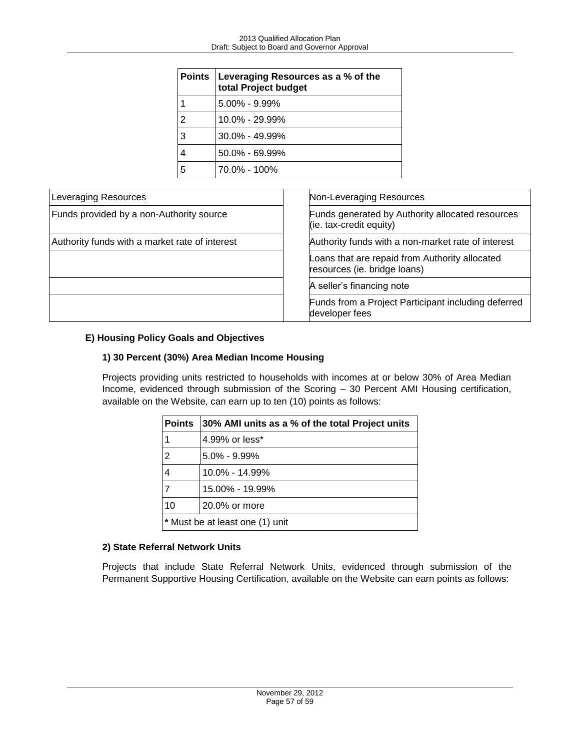| Points | Leveraging Resources as a % of the total Project budget |
| --- | --- |
| 1 | 5.00% - 9.99% |
| 2 | 10.0% - 29.99% |
| 3 | 30.0% - 49.99% |
| 4 | 50.0% - 69.99% |
| 5 | 70.0% - 100% |

| Leveraging Resources | | Non-Leveraging Resources |
| --- | --- | --- |
| Funds provided by a non-Authority source | | Funds generated by Authority allocated resources (ie. tax-credit equity) |
| Authority funds with a market rate of interest | | Authority funds with a non-market rate of interest |
| | | Loans that are repaid from Authority allocated resources (ie. bridge loans) |
| | | A seller's financing note |
| | | Funds from a Project Participant including deferred developer fees |

**E) Housing Policy Goals and Objectives**

**1) 30 Percent (30%) Area Median Income Housing**

Projects providing units restricted to households with incomes at or below 30% of Area Median Income, evidenced through submission of the Scoring – 30 Percent AMI Housing certification, available on the Website, can earn up to ten (10) points as follows:

| Points | 30% AMI units as a % of the total Project units |
| --- | --- |
| 1 | 4.99% or less* |
| 2 | 5.0% - 9.99% |
| 4 | 10.0% - 14.99% |
| 7 | 15.00% - 19.99% |
| 10 | 20.0% or more |
| * Must be at least one (1) unit | |

**2) State Referral Network Units**

Projects that include State Referral Network Units, evidenced through submission of the Permanent Supportive Housing Certification, available on the Website can earn points as follows: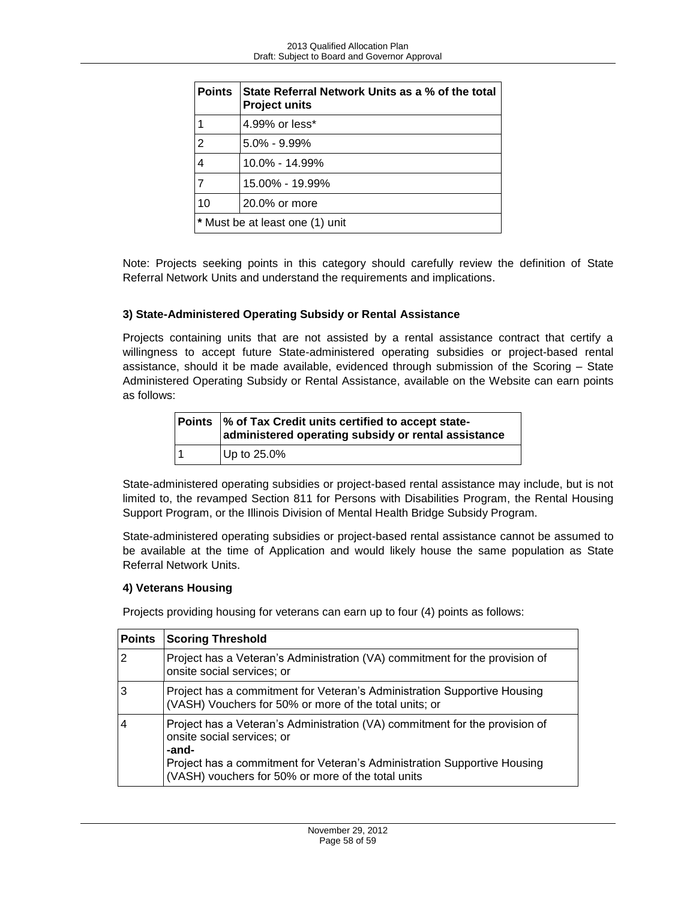| Points | State Referral Network Units as a % of the total Project units |
|---|---|
| 1 | 4.99% or less* |
| 2 | 5.0% - 9.99% |
| 4 | 10.0% - 14.99% |
| 7 | 15.00% - 19.99% |
| 10 | 20.0% or more |
| * Must be at least one (1) unit | |

Note: Projects seeking points in this category should carefully review the definition of State Referral Network Units and understand the requirements and implications.

**3) State-Administered Operating Subsidy or Rental Assistance**

Projects containing units that are not assisted by a rental assistance contract that certify a willingness to accept future State-administered operating subsidies or project-based rental assistance, should it be made available, evidenced through submission of the Scoring – State Administered Operating Subsidy or Rental Assistance, available on the Website can earn points as follows:

| Points | % of Tax Credit units certified to accept state-administered operating subsidy or rental assistance |
|---|---|
| 1 | Up to 25.0% |

State-administered operating subsidies or project-based rental assistance may include, but is not limited to, the revamped Section 811 for Persons with Disabilities Program, the Rental Housing Support Program, or the Illinois Division of Mental Health Bridge Subsidy Program.

State-administered operating subsidies or project-based rental assistance cannot be assumed to be available at the time of Application and would likely house the same population as State Referral Network Units.

**4) Veterans Housing**

Projects providing housing for veterans can earn up to four (4) points as follows:

| Points | Scoring Threshold |
|---|---|
| 2 | Project has a Veteran's Administration (VA) commitment for the provision of onsite social services; or |
| 3 | Project has a commitment for Veteran's Administration Supportive Housing (VASH) Vouchers for 50% or more of the total units; or |
| 4 | Project has a Veteran's Administration (VA) commitment for the provision of onsite social services; or **-and-** Project has a commitment for Veteran's Administration Supportive Housing (VASH) vouchers for 50% or more of the total units |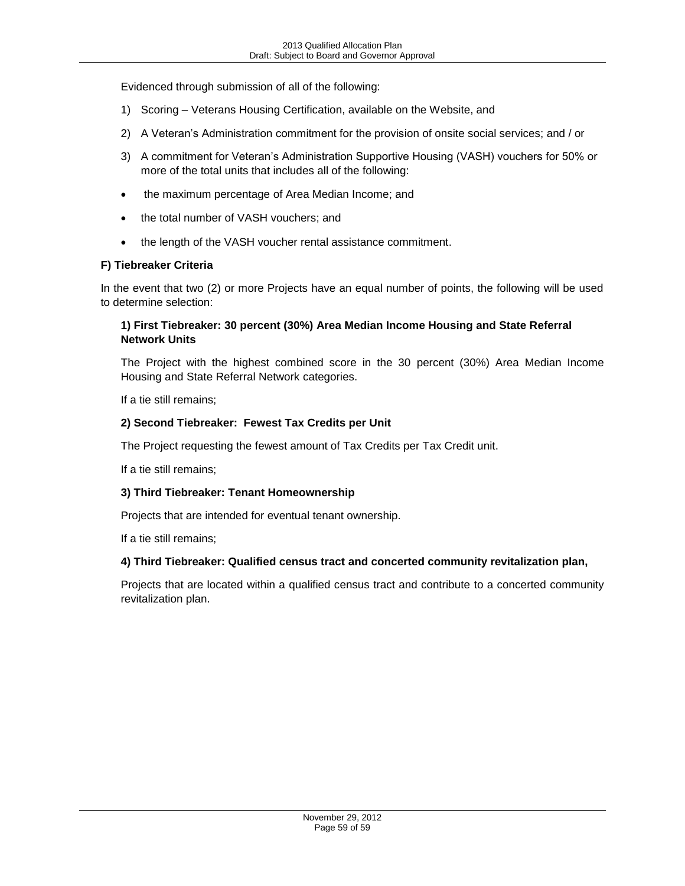Evidenced through submission of all of the following:

1) Scoring – Veterans Housing Certification, available on the Website, and
2) A Veteran's Administration commitment for the provision of onsite social services; and / or
3) A commitment for Veteran's Administration Supportive Housing (VASH) vouchers for 50% or more of the total units that includes all of the following:

- the maximum percentage of Area Median Income; and
- the total number of VASH vouchers; and
- the length of the VASH voucher rental assistance commitment.

**F) Tiebreaker Criteria**

In the event that two (2) or more Projects have an equal number of points, the following will be used to determine selection:

**1) First Tiebreaker: 30 percent (30%) Area Median Income Housing and State Referral Network Units**

The Project with the highest combined score in the 30 percent (30%) Area Median Income Housing and State Referral Network categories.

If a tie still remains;

**2) Second Tiebreaker: Fewest Tax Credits per Unit**

The Project requesting the fewest amount of Tax Credits per Tax Credit unit.

If a tie still remains;

**3) Third Tiebreaker: Tenant Homeownership**

Projects that are intended for eventual tenant ownership.

If a tie still remains;

**4) Third Tiebreaker: Qualified census tract and concerted community revitalization plan,**

Projects that are located within a qualified census tract and contribute to a concerted community revitalization plan.